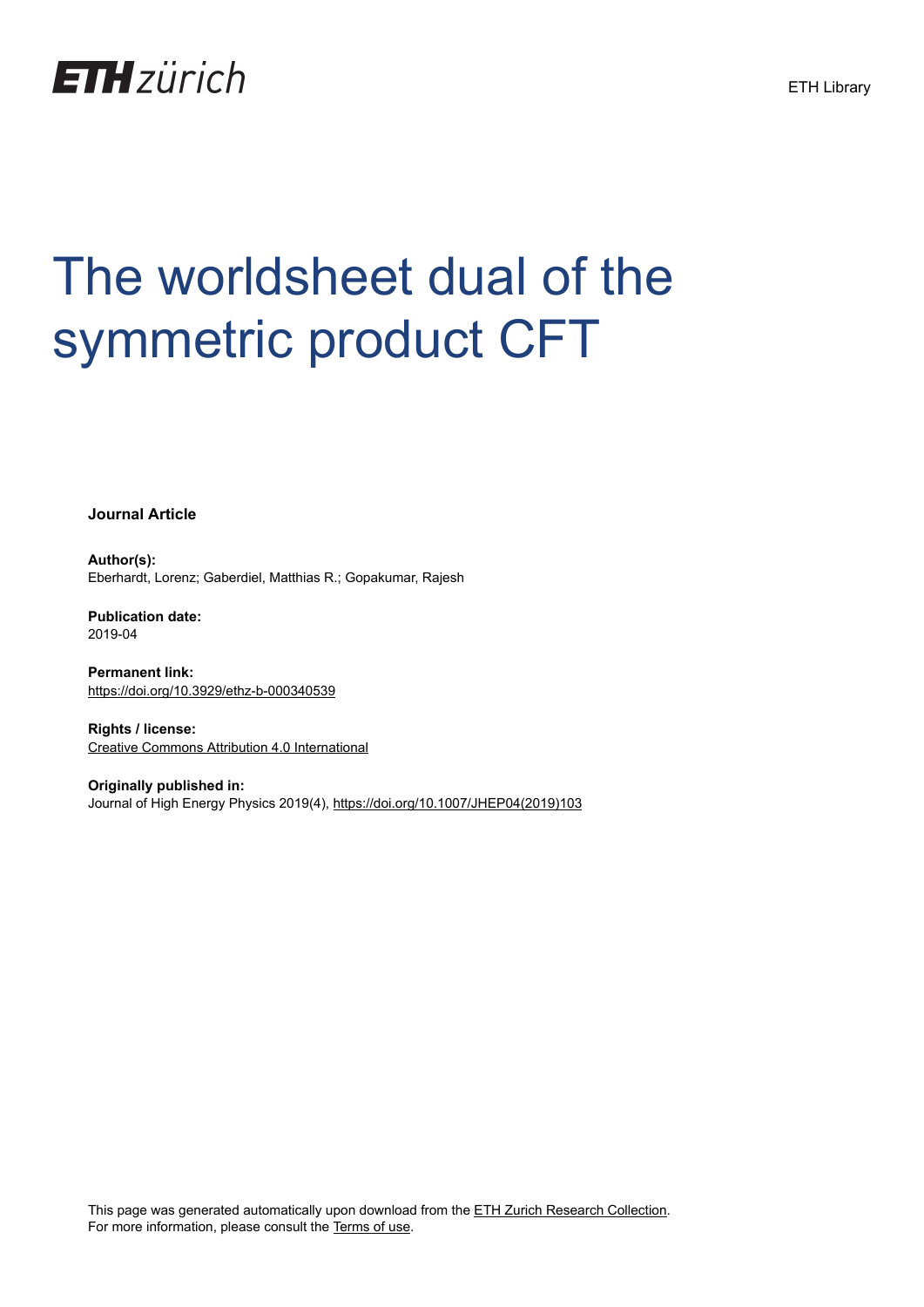ETH Library

# The worldsheet dual of the symmetric product CFT

**Journal Article**

**Author(s):**
Eberhardt, Lorenz; Gaberdiel, Matthias R.; Gopakumar, Rajesh

**Publication date:**
2019-04

**Permanent link:**
https://doi.org/10.3929/ethz-b-000340539

**Rights / license:**
Creative Commons Attribution 4.0 International

**Originally published in:**
Journal of High Energy Physics 2019(4), https://doi.org/10.1007/JHEP04(2019)103

This page was generated automatically upon download from the ETH Zurich Research Collection.
For more information, please consult the Terms of use.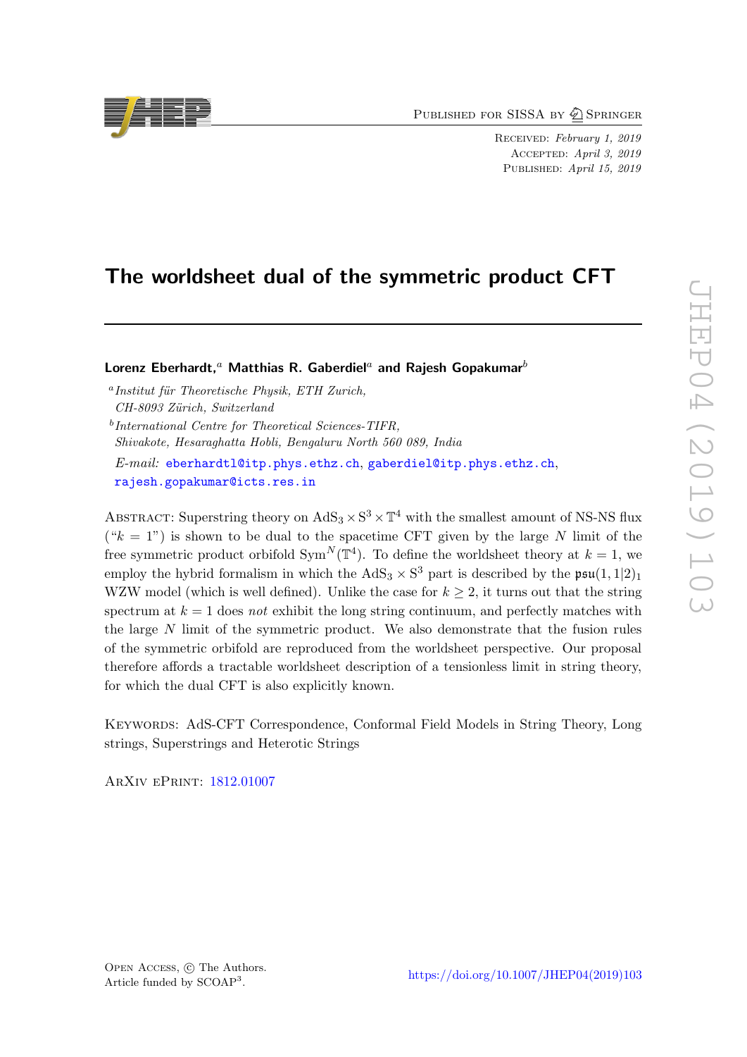# The worldsheet dual of the symmetric product CFT

**Lorenz Eberhardt,[a] Matthias R. Gaberdiel[a] and Rajesh Gopakumar[b]**

[a] *Institut für Theoretische Physik, ETH Zurich, CH-8093 Zürich, Switzerland*

[b] *International Centre for Theoretical Sciences-TIFR, Shivakote, Hesaraghatta Hobli, Bengaluru North 560 089, India*

*E-mail:* eberhardtl@itp.phys.ethz.ch, gaberdiel@itp.phys.ethz.ch, rajesh.gopakumar@icts.res.in

Abstract: Superstring theory on $\mathrm{AdS}_3 \times \mathrm{S}^3 \times \mathbb{T}^4$ with the smallest amount of NS-NS flux ("$k = 1$") is shown to be dual to the spacetime CFT given by the large $N$ limit of the free symmetric product orbifold $\mathrm{Sym}^N(\mathbb{T}^4)$. To define the worldsheet theory at $k = 1$, we employ the hybrid formalism in which the $\mathrm{AdS}_3 \times \mathrm{S}^3$ part is described by the $\mathfrak{psu}(1,1|2)_1$ WZW model (which is well defined). Unlike the case for $k \geq 2$, it turns out that the string spectrum at $k = 1$ does *not* exhibit the long string continuum, and perfectly matches with the large $N$ limit of the symmetric product. We also demonstrate that the fusion rules of the symmetric orbifold are reproduced from the worldsheet perspective. Our proposal therefore affords a tractable worldsheet description of a tensionless limit in string theory, for which the dual CFT is also explicitly known.

Keywords: AdS-CFT Correspondence, Conformal Field Models in String Theory, Long strings, Superstrings and Heterotic Strings

ArXiv ePrint: 1812.01007

Open Access, © The Authors.
Article funded by SCOAP[3].

https://doi.org/10.1007/JHEP04(2019)103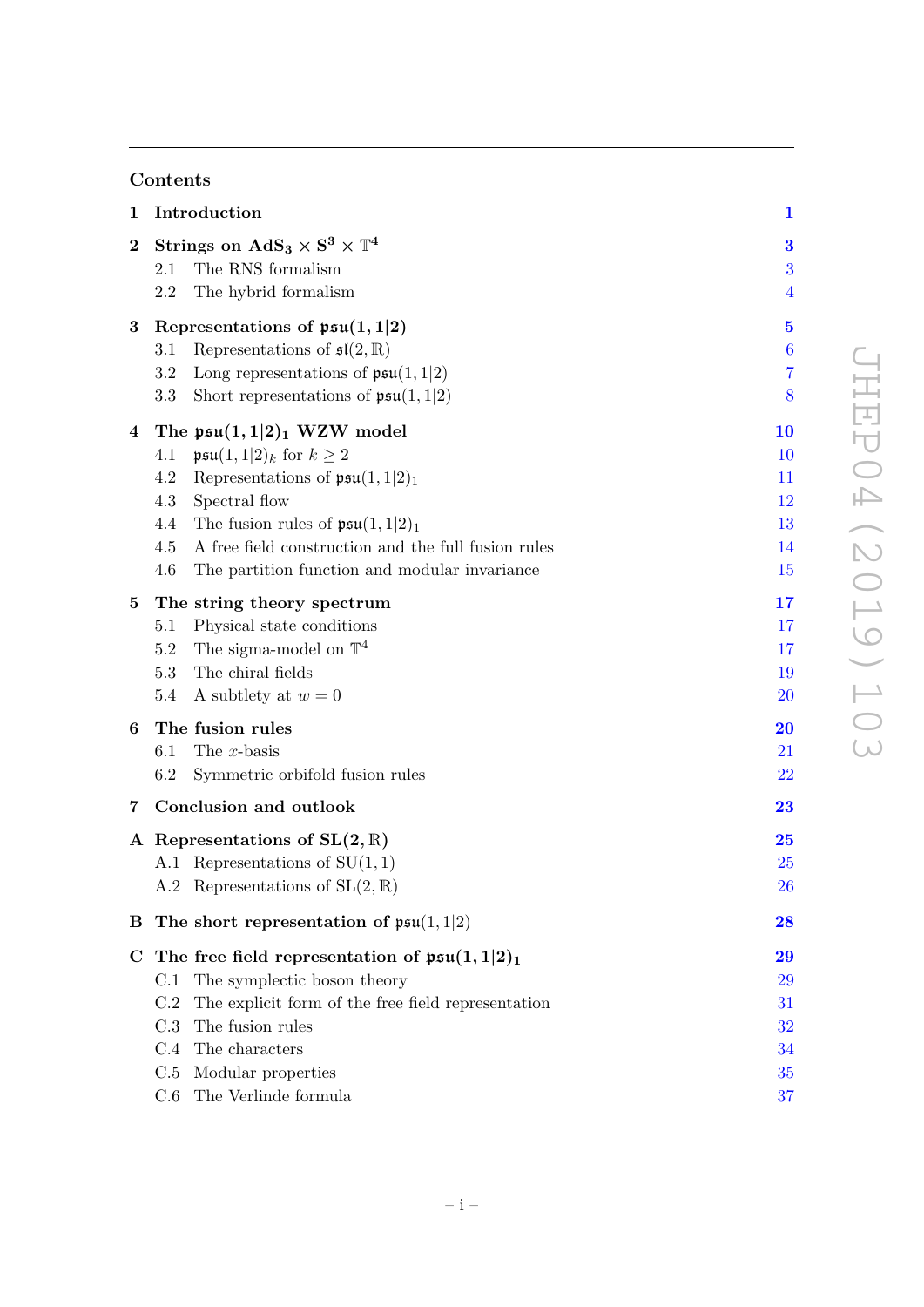## Contents

| | | |
|---|---|---|
| **1** | **Introduction** | **1** |
| **2** | **Strings on $\mathrm{AdS}_3 \times \mathrm{S}^3 \times \mathbb{T}^4$** | **3** |
| | 2.1 The RNS formalism | 3 |
| | 2.2 The hybrid formalism | 4 |
| **3** | **Representations of $\mathfrak{psu}(1,1\|2)$** | **5** |
| | 3.1 Representations of $\mathfrak{sl}(2,\mathbb{R})$ | 6 |
| | 3.2 Long representations of $\mathfrak{psu}(1,1\|2)$ | 7 |
| | 3.3 Short representations of $\mathfrak{psu}(1,1\|2)$ | 8 |
| **4** | **The $\mathfrak{psu}(1,1\|2)_1$ WZW model** | **10** |
| | 4.1 $\mathfrak{psu}(1,1\|2)_k$ for $k \geq 2$ | 10 |
| | 4.2 Representations of $\mathfrak{psu}(1,1\|2)_1$ | 11 |
| | 4.3 Spectral flow | 12 |
| | 4.4 The fusion rules of $\mathfrak{psu}(1,1\|2)_1$ | 13 |
| | 4.5 A free field construction and the full fusion rules | 14 |
| | 4.6 The partition function and modular invariance | 15 |
| **5** | **The string theory spectrum** | **17** |
| | 5.1 Physical state conditions | 17 |
| | 5.2 The sigma-model on $\mathbb{T}^4$ | 17 |
| | 5.3 The chiral fields | 19 |
| | 5.4 A subtlety at $w = 0$ | 20 |
| **6** | **The fusion rules** | **20** |
| | 6.1 The $x$-basis | 21 |
| | 6.2 Symmetric orbifold fusion rules | 22 |
| **7** | **Conclusion and outlook** | **23** |
| **A** | **Representations of $\mathrm{SL}(2,\mathbb{R})$** | **25** |
| | A.1 Representations of $\mathrm{SU}(1,1)$ | 25 |
| | A.2 Representations of $\mathrm{SL}(2,\mathbb{R})$ | 26 |
| **B** | **The short representation of $\mathfrak{psu}(1,1\|2)$** | **28** |
| **C** | **The free field representation of $\mathfrak{psu}(1,1\|2)_1$** | **29** |
| | C.1 The symplectic boson theory | 29 |
| | C.2 The explicit form of the free field representation | 31 |
| | C.3 The fusion rules | 32 |
| | C.4 The characters | 34 |
| | C.5 Modular properties | 35 |
| | C.6 The Verlinde formula | 37 |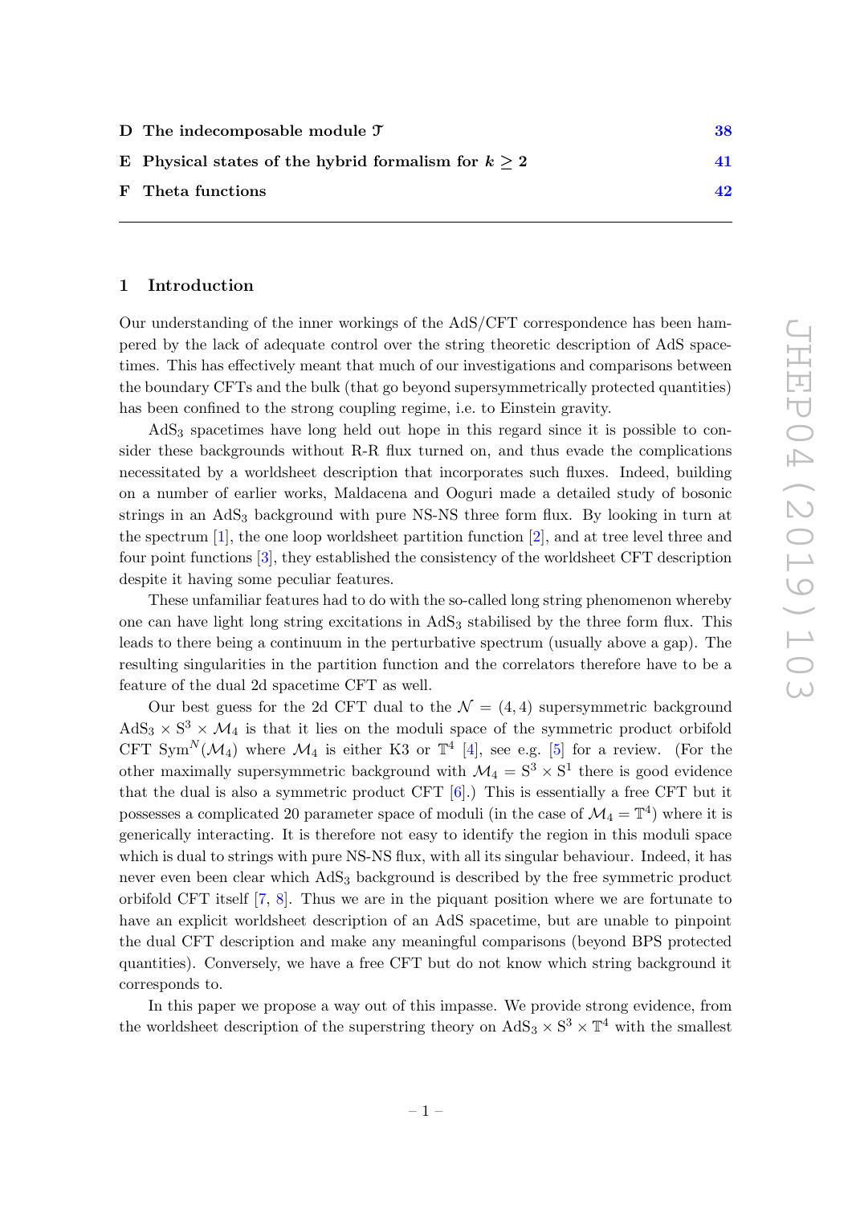| | | |
|---|---|---|
| D | The indecomposable module $\mathcal{T}$ | 38 |
| E | Physical states of the hybrid formalism for $k \geq 2$ | 41 |
| F | Theta functions | 42 |

## 1 Introduction

Our understanding of the inner workings of the AdS/CFT correspondence has been hampered by the lack of adequate control over the string theoretic description of AdS spacetimes. This has effectively meant that much of our investigations and comparisons between the boundary CFTs and the bulk (that go beyond supersymmetrically protected quantities) has been confined to the strong coupling regime, i.e. to Einstein gravity.

$\text{AdS}_3$ spacetimes have long held out hope in this regard since it is possible to consider these backgrounds without R-R flux turned on, and thus evade the complications necessitated by a worldsheet description that incorporates such fluxes. Indeed, building on a number of earlier works, Maldacena and Ooguri made a detailed study of bosonic strings in an $\text{AdS}_3$ background with pure NS-NS three form flux. By looking in turn at the spectrum [1], the one loop worldsheet partition function [2], and at tree level three and four point functions [3], they established the consistency of the worldsheet CFT description despite it having some peculiar features.

These unfamiliar features had to do with the so-called long string phenomenon whereby one can have light long string excitations in $\text{AdS}_3$ stabilised by the three form flux. This leads to there being a continuum in the perturbative spectrum (usually above a gap). The resulting singularities in the partition function and the correlators therefore have to be a feature of the dual 2d spacetime CFT as well.

Our best guess for the 2d CFT dual to the $\mathcal{N} = (4,4)$ supersymmetric background $\text{AdS}_3 \times \text{S}^3 \times \mathcal{M}_4$ is that it lies on the moduli space of the symmetric product orbifold CFT $\text{Sym}^N(\mathcal{M}_4)$ where $\mathcal{M}_4$ is either K3 or $\mathbb{T}^4$ [4], see e.g. [5] for a review. (For the other maximally supersymmetric background with $\mathcal{M}_4 = \text{S}^3 \times \text{S}^1$ there is good evidence that the dual is also a symmetric product CFT [6].) This is essentially a free CFT but it possesses a complicated 20 parameter space of moduli (in the case of $\mathcal{M}_4 = \mathbb{T}^4$) where it is generically interacting. It is therefore not easy to identify the region in this moduli space which is dual to strings with pure NS-NS flux, with all its singular behaviour. Indeed, it has never even been clear which $\text{AdS}_3$ background is described by the free symmetric product orbifold CFT itself [7, 8]. Thus we are in the piquant position where we are fortunate to have an explicit worldsheet description of an AdS spacetime, but are unable to pinpoint the dual CFT description and make any meaningful comparisons (beyond BPS protected quantities). Conversely, we have a free CFT but do not know which string background it corresponds to.

In this paper we propose a way out of this impasse. We provide strong evidence, from the worldsheet description of the superstring theory on $\text{AdS}_3 \times \text{S}^3 \times \mathbb{T}^4$ with the smallest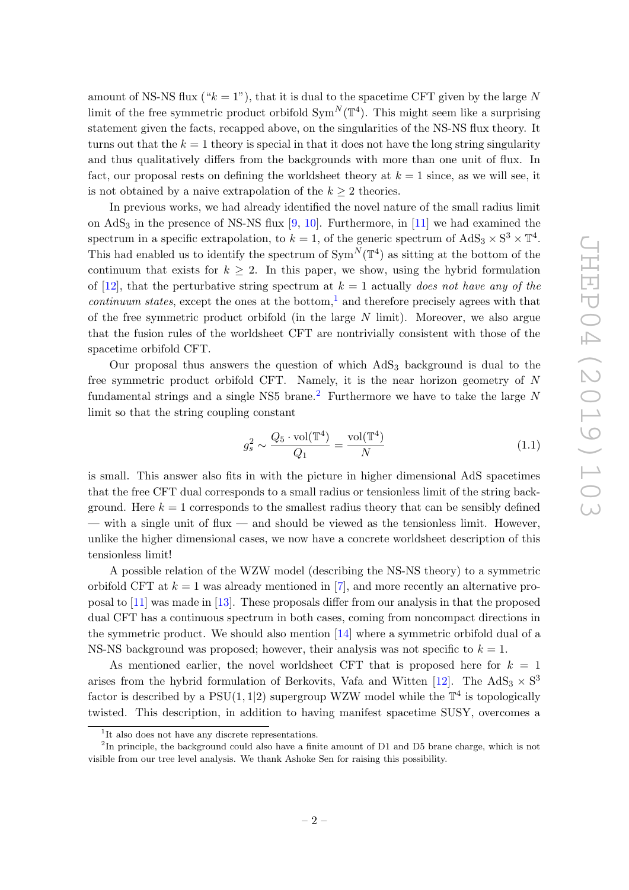amount of NS-NS flux ("$k = 1$"), that it is dual to the spacetime CFT given by the large $N$ limit of the free symmetric product orbifold $\mathrm{Sym}^N(\mathbb{T}^4)$. This might seem like a surprising statement given the facts, recapped above, on the singularities of the NS-NS flux theory. It turns out that the $k = 1$ theory is special in that it does not have the long string singularity and thus qualitatively differs from the backgrounds with more than one unit of flux. In fact, our proposal rests on defining the worldsheet theory at $k = 1$ since, as we will see, it is not obtained by a naive extrapolation of the $k \geq 2$ theories.

In previous works, we had already identified the novel nature of the small radius limit on $\mathrm{AdS}_3$ in the presence of NS-NS flux [9, 10]. Furthermore, in [11] we had examined the spectrum in a specific extrapolation, to $k = 1$, of the generic spectrum of $\mathrm{AdS}_3 \times \mathrm{S}^3 \times \mathbb{T}^4$. This had enabled us to identify the spectrum of $\mathrm{Sym}^N(\mathbb{T}^4)$ as sitting at the bottom of the continuum that exists for $k \geq 2$. In this paper, we show, using the hybrid formulation of [12], that the perturbative string spectrum at $k = 1$ actually *does not have any of the continuum states*, except the ones at the bottom,[1] and therefore precisely agrees with that of the free symmetric product orbifold (in the large $N$ limit). Moreover, we also argue that the fusion rules of the worldsheet CFT are nontrivially consistent with those of the spacetime orbifold CFT.

Our proposal thus answers the question of which $\mathrm{AdS}_3$ background is dual to the free symmetric product orbifold CFT. Namely, it is the near horizon geometry of $N$ fundamental strings and a single NS5 brane.[2] Furthermore we have to take the large $N$ limit so that the string coupling constant

$$g_s^2 \sim \frac{Q_5 \cdot \mathrm{vol}(\mathbb{T}^4)}{Q_1} = \frac{\mathrm{vol}(\mathbb{T}^4)}{N} \tag{1.1}$$

is small. This answer also fits in with the picture in higher dimensional AdS spacetimes that the free CFT dual corresponds to a small radius or tensionless limit of the string background. Here $k = 1$ corresponds to the smallest radius theory that can be sensibly defined — with a single unit of flux — and should be viewed as the tensionless limit. However, unlike the higher dimensional cases, we now have a concrete worldsheet description of this tensionless limit!

A possible relation of the WZW model (describing the NS-NS theory) to a symmetric orbifold CFT at $k = 1$ was already mentioned in [7], and more recently an alternative proposal to [11] was made in [13]. These proposals differ from our analysis in that the proposed dual CFT has a continuous spectrum in both cases, coming from noncompact directions in the symmetric product. We should also mention [14] where a symmetric orbifold dual of a NS-NS background was proposed; however, their analysis was not specific to $k = 1$.

As mentioned earlier, the novel worldsheet CFT that is proposed here for $k = 1$ arises from the hybrid formulation of Berkovits, Vafa and Witten [12]. The $\mathrm{AdS}_3 \times \mathrm{S}^3$ factor is described by a $\mathrm{PSU}(1,1|2)$ supergroup WZW model while the $\mathbb{T}^4$ is topologically twisted. This description, in addition to having manifest spacetime SUSY, overcomes a

[1] It also does not have any discrete representations.

[2] In principle, the background could also have a finite amount of D1 and D5 brane charge, which is not visible from our tree level analysis. We thank Ashoke Sen for raising this possibility.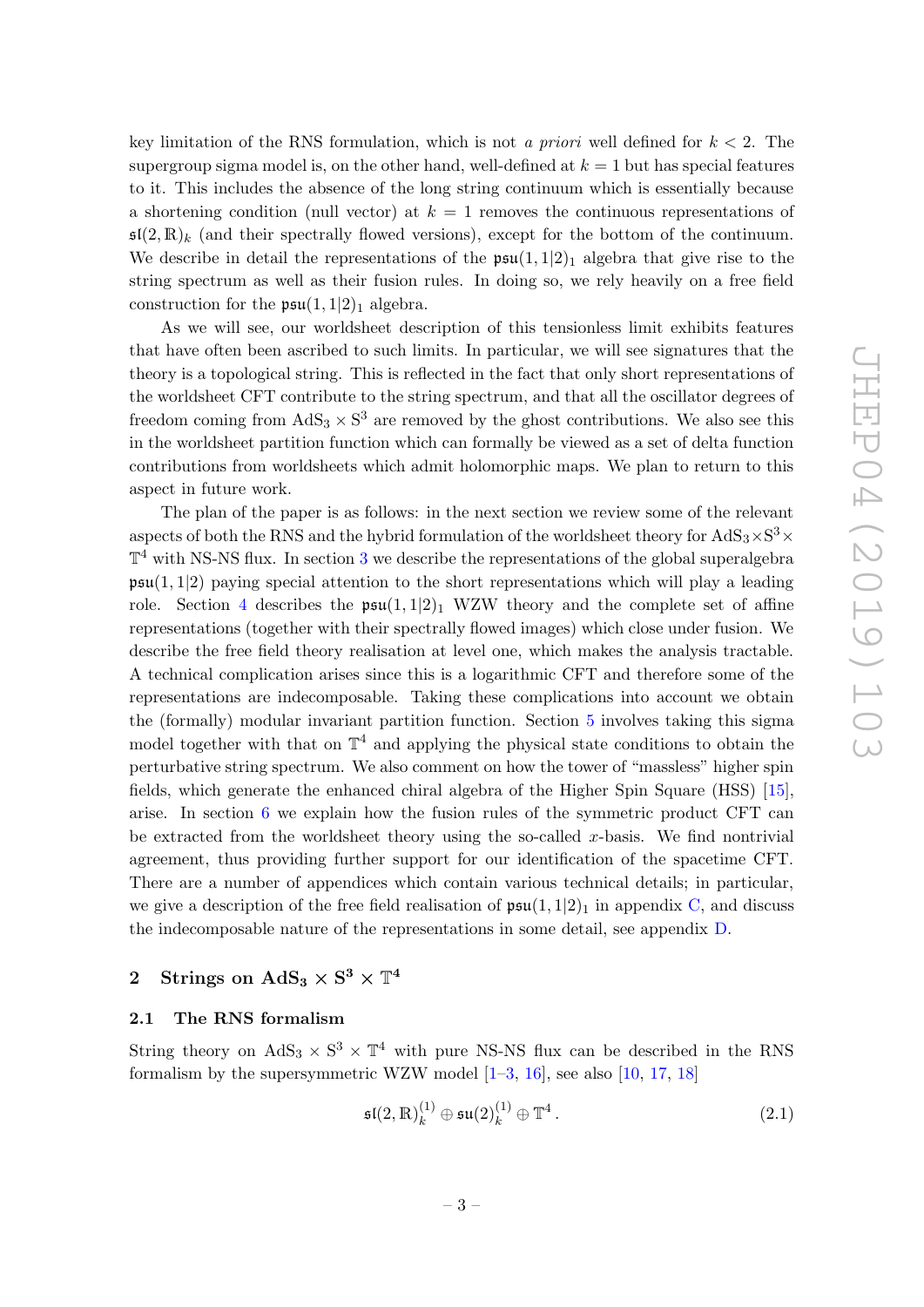key limitation of the RNS formulation, which is not *a priori* well defined for $k < 2$. The supergroup sigma model is, on the other hand, well-defined at $k = 1$ but has special features to it. This includes the absence of the long string continuum which is essentially because a shortening condition (null vector) at $k = 1$ removes the continuous representations of $\mathfrak{sl}(2,\mathbb{R})_k$ (and their spectrally flowed versions), except for the bottom of the continuum. We describe in detail the representations of the $\mathfrak{psu}(1,1|2)_1$ algebra that give rise to the string spectrum as well as their fusion rules. In doing so, we rely heavily on a free field construction for the $\mathfrak{psu}(1,1|2)_1$ algebra.

As we will see, our worldsheet description of this tensionless limit exhibits features that have often been ascribed to such limits. In particular, we will see signatures that the theory is a topological string. This is reflected in the fact that only short representations of the worldsheet CFT contribute to the string spectrum, and that all the oscillator degrees of freedom coming from $\mathrm{AdS}_3 \times \mathrm{S}^3$ are removed by the ghost contributions. We also see this in the worldsheet partition function which can formally be viewed as a set of delta function contributions from worldsheets which admit holomorphic maps. We plan to return to this aspect in future work.

The plan of the paper is as follows: in the next section we review some of the relevant aspects of both the RNS and the hybrid formulation of the worldsheet theory for $\mathrm{AdS}_3 \times \mathrm{S}^3 \times \mathbb{T}^4$ with NS-NS flux. In section 3 we describe the representations of the global superalgebra $\mathfrak{psu}(1,1|2)$ paying special attention to the short representations which will play a leading role. Section 4 describes the $\mathfrak{psu}(1,1|2)_1$ WZW theory and the complete set of affine representations (together with their spectrally flowed images) which close under fusion. We describe the free field theory realisation at level one, which makes the analysis tractable. A technical complication arises since this is a logarithmic CFT and therefore some of the representations are indecomposable. Taking these complications into account we obtain the (formally) modular invariant partition function. Section 5 involves taking this sigma model together with that on $\mathbb{T}^4$ and applying the physical state conditions to obtain the perturbative string spectrum. We also comment on how the tower of "massless" higher spin fields, which generate the enhanced chiral algebra of the Higher Spin Square (HSS) [15], arise. In section 6 we explain how the fusion rules of the symmetric product CFT can be extracted from the worldsheet theory using the so-called $x$-basis. We find nontrivial agreement, thus providing further support for our identification of the spacetime CFT. There are a number of appendices which contain various technical details; in particular, we give a description of the free field realisation of $\mathfrak{psu}(1,1|2)_1$ in appendix C, and discuss the indecomposable nature of the representations in some detail, see appendix D.

## 2 Strings on $\mathrm{AdS}_3 \times \mathrm{S}^3 \times \mathbb{T}^4$

### 2.1 The RNS formalism

String theory on $\mathrm{AdS}_3 \times \mathrm{S}^3 \times \mathbb{T}^4$ with pure NS-NS flux can be described in the RNS formalism by the supersymmetric WZW model [1–3, 16], see also [10, 17, 18]

$$\mathfrak{sl}(2,\mathbb{R})^{(1)}_k \oplus \mathfrak{su}(2)^{(1)}_k \oplus \mathbb{T}^4 \,. \tag{2.1}$$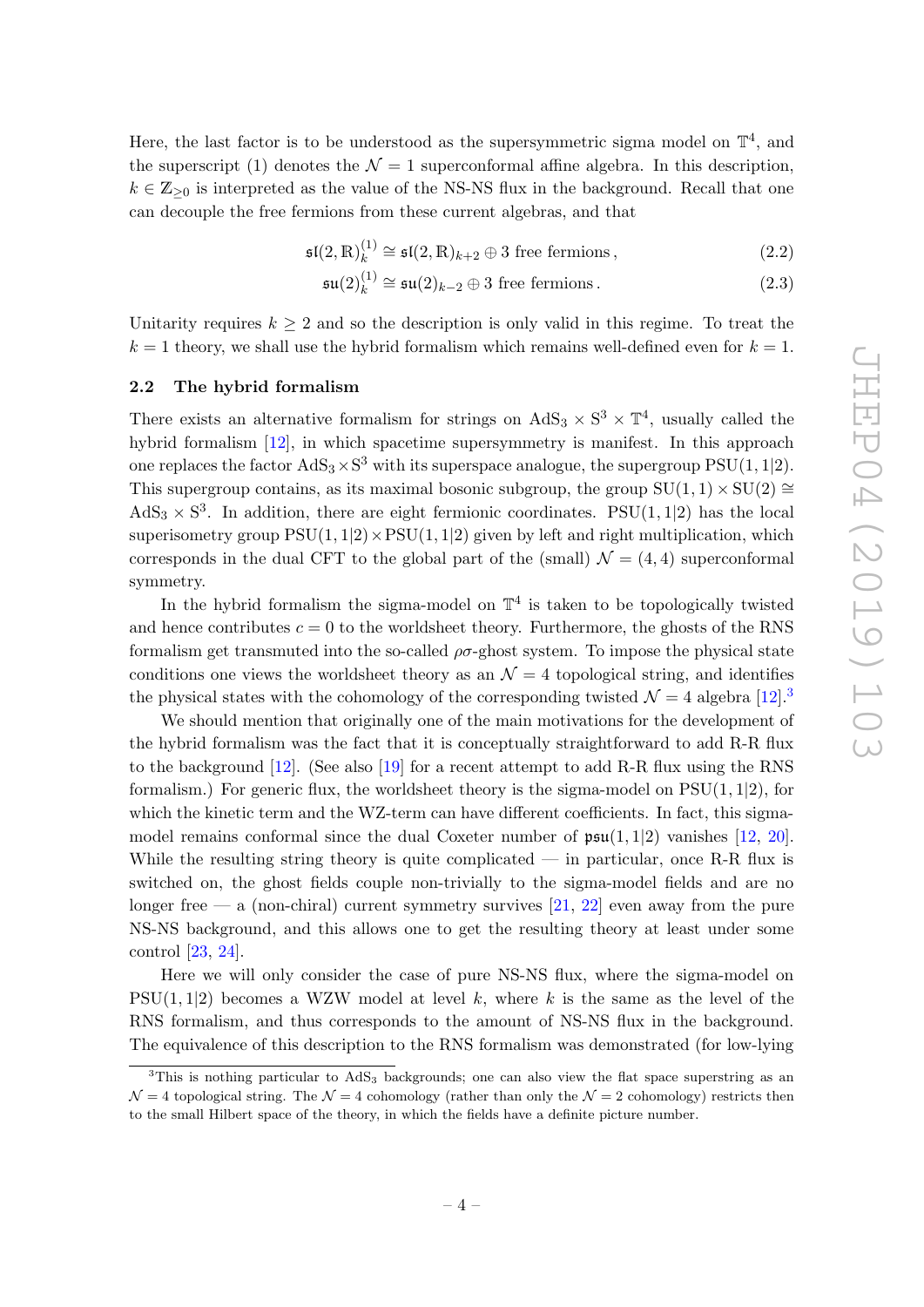Here, the last factor is to be understood as the supersymmetric sigma model on $\mathbb{T}^4$, and the superscript (1) denotes the $\mathcal{N}=1$ superconformal affine algebra. In this description, $k \in \mathbb{Z}_{\geq 0}$ is interpreted as the value of the NS-NS flux in the background. Recall that one can decouple the free fermions from these current algebras, and that

$$\mathfrak{sl}(2,\mathbb{R})^{(1)}_k \cong \mathfrak{sl}(2,\mathbb{R})_{k+2} \oplus 3 \text{ free fermions}\,, \tag{2.2}$$

$$\mathfrak{su}(2)^{(1)}_k \cong \mathfrak{su}(2)_{k-2} \oplus 3 \text{ free fermions}\,. \tag{2.3}$$

Unitarity requires $k \geq 2$ and so the description is only valid in this regime. To treat the $k=1$ theory, we shall use the hybrid formalism which remains well-defined even for $k=1$.

### 2.2 The hybrid formalism

There exists an alternative formalism for strings on $\mathrm{AdS}_3 \times \mathrm{S}^3 \times \mathbb{T}^4$, usually called the hybrid formalism [12], in which spacetime supersymmetry is manifest. In this approach one replaces the factor $\mathrm{AdS}_3 \times \mathrm{S}^3$ with its superspace analogue, the supergroup $\mathrm{PSU}(1,1|2)$. This supergroup contains, as its maximal bosonic subgroup, the group $\mathrm{SU}(1,1) \times \mathrm{SU}(2) \cong \mathrm{AdS}_3 \times \mathrm{S}^3$. In addition, there are eight fermionic coordinates. $\mathrm{PSU}(1,1|2)$ has the local superisometry group $\mathrm{PSU}(1,1|2) \times \mathrm{PSU}(1,1|2)$ given by left and right multiplication, which corresponds in the dual CFT to the global part of the (small) $\mathcal{N}=(4,4)$ superconformal symmetry.

In the hybrid formalism the sigma-model on $\mathbb{T}^4$ is taken to be topologically twisted and hence contributes $c=0$ to the worldsheet theory. Furthermore, the ghosts of the RNS formalism get transmuted into the so-called $\rho\sigma$-ghost system. To impose the physical state conditions one views the worldsheet theory as an $\mathcal{N}=4$ topological string, and identifies the physical states with the cohomology of the corresponding twisted $\mathcal{N}=4$ algebra [12].[3]

We should mention that originally one of the main motivations for the development of the hybrid formalism was the fact that it is conceptually straightforward to add R-R flux to the background [12]. (See also [19] for a recent attempt to add R-R flux using the RNS formalism.) For generic flux, the worldsheet theory is the sigma-model on $\mathrm{PSU}(1,1|2)$, for which the kinetic term and the WZ-term can have different coefficients. In fact, this sigma-model remains conformal since the dual Coxeter number of $\mathfrak{psu}(1,1|2)$ vanishes [12, 20]. While the resulting string theory is quite complicated — in particular, once R-R flux is switched on, the ghost fields couple non-trivially to the sigma-model fields and are no longer free — a (non-chiral) current symmetry survives [21, 22] even away from the pure NS-NS background, and this allows one to get the resulting theory at least under some control [23, 24].

Here we will only consider the case of pure NS-NS flux, where the sigma-model on $\mathrm{PSU}(1,1|2)$ becomes a WZW model at level $k$, where $k$ is the same as the level of the RNS formalism, and thus corresponds to the amount of NS-NS flux in the background. The equivalence of this description to the RNS formalism was demonstrated (for low-lying

[3] This is nothing particular to $\mathrm{AdS}_3$ backgrounds; one can also view the flat space superstring as an $\mathcal{N}=4$ topological string. The $\mathcal{N}=4$ cohomology (rather than only the $\mathcal{N}=2$ cohomology) restricts then to the small Hilbert space of the theory, in which the fields have a definite picture number.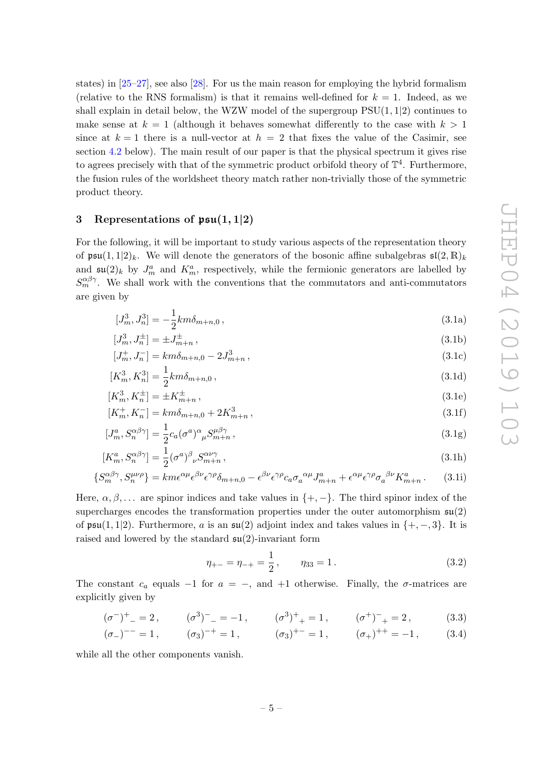states) in [25–27], see also [28]. For us the main reason for employing the hybrid formalism (relative to the RNS formalism) is that it remains well-defined for $k = 1$. Indeed, as we shall explain in detail below, the WZW model of the supergroup $\mathrm{PSU}(1,1|2)$ continues to make sense at $k = 1$ (although it behaves somewhat differently to the case with $k > 1$ since at $k = 1$ there is a null-vector at $h = 2$ that fixes the value of the Casimir, see section 4.2 below). The main result of our paper is that the physical spectrum it gives rise to agrees precisely with that of the symmetric product orbifold theory of $\mathbb{T}^4$. Furthermore, the fusion rules of the worldsheet theory match rather non-trivially those of the symmetric product theory.

## 3 Representations of $\mathfrak{psu}(1,1|2)$

For the following, it will be important to study various aspects of the representation theory of $\mathfrak{psu}(1,1|2)_k$. We will denote the generators of the bosonic affine subalgebras $\mathfrak{sl}(2,\mathbb{R})_k$ and $\mathfrak{su}(2)_k$ by $J^a_m$ and $K^a_m$, respectively, while the fermionic generators are labelled by $S^{\alpha\beta\gamma}_m$. We shall work with the conventions that the commutators and anti-commutators are given by

$$[J^3_m, J^3_n] = -\frac{1}{2}km\delta_{m+n,0}\,, \tag{3.1a}$$

$$[J^3_m, J^\pm_n] = \pm J^\pm_{m+n}\,, \tag{3.1b}$$

$$[J^+_m, J^-_n] = km\delta_{m+n,0} - 2J^3_{m+n}\,, \tag{3.1c}$$

$$[K^3_m, K^3_n] = \frac{1}{2}km\delta_{m+n,0}\,, \tag{3.1d}$$

$$[K^3_m, K^\pm_n] = \pm K^\pm_{m+n}\,, \tag{3.1e}$$

$$[K^+_m, K^-_n] = km\delta_{m+n,0} + 2K^3_{m+n}\,, \tag{3.1f}$$

$$[J^a_m, S^{\alpha\beta\gamma}_n] = \frac{1}{2}c_a(\sigma^a)^\alpha{}_\mu S^{\mu\beta\gamma}_{m+n}\,, \tag{3.1g}$$

$$[K^a_m, S^{\alpha\beta\gamma}_n] = \frac{1}{2}(\sigma^a)^\beta{}_\nu S^{\alpha\nu\gamma}_{m+n}\,, \tag{3.1h}$$

$$\{S^{\alpha\beta\gamma}_m, S^{\mu\nu\rho}_n\} = km\epsilon^{\alpha\mu}\epsilon^{\beta\nu}\epsilon^{\gamma\rho}\delta_{m+n,0} - \epsilon^{\beta\nu}\epsilon^{\gamma\rho}c_a\sigma_a{}^{\alpha\mu}J^a_{m+n} + \epsilon^{\alpha\mu}\epsilon^{\gamma\rho}\sigma_a{}^{\beta\nu}K^a_{m+n}\,. \tag{3.1i}$$

Here, $\alpha, \beta, \ldots$ are spinor indices and take values in $\{+,-\}$. The third spinor index of the supercharges encodes the transformation properties under the outer automorphism $\mathfrak{su}(2)$ of $\mathfrak{psu}(1,1|2)$. Furthermore, $a$ is an $\mathfrak{su}(2)$ adjoint index and takes values in $\{+,-,3\}$. It is raised and lowered by the standard $\mathfrak{su}(2)$-invariant form

$$\eta_{+-} = \eta_{-+} = \frac{1}{2}\,, \qquad \eta_{33} = 1\,. \tag{3.2}$$

The constant $c_a$ equals $-1$ for $a = -$, and $+1$ otherwise. Finally, the $\sigma$-matrices are explicitly given by

$$(\sigma^-)^+{}_- = 2\,, \qquad (\sigma^3)^-{}_- = -1\,, \qquad (\sigma^3)^+{}_+ = 1\,, \qquad (\sigma^+)^-{}_+ = 2\,, \tag{3.3}$$

$$(\sigma_-)^{--} = 1\,, \qquad (\sigma_3)^{-+} = 1\,, \qquad (\sigma_3)^{+-} = 1\,, \qquad (\sigma_+)^{++} = -1\,, \tag{3.4}$$

while all the other components vanish.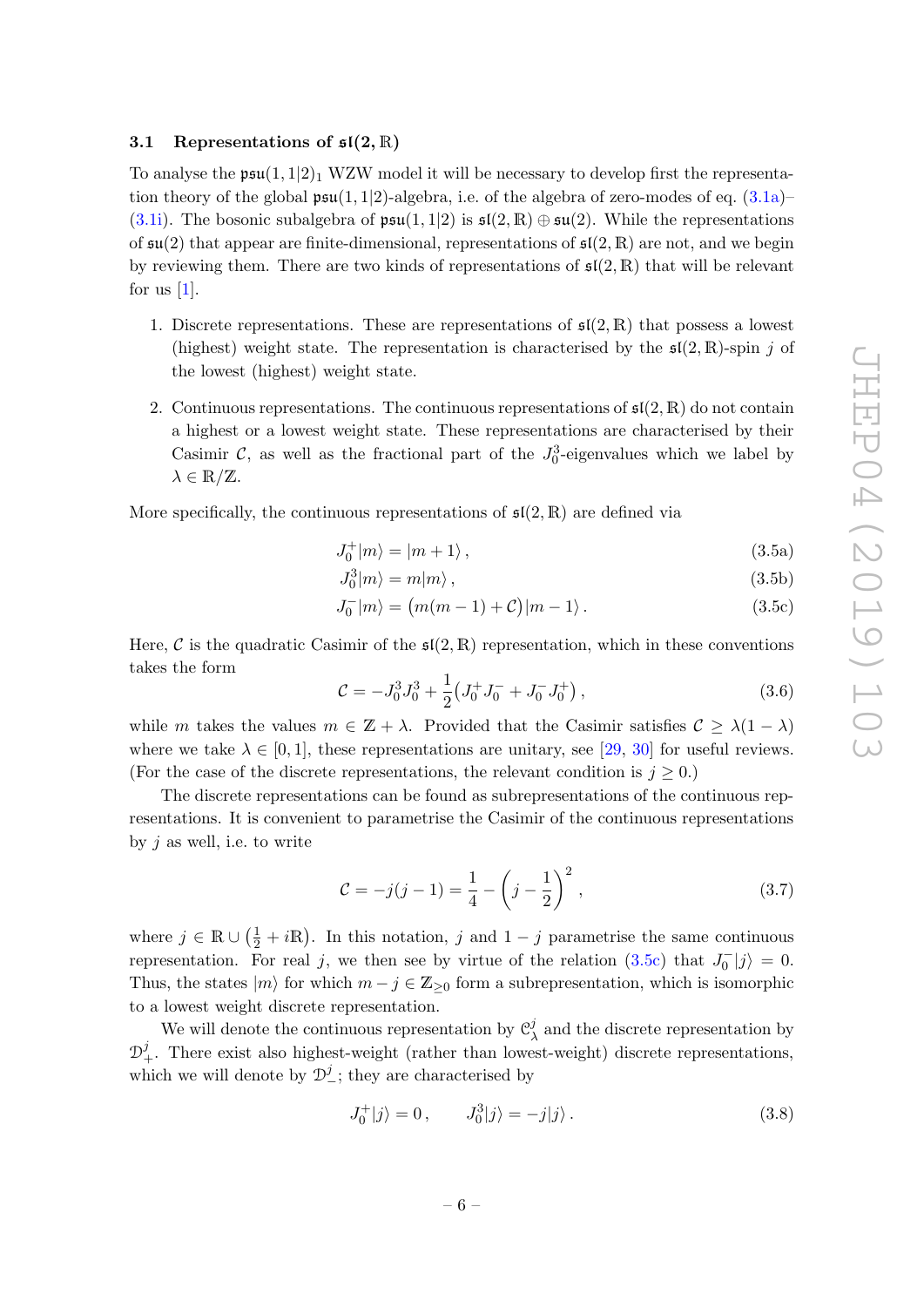### 3.1 Representations of $\mathfrak{sl}(2,\mathbb{R})$

To analyse the $\mathfrak{psu}(1,1|2)_1$ WZW model it will be necessary to develop first the representation theory of the global $\mathfrak{psu}(1,1|2)$-algebra, i.e. of the algebra of zero-modes of eq. (3.1a)–(3.1i). The bosonic subalgebra of $\mathfrak{psu}(1,1|2)$ is $\mathfrak{sl}(2,\mathbb{R}) \oplus \mathfrak{su}(2)$. While the representations of $\mathfrak{su}(2)$ that appear are finite-dimensional, representations of $\mathfrak{sl}(2,\mathbb{R})$ are not, and we begin by reviewing them. There are two kinds of representations of $\mathfrak{sl}(2,\mathbb{R})$ that will be relevant for us [1].

1. Discrete representations. These are representations of $\mathfrak{sl}(2,\mathbb{R})$ that possess a lowest (highest) weight state. The representation is characterised by the $\mathfrak{sl}(2,\mathbb{R})$-spin $j$ of the lowest (highest) weight state.

2. Continuous representations. The continuous representations of $\mathfrak{sl}(2,\mathbb{R})$ do not contain a highest or a lowest weight state. These representations are characterised by their Casimir $\mathcal{C}$, as well as the fractional part of the $J^3_0$-eigenvalues which we label by $\lambda \in \mathbb{R}/\mathbb{Z}$.

More specifically, the continuous representations of $\mathfrak{sl}(2,\mathbb{R})$ are defined via

$$J^+_0 |m\rangle = |m+1\rangle \,, \tag{3.5a}$$

$$J^3_0 |m\rangle = m|m\rangle \,, \tag{3.5b}$$

$$J^-_0 |m\rangle = \big(m(m-1)+\mathcal{C}\big)|m-1\rangle \,. \tag{3.5c}$$

Here, $\mathcal{C}$ is the quadratic Casimir of the $\mathfrak{sl}(2,\mathbb{R})$ representation, which in these conventions takes the form

$$\mathcal{C} = -J^3_0 J^3_0 + \frac{1}{2}\big(J^+_0 J^-_0 + J^-_0 J^+_0\big) \,, \tag{3.6}$$

while $m$ takes the values $m \in \mathbb{Z}+\lambda$. Provided that the Casimir satisfies $\mathcal{C} \geq \lambda(1-\lambda)$ where we take $\lambda \in [0,1]$, these representations are unitary, see [29, 30] for useful reviews. (For the case of the discrete representations, the relevant condition is $j \geq 0$.)

The discrete representations can be found as subrepresentations of the continuous representations. It is convenient to parametrise the Casimir of the continuous representations by $j$ as well, i.e. to write

$$\mathcal{C} = -j(j-1) = \frac{1}{4} - \left(j-\frac{1}{2}\right)^2 \,, \tag{3.7}$$

where $j \in \mathbb{R} \cup \left(\frac{1}{2}+i\mathbb{R}\right)$. In this notation, $j$ and $1-j$ parametrise the same continuous representation. For real $j$, we then see by virtue of the relation (3.5c) that $J^-_0|j\rangle = 0$. Thus, the states $|m\rangle$ for which $m-j \in \mathbb{Z}_{\geq 0}$ form a subrepresentation, which is isomorphic to a lowest weight discrete representation.

We will denote the continuous representation by $\mathcal{C}^j_\lambda$ and the discrete representation by $\mathcal{D}^j_+$. There exist also highest-weight (rather than lowest-weight) discrete representations, which we will denote by $\mathcal{D}^j_-$; they are characterised by

$$J^+_0|j\rangle = 0 \,, \qquad J^3_0|j\rangle = -j|j\rangle \,. \tag{3.8}$$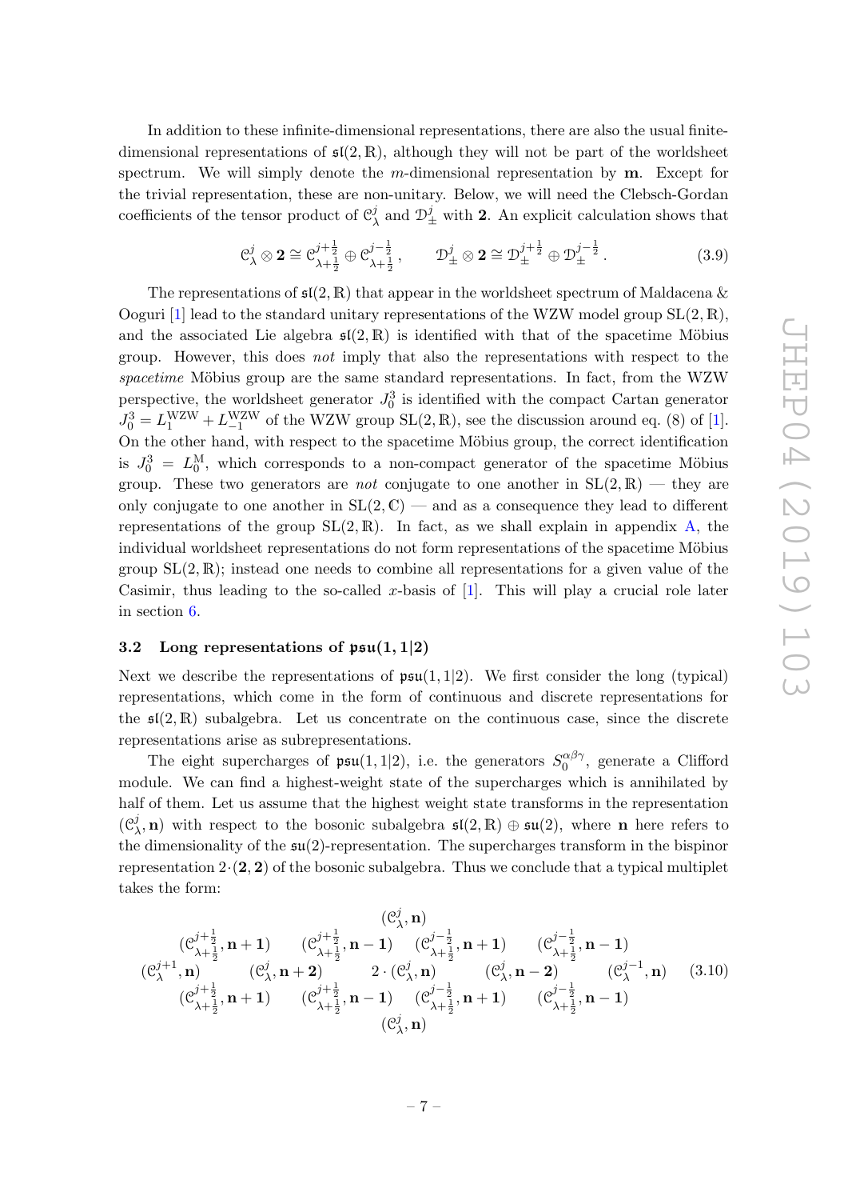In addition to these infinite-dimensional representations, there are also the usual finite-dimensional representations of $\mathfrak{sl}(2,\mathbb{R})$, although they will not be part of the worldsheet spectrum. We will simply denote the $m$-dimensional representation by $\mathbf{m}$. Except for the trivial representation, these are non-unitary. Below, we will need the Clebsch-Gordan coefficients of the tensor product of $\mathcal{C}^j_\lambda$ and $\mathcal{D}^j_\pm$ with $\mathbf{2}$. An explicit calculation shows that

$$\mathcal{C}^j_\lambda \otimes \mathbf{2} \cong \mathcal{C}^{j+\frac{1}{2}}_{\lambda+\frac{1}{2}} \oplus \mathcal{C}^{j-\frac{1}{2}}_{\lambda+\frac{1}{2}}\,, \qquad \mathcal{D}^j_\pm \otimes \mathbf{2} \cong \mathcal{D}^{j+\frac{1}{2}}_\pm \oplus \mathcal{D}^{j-\frac{1}{2}}_\pm\,. \tag{3.9}$$

The representations of $\mathfrak{sl}(2,\mathbb{R})$ that appear in the worldsheet spectrum of Maldacena & Ooguri [1] lead to the standard unitary representations of the WZW model group $\mathrm{SL}(2,\mathbb{R})$, and the associated Lie algebra $\mathfrak{sl}(2,\mathbb{R})$ is identified with that of the spacetime Möbius group. However, this does *not* imply that also the representations with respect to the *spacetime* Möbius group are the same standard representations. In fact, from the WZW perspective, the worldsheet generator $J^3_0$ is identified with the compact Cartan generator $J^3_0 = L^{\mathrm{WZW}}_1 + L^{\mathrm{WZW}}_{-1}$ of the WZW group $\mathrm{SL}(2,\mathbb{R})$, see the discussion around eq. (8) of [1]. On the other hand, with respect to the spacetime Möbius group, the correct identification is $J^3_0 = L^{\mathrm{M}}_0$, which corresponds to a non-compact generator of the spacetime Möbius group. These two generators are *not* conjugate to one another in $\mathrm{SL}(2,\mathbb{R})$ — they are only conjugate to one another in $\mathrm{SL}(2,\mathbb{C})$ — and as a consequence they lead to different representations of the group $\mathrm{SL}(2,\mathbb{R})$. In fact, as we shall explain in appendix A, the individual worldsheet representations do not form representations of the spacetime Möbius group $\mathrm{SL}(2,\mathbb{R})$; instead one needs to combine all representations for a given value of the Casimir, thus leading to the so-called $x$-basis of [1]. This will play a crucial role later in section 6.

### 3.2 Long representations of $\mathfrak{psu}(1,1|2)$

Next we describe the representations of $\mathfrak{psu}(1,1|2)$. We first consider the long (typical) representations, which come in the form of continuous and discrete representations for the $\mathfrak{sl}(2,\mathbb{R})$ subalgebra. Let us concentrate on the continuous case, since the discrete representations arise as subrepresentations.

The eight supercharges of $\mathfrak{psu}(1,1|2)$, i.e. the generators $S^{\alpha\beta\gamma}_0$, generate a Clifford module. We can find a highest-weight state of the supercharges which is annihilated by half of them. Let us assume that the highest weight state transforms in the representation $(\mathcal{C}^j_\lambda, \mathbf{n})$ with respect to the bosonic subalgebra $\mathfrak{sl}(2,\mathbb{R}) \oplus \mathfrak{su}(2)$, where $\mathbf{n}$ here refers to the dimensionality of the $\mathfrak{su}(2)$-representation. The supercharges transform in the bispinor representation $2\cdot(\mathbf{2},\mathbf{2})$ of the bosonic subalgebra. Thus we conclude that a typical multiplet takes the form:

$$\begin{array}{ccccc}
 & & (\mathcal{C}^j_\lambda,\mathbf{n}) & & \\
(\mathcal{C}^{j+\frac{1}{2}}_{\lambda+\frac{1}{2}},\mathbf{n+1}) & (\mathcal{C}^{j+\frac{1}{2}}_{\lambda+\frac{1}{2}},\mathbf{n-1}) & & (\mathcal{C}^{j-\frac{1}{2}}_{\lambda+\frac{1}{2}},\mathbf{n+1}) & (\mathcal{C}^{j-\frac{1}{2}}_{\lambda+\frac{1}{2}},\mathbf{n-1}) \\
(\mathcal{C}^{j+1}_\lambda,\mathbf{n}) \quad (\mathcal{C}^j_\lambda,\mathbf{n+2}) & & 2\cdot(\mathcal{C}^j_\lambda,\mathbf{n}) & & (\mathcal{C}^j_\lambda,\mathbf{n-2}) \quad (\mathcal{C}^{j-1}_\lambda,\mathbf{n}) \\
(\mathcal{C}^{j+\frac{1}{2}}_{\lambda+\frac{1}{2}},\mathbf{n+1}) & (\mathcal{C}^{j+\frac{1}{2}}_{\lambda+\frac{1}{2}},\mathbf{n-1}) & & (\mathcal{C}^{j-\frac{1}{2}}_{\lambda+\frac{1}{2}},\mathbf{n+1}) & (\mathcal{C}^{j-\frac{1}{2}}_{\lambda+\frac{1}{2}},\mathbf{n-1}) \\
 & & (\mathcal{C}^j_\lambda,\mathbf{n}) & &
\end{array} \tag{3.10}$$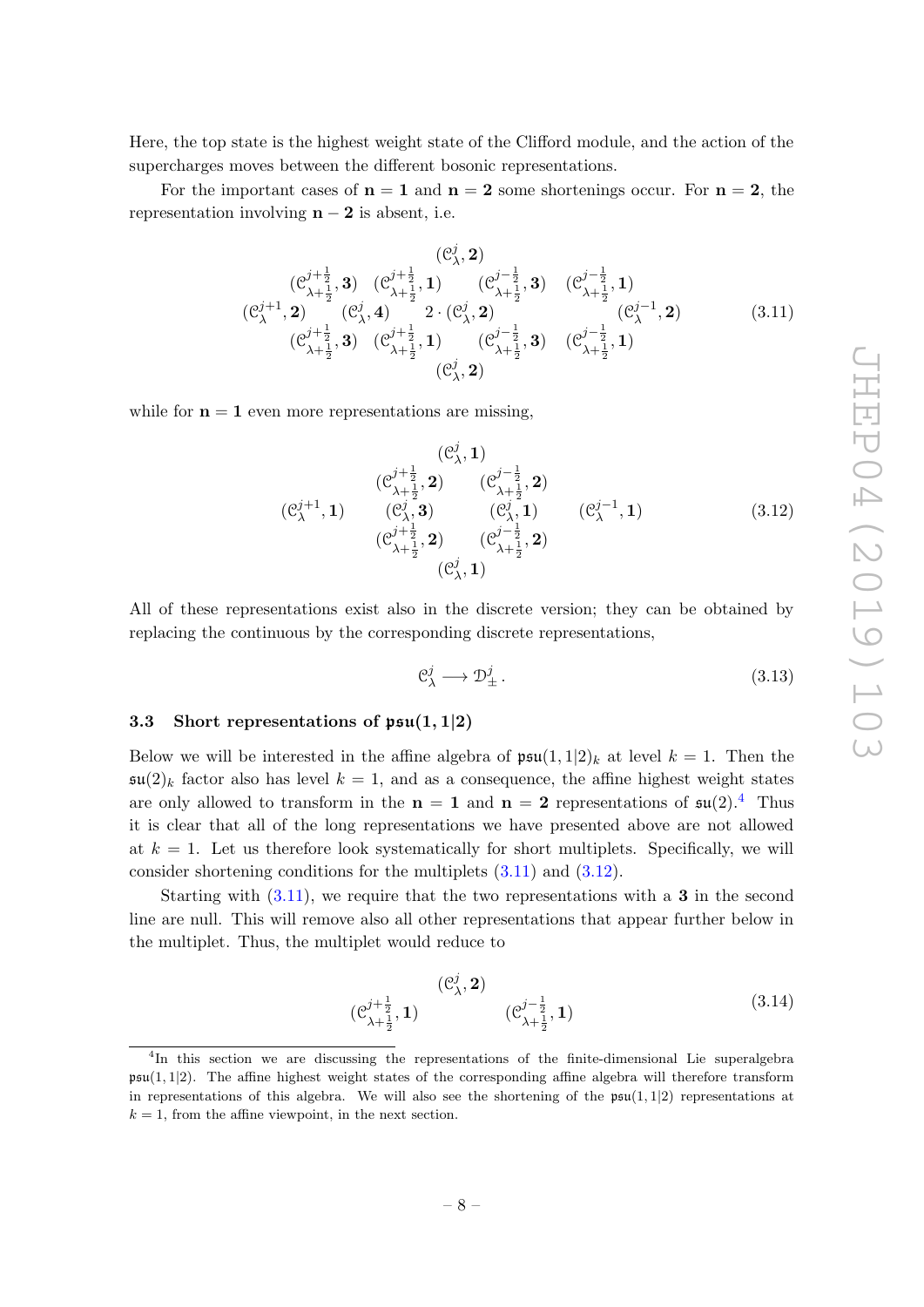Here, the top state is the highest weight state of the Clifford module, and the action of the supercharges moves between the different bosonic representations.

For the important cases of $\mathbf{n}=\mathbf{1}$ and $\mathbf{n}=\mathbf{2}$ some shortenings occur. For $\mathbf{n}=\mathbf{2}$, the representation involving $\mathbf{n}-\mathbf{2}$ is absent, i.e.

$$
\begin{array}{ccccccc}
 & & & (\mathcal{C}^{j}_{\lambda},\mathbf{2}) & & & \\
 & (\mathcal{C}^{j+\frac{1}{2}}_{\lambda+\frac{1}{2}},\mathbf{3}) & (\mathcal{C}^{j+\frac{1}{2}}_{\lambda+\frac{1}{2}},\mathbf{1}) & & (\mathcal{C}^{j-\frac{1}{2}}_{\lambda+\frac{1}{2}},\mathbf{3}) & (\mathcal{C}^{j-\frac{1}{2}}_{\lambda+\frac{1}{2}},\mathbf{1}) & \\
(\mathcal{C}^{j+1}_{\lambda},\mathbf{2}) & & (\mathcal{C}^{j}_{\lambda},\mathbf{4}) & 2\cdot(\mathcal{C}^{j}_{\lambda},\mathbf{2}) & & & (\mathcal{C}^{j-1}_{\lambda},\mathbf{2}) \\
 & (\mathcal{C}^{j+\frac{1}{2}}_{\lambda+\frac{1}{2}},\mathbf{3}) & (\mathcal{C}^{j+\frac{1}{2}}_{\lambda+\frac{1}{2}},\mathbf{1}) & & (\mathcal{C}^{j-\frac{1}{2}}_{\lambda+\frac{1}{2}},\mathbf{3}) & (\mathcal{C}^{j-\frac{1}{2}}_{\lambda+\frac{1}{2}},\mathbf{1}) & \\
 & & & (\mathcal{C}^{j}_{\lambda},\mathbf{2}) & & &
\end{array}
\tag{3.11}
$$

while for $\mathbf{n}=\mathbf{1}$ even more representations are missing,

$$
\begin{array}{ccccc}
 & & (\mathcal{C}^{j}_{\lambda},\mathbf{1}) & & \\
 & (\mathcal{C}^{j+\frac{1}{2}}_{\lambda+\frac{1}{2}},\mathbf{2}) & & (\mathcal{C}^{j-\frac{1}{2}}_{\lambda+\frac{1}{2}},\mathbf{2}) & \\
(\mathcal{C}^{j+1}_{\lambda},\mathbf{1}) & (\mathcal{C}^{j}_{\lambda},\mathbf{3}) & & (\mathcal{C}^{j}_{\lambda},\mathbf{1}) & (\mathcal{C}^{j-1}_{\lambda},\mathbf{1}) \\
 & (\mathcal{C}^{j+\frac{1}{2}}_{\lambda+\frac{1}{2}},\mathbf{2}) & & (\mathcal{C}^{j-\frac{1}{2}}_{\lambda+\frac{1}{2}},\mathbf{2}) & \\
 & & (\mathcal{C}^{j}_{\lambda},\mathbf{1}) & &
\end{array}
\tag{3.12}
$$

All of these representations exist also in the discrete version; they can be obtained by replacing the continuous by the corresponding discrete representations,

$$
\mathcal{C}^{j}_{\lambda} \longrightarrow \mathcal{D}^{j}_{\pm}\,. \tag{3.13}
$$

### 3.3 Short representations of $\mathfrak{psu}(1,1|2)$

Below we will be interested in the affine algebra of $\mathfrak{psu}(1,1|2)_k$ at level $k=1$. Then the $\mathfrak{su}(2)_k$ factor also has level $k=1$, and as a consequence, the affine highest weight states are only allowed to transform in the $\mathbf{n}=\mathbf{1}$ and $\mathbf{n}=\mathbf{2}$ representations of $\mathfrak{su}(2)$.[4] Thus it is clear that all of the long representations we have presented above are not allowed at $k=1$. Let us therefore look systematically for short multiplets. Specifically, we will consider shortening conditions for the multiplets (3.11) and (3.12).

Starting with (3.11), we require that the two representations with a $\mathbf{3}$ in the second line are null. This will remove also all other representations that appear further below in the multiplet. Thus, the multiplet would reduce to

$$
\begin{array}{ccc}
 & (\mathcal{C}^{j}_{\lambda},\mathbf{2}) & \\
(\mathcal{C}^{j+\frac{1}{2}}_{\lambda+\frac{1}{2}},\mathbf{1}) & & (\mathcal{C}^{j-\frac{1}{2}}_{\lambda+\frac{1}{2}},\mathbf{1})
\end{array}
\tag{3.14}
$$

[4] In this section we are discussing the representations of the finite-dimensional Lie superalgebra $\mathfrak{psu}(1,1|2)$. The affine highest weight states of the corresponding affine algebra will therefore transform in representations of this algebra. We will also see the shortening of the $\mathfrak{psu}(1,1|2)$ representations at $k=1$, from the affine viewpoint, in the next section.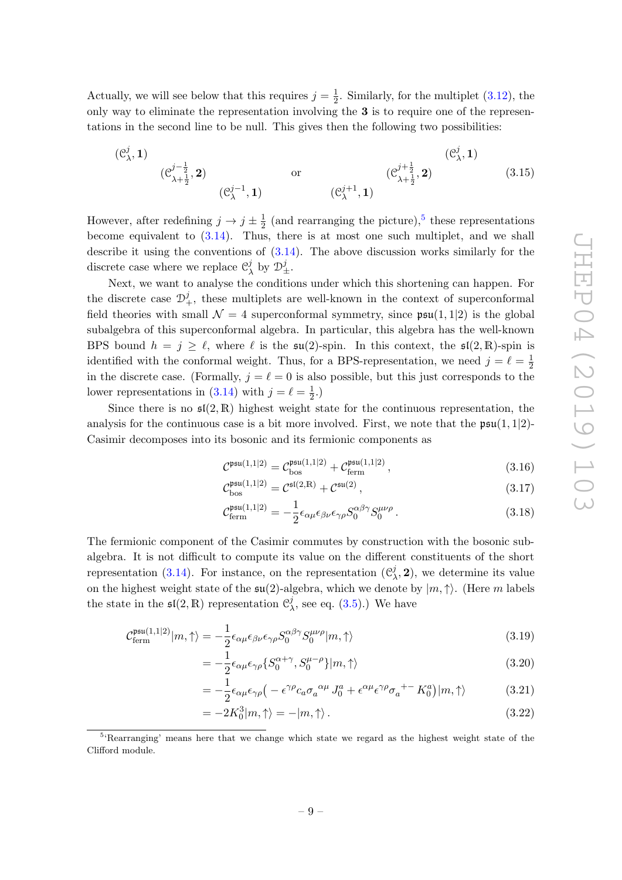Actually, we will see below that this requires $j = \frac{1}{2}$. Similarly, for the multiplet (3.12), the only way to eliminate the representation involving the $\mathbf{3}$ is to require one of the representations in the second line to be null. This gives then the following two possibilities:

$$
\begin{array}{ccc}
(\mathcal{C}^j_\lambda, \mathbf{1}) & & \\
& (\mathcal{C}^{j-\frac{1}{2}}_{\lambda+\frac{1}{2}}, \mathbf{2}) & \\
& & (\mathcal{C}^{j-1}_\lambda, \mathbf{1})
\end{array}
\qquad \text{or} \qquad
\begin{array}{ccc}
& & (\mathcal{C}^j_\lambda, \mathbf{1}) \\
& (\mathcal{C}^{j+\frac{1}{2}}_{\lambda+\frac{1}{2}}, \mathbf{2}) & \\
(\mathcal{C}^{j+1}_\lambda, \mathbf{1}) & &
\end{array}
\tag{3.15}
$$

However, after redefining $j \to j \pm \frac{1}{2}$ (and rearranging the picture),[5] these representations become equivalent to (3.14). Thus, there is at most one such multiplet, and we shall describe it using the conventions of (3.14). The above discussion works similarly for the discrete case where we replace $\mathcal{C}^j_\lambda$ by $\mathcal{D}^j_\pm$.

Next, we want to analyse the conditions under which this shortening can happen. For the discrete case $\mathcal{D}^j_+$, these multiplets are well-known in the context of superconformal field theories with small $\mathcal{N} = 4$ superconformal symmetry, since $\mathfrak{psu}(1,1|2)$ is the global subalgebra of this superconformal algebra. In particular, this algebra has the well-known BPS bound $h = j \geq \ell$, where $\ell$ is the $\mathfrak{su}(2)$-spin. In this context, the $\mathfrak{sl}(2,\mathbb{R})$-spin is identified with the conformal weight. Thus, for a BPS-representation, we need $j = \ell = \frac{1}{2}$ in the discrete case. (Formally, $j = \ell = 0$ is also possible, but this just corresponds to the lower representations in (3.14) with $j = \ell = \frac{1}{2}$.)

Since there is no $\mathfrak{sl}(2,\mathbb{R})$ highest weight state for the continuous representation, the analysis for the continuous case is a bit more involved. First, we note that the $\mathfrak{psu}(1,1|2)$-Casimir decomposes into its bosonic and its fermionic components as

$$
\mathcal{C}^{\mathfrak{psu}(1,1|2)} = \mathcal{C}^{\mathfrak{psu}(1,1|2)}_{\text{bos}} + \mathcal{C}^{\mathfrak{psu}(1,1|2)}_{\text{ferm}} \,, \tag{3.16}
$$

$$
\mathcal{C}^{\mathfrak{psu}(1,1|2)}_{\text{bos}} = \mathcal{C}^{\mathfrak{sl}(2,\mathbb{R})} + \mathcal{C}^{\mathfrak{su}(2)} \,, \tag{3.17}
$$

$$
\mathcal{C}^{\mathfrak{psu}(1,1|2)}_{\text{ferm}} = -\frac{1}{2} \epsilon_{\alpha\mu} \epsilon_{\beta\nu} \epsilon_{\gamma\rho} S^{\alpha\beta\gamma}_0 S^{\mu\nu\rho}_0 \,. \tag{3.18}
$$

The fermionic component of the Casimir commutes by construction with the bosonic subalgebra. It is not difficult to compute its value on the different constituents of the short representation (3.14). For instance, on the representation $(\mathcal{C}^j_\lambda, \mathbf{2})$, we determine its value on the highest weight state of the $\mathfrak{su}(2)$-algebra, which we denote by $|m, \uparrow\rangle$. (Here $m$ labels the state in the $\mathfrak{sl}(2,\mathbb{R})$ representation $\mathcal{C}^j_\lambda$, see eq. (3.5).) We have

$$
\mathcal{C}^{\mathfrak{psu}(1,1|2)}_{\text{ferm}} |m, \uparrow\rangle = -\frac{1}{2} \epsilon_{\alpha\mu} \epsilon_{\beta\nu} \epsilon_{\gamma\rho} S^{\alpha\beta\gamma}_0 S^{\mu\nu\rho}_0 |m, \uparrow\rangle \tag{3.19}
$$

$$
= -\frac{1}{2} \epsilon_{\alpha\mu} \epsilon_{\gamma\rho} \{ S^{\alpha+\gamma}_0, S^{\mu-\rho}_0 \} |m, \uparrow\rangle \tag{3.20}
$$

$$
= -\frac{1}{2} \epsilon_{\alpha\mu} \epsilon_{\gamma\rho} \big( -\epsilon^{\gamma\rho} c_a \sigma_a{}^{\alpha\mu} J^a_0 + \epsilon^{\alpha\mu} \epsilon^{\gamma\rho} \sigma_a{}^{+-} K^a_0 \big) |m, \uparrow\rangle \tag{3.21}
$$

$$
= -2K^3_0 |m, \uparrow\rangle = -|m, \uparrow\rangle \,. \tag{3.22}
$$

[5] 'Rearranging' means here that we change which state we regard as the highest weight state of the Clifford module.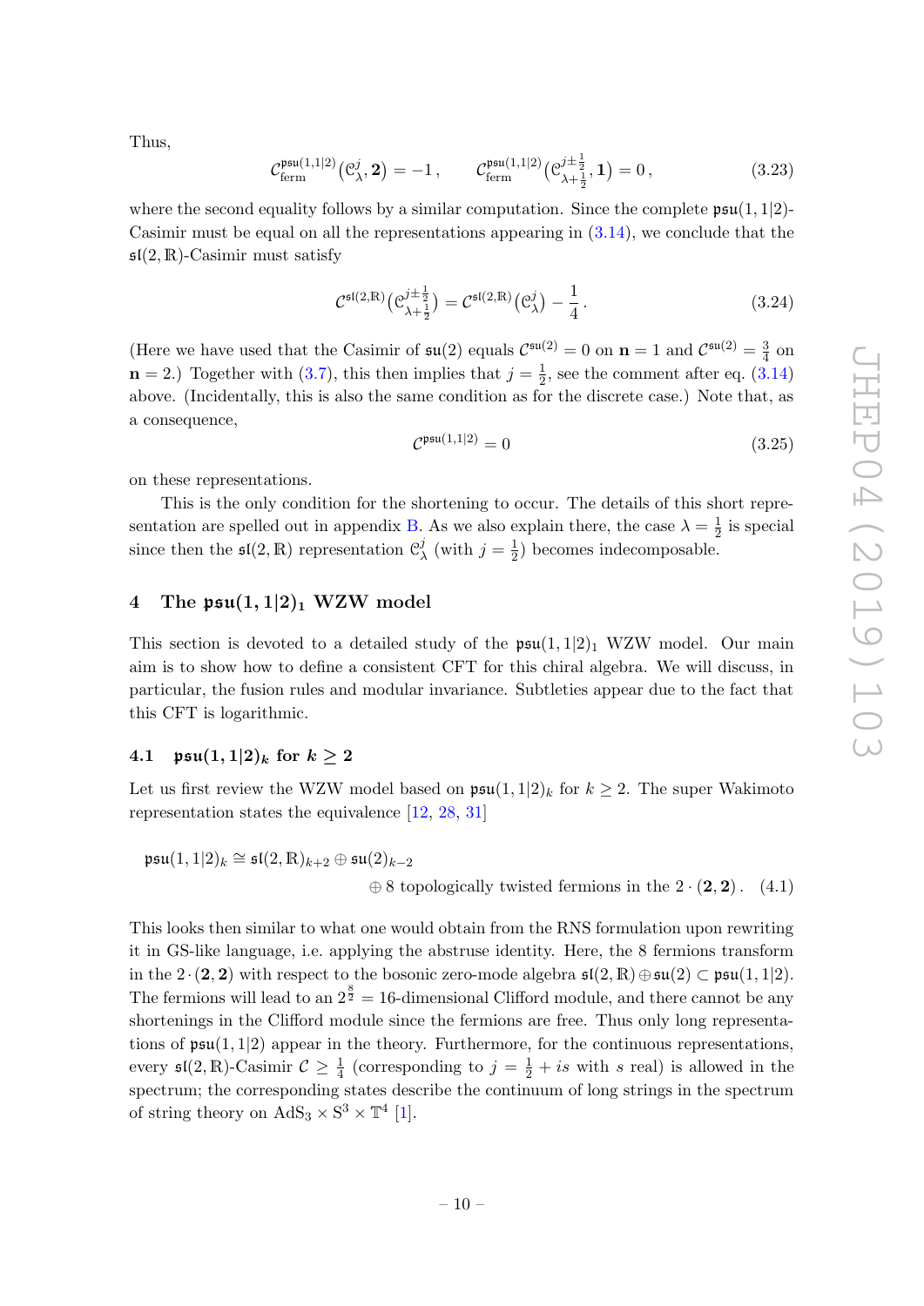Thus,

$$\mathcal{C}^{\mathfrak{psu}(1,1|2)}_{\text{ferm}}(\mathcal{C}^{j}_{\lambda}, \mathbf{2}) = -1\,, \qquad \mathcal{C}^{\mathfrak{psu}(1,1|2)}_{\text{ferm}}(\mathcal{C}^{j\pm\frac{1}{2}}_{\lambda+\frac{1}{2}}, \mathbf{1}) = 0\,, \tag{3.23}$$

where the second equality follows by a similar computation. Since the complete $\mathfrak{psu}(1,1|2)$-Casimir must be equal on all the representations appearing in (3.14), we conclude that the $\mathfrak{sl}(2,\mathbb{R})$-Casimir must satisfy

$$\mathcal{C}^{\mathfrak{sl}(2,\mathbb{R})}\big(\mathcal{C}^{j\pm\frac{1}{2}}_{\lambda+\frac{1}{2}}\big) = \mathcal{C}^{\mathfrak{sl}(2,\mathbb{R})}\big(\mathcal{C}^{j}_{\lambda}\big) - \frac{1}{4}\,. \tag{3.24}$$

(Here we have used that the Casimir of $\mathfrak{su}(2)$ equals $\mathcal{C}^{\mathfrak{su}(2)} = 0$ on $\mathbf{n} = 1$ and $\mathcal{C}^{\mathfrak{su}(2)} = \frac{3}{4}$ on $\mathbf{n} = 2$.) Together with (3.7), this then implies that $j = \frac{1}{2}$, see the comment after eq. (3.14) above. (Incidentally, this is also the same condition as for the discrete case.) Note that, as a consequence,

$$\mathcal{C}^{\mathfrak{psu}(1,1|2)} = 0 \tag{3.25}$$

on these representations.

This is the only condition for the shortening to occur. The details of this short representation are spelled out in appendix B. As we also explain there, the case $\lambda = \frac{1}{2}$ is special since then the $\mathfrak{sl}(2,\mathbb{R})$ representation $\mathcal{C}^{j}_{\lambda}$ (with $j = \frac{1}{2}$) becomes indecomposable.

# 4 The $\mathfrak{psu}(1,1|2)_1$ WZW model

This section is devoted to a detailed study of the $\mathfrak{psu}(1,1|2)_1$ WZW model. Our main aim is to show how to define a consistent CFT for this chiral algebra. We will discuss, in particular, the fusion rules and modular invariance. Subtleties appear due to the fact that this CFT is logarithmic.

## 4.1 $\mathfrak{psu}(1,1|2)_k$ for $k \geq 2$

Let us first review the WZW model based on $\mathfrak{psu}(1,1|2)_k$ for $k \geq 2$. The super Wakimoto representation states the equivalence [12, 28, 31]

$$\begin{aligned}\mathfrak{psu}(1,1|2)_k \cong\ & \mathfrak{sl}(2,\mathbb{R})_{k+2} \oplus \mathfrak{su}(2)_{k-2} \\ & \oplus 8 \text{ topologically twisted fermions in the } 2\cdot(\mathbf{2},\mathbf{2})\,.\end{aligned} \tag{4.1}$$

This looks then similar to what one would obtain from the RNS formulation upon rewriting it in GS-like language, i.e. applying the abstruse identity. Here, the 8 fermions transform in the $2\cdot(\mathbf{2},\mathbf{2})$ with respect to the bosonic zero-mode algebra $\mathfrak{sl}(2,\mathbb{R}) \oplus \mathfrak{su}(2) \subset \mathfrak{psu}(1,1|2)$. The fermions will lead to an $2^{\frac{8}{2}} = 16$-dimensional Clifford module, and there cannot be any shortenings in the Clifford module since the fermions are free. Thus only long representations of $\mathfrak{psu}(1,1|2)$ appear in the theory. Furthermore, for the continuous representations, every $\mathfrak{sl}(2,\mathbb{R})$-Casimir $\mathcal{C} \geq \frac{1}{4}$ (corresponding to $j = \frac{1}{2} + is$ with $s$ real) is allowed in the spectrum; the corresponding states describe the continuum of long strings in the spectrum of string theory on $\text{AdS}_3 \times \text{S}^3 \times \mathbb{T}^4$ [1].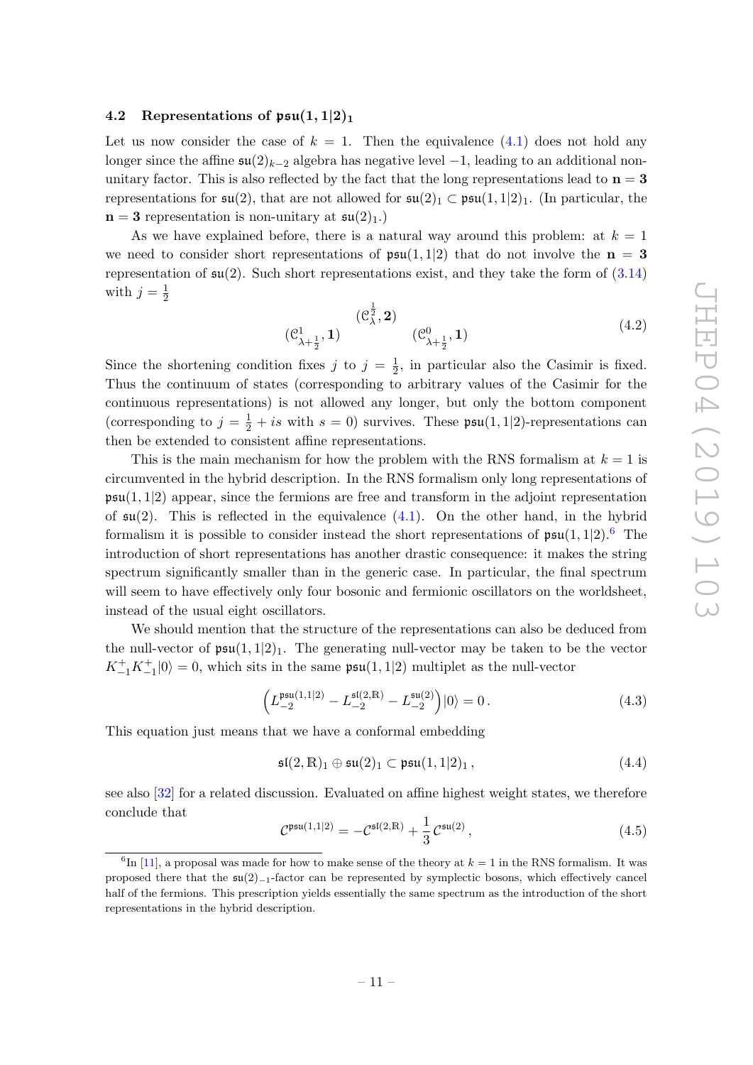### 4.2 Representations of $\mathfrak{psu}(1,1|2)_1$

Let us now consider the case of $k=1$. Then the equivalence (4.1) does not hold any longer since the affine $\mathfrak{su}(2)_{k-2}$ algebra has negative level $-1$, leading to an additional non-unitary factor. This is also reflected by the fact that the long representations lead to $\mathbf{n}=\mathbf{3}$ representations for $\mathfrak{su}(2)$, that are not allowed for $\mathfrak{su}(2)_1 \subset \mathfrak{psu}(1,1|2)_1$. (In particular, the $\mathbf{n}=\mathbf{3}$ representation is non-unitary at $\mathfrak{su}(2)_1$.)

As we have explained before, there is a natural way around this problem: at $k=1$ we need to consider short representations of $\mathfrak{psu}(1,1|2)$ that do not involve the $\mathbf{n}=\mathbf{3}$ representation of $\mathfrak{su}(2)$. Such short representations exist, and they take the form of (3.14) with $j=\frac{1}{2}$

$$
\begin{array}{ccc}
 & (\mathcal{C}^{\frac{1}{2}}_{\lambda},\mathbf{2}) & \\
(\mathcal{C}^{1}_{\lambda+\frac{1}{2}},\mathbf{1}) & & (\mathcal{C}^{0}_{\lambda+\frac{1}{2}},\mathbf{1})
\end{array}
\tag{4.2}
$$

Since the shortening condition fixes $j$ to $j=\frac{1}{2}$, in particular also the Casimir is fixed. Thus the continuum of states (corresponding to arbitrary values of the Casimir for the continuous representations) is not allowed any longer, but only the bottom component (corresponding to $j=\frac{1}{2}+is$ with $s=0$) survives. These $\mathfrak{psu}(1,1|2)$-representations can then be extended to consistent affine representations.

This is the main mechanism for how the problem with the RNS formalism at $k=1$ is circumvented in the hybrid description. In the RNS formalism only long representations of $\mathfrak{psu}(1,1|2)$ appear, since the fermions are free and transform in the adjoint representation of $\mathfrak{su}(2)$. This is reflected in the equivalence (4.1). On the other hand, in the hybrid formalism it is possible to consider instead the short representations of $\mathfrak{psu}(1,1|2)$.[6] The introduction of short representations has another drastic consequence: it makes the string spectrum significantly smaller than in the generic case. In particular, the final spectrum will seem to have effectively only four bosonic and fermionic oscillators on the worldsheet, instead of the usual eight oscillators.

We should mention that the structure of the representations can also be deduced from the null-vector of $\mathfrak{psu}(1,1|2)_1$. The generating null-vector may be taken to be the vector $K^+_{-1}K^+_{-1}|0\rangle = 0$, which sits in the same $\mathfrak{psu}(1,1|2)$ multiplet as the null-vector

$$
\left(L^{\mathfrak{psu}(1,1|2)}_{-2} - L^{\mathfrak{sl}(2,\mathbb{R})}_{-2} - L^{\mathfrak{su}(2)}_{-2}\right)|0\rangle = 0\,. \tag{4.3}
$$

This equation just means that we have a conformal embedding

$$
\mathfrak{sl}(2,\mathbb{R})_1 \oplus \mathfrak{su}(2)_1 \subset \mathfrak{psu}(1,1|2)_1\,, \tag{4.4}
$$

see also [32] for a related discussion. Evaluated on affine highest weight states, we therefore conclude that

$$
\mathcal{C}^{\mathfrak{psu}(1,1|2)} = -\mathcal{C}^{\mathfrak{sl}(2,\mathbb{R})} + \frac{1}{3}\,\mathcal{C}^{\mathfrak{su}(2)}\,, \tag{4.5}
$$

[6] In [11], a proposal was made for how to make sense of the theory at $k=1$ in the RNS formalism. It was proposed there that the $\mathfrak{su}(2)_{-1}$-factor can be represented by symplectic bosons, which effectively cancel half of the fermions. This prescription yields essentially the same spectrum as the introduction of the short representations in the hybrid description.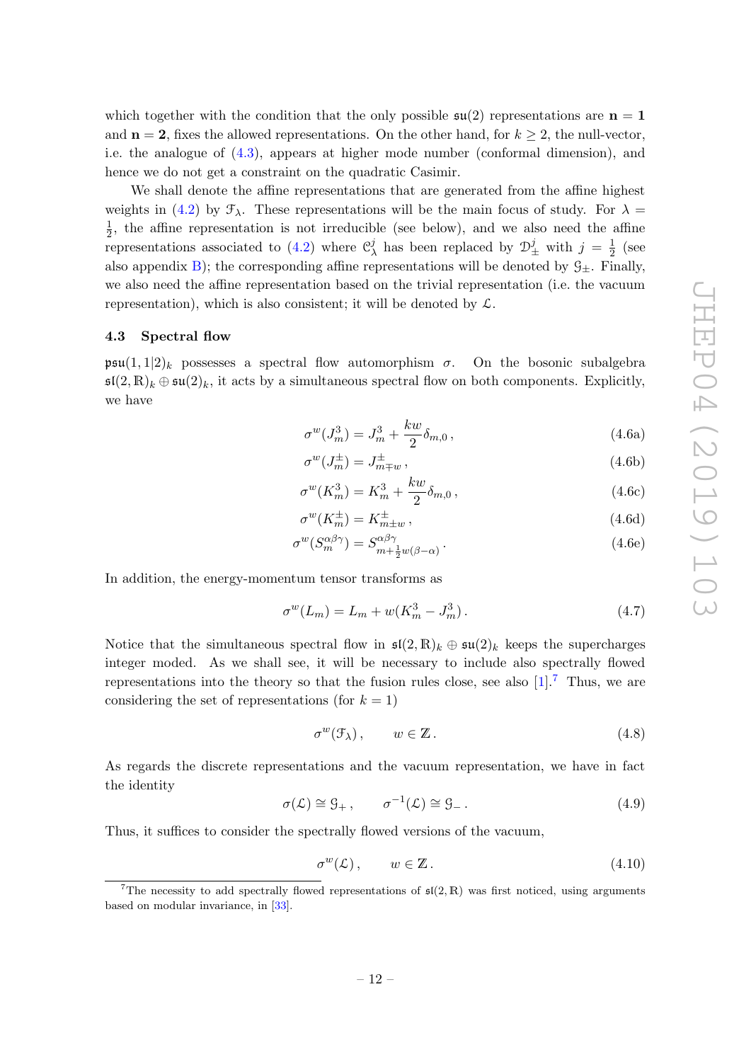which together with the condition that the only possible $\mathfrak{su}(2)$ representations are $\mathbf{n} = \mathbf{1}$ and $\mathbf{n} = \mathbf{2}$, fixes the allowed representations. On the other hand, for $k \geq 2$, the null-vector, i.e. the analogue of (4.3), appears at higher mode number (conformal dimension), and hence we do not get a constraint on the quadratic Casimir.

We shall denote the affine representations that are generated from the affine highest weights in (4.2) by $\mathcal{F}_\lambda$. These representations will be the main focus of study. For $\lambda = \frac{1}{2}$, the affine representation is not irreducible (see below), and we also need the affine representations associated to (4.2) where $\mathcal{C}^j_\lambda$ has been replaced by $\mathcal{D}^j_\pm$ with $j = \frac{1}{2}$ (see also appendix B); the corresponding affine representations will be denoted by $\mathcal{G}_\pm$. Finally, we also need the affine representation based on the trivial representation (i.e. the vacuum representation), which is also consistent; it will be denoted by $\mathcal{L}$.

### 4.3 Spectral flow

$\mathfrak{psu}(1,1|2)_k$ possesses a spectral flow automorphism $\sigma$. On the bosonic subalgebra $\mathfrak{sl}(2,\mathbb{R})_k \oplus \mathfrak{su}(2)_k$, it acts by a simultaneous spectral flow on both components. Explicitly, we have

$$\sigma^w(J^3_m) = J^3_m + \frac{kw}{2}\delta_{m,0}\,, \tag{4.6a}$$

$$\sigma^w(J^\pm_m) = J^\pm_{m\mp w}\,, \tag{4.6b}$$

$$\sigma^w(K^3_m) = K^3_m + \frac{kw}{2}\delta_{m,0}\,, \tag{4.6c}$$

$$\sigma^w(K^\pm_m) = K^\pm_{m\pm w}\,, \tag{4.6d}$$

$$\sigma^w(S^{\alpha\beta\gamma}_m) = S^{\alpha\beta\gamma}_{m+\frac{1}{2}w(\beta-\alpha)}\,. \tag{4.6e}$$

In addition, the energy-momentum tensor transforms as

$$\sigma^w(L_m) = L_m + w(K^3_m - J^3_m)\,. \tag{4.7}$$

Notice that the simultaneous spectral flow in $\mathfrak{sl}(2,\mathbb{R})_k \oplus \mathfrak{su}(2)_k$ keeps the supercharges integer moded. As we shall see, it will be necessary to include also spectrally flowed representations into the theory so that the fusion rules close, see also [1].[7] Thus, we are considering the set of representations (for $k = 1$)

$$\sigma^w(\mathcal{F}_\lambda)\,, \qquad w \in \mathbb{Z}\,. \tag{4.8}$$

As regards the discrete representations and the vacuum representation, we have in fact the identity

$$\sigma(\mathcal{L}) \cong \mathcal{G}_+\,, \qquad \sigma^{-1}(\mathcal{L}) \cong \mathcal{G}_-\,. \tag{4.9}$$

Thus, it suffices to consider the spectrally flowed versions of the vacuum,

$$\sigma^w(\mathcal{L})\,, \qquad w \in \mathbb{Z}\,. \tag{4.10}$$

[7] The necessity to add spectrally flowed representations of $\mathfrak{sl}(2,\mathbb{R})$ was first noticed, using arguments based on modular invariance, in [33].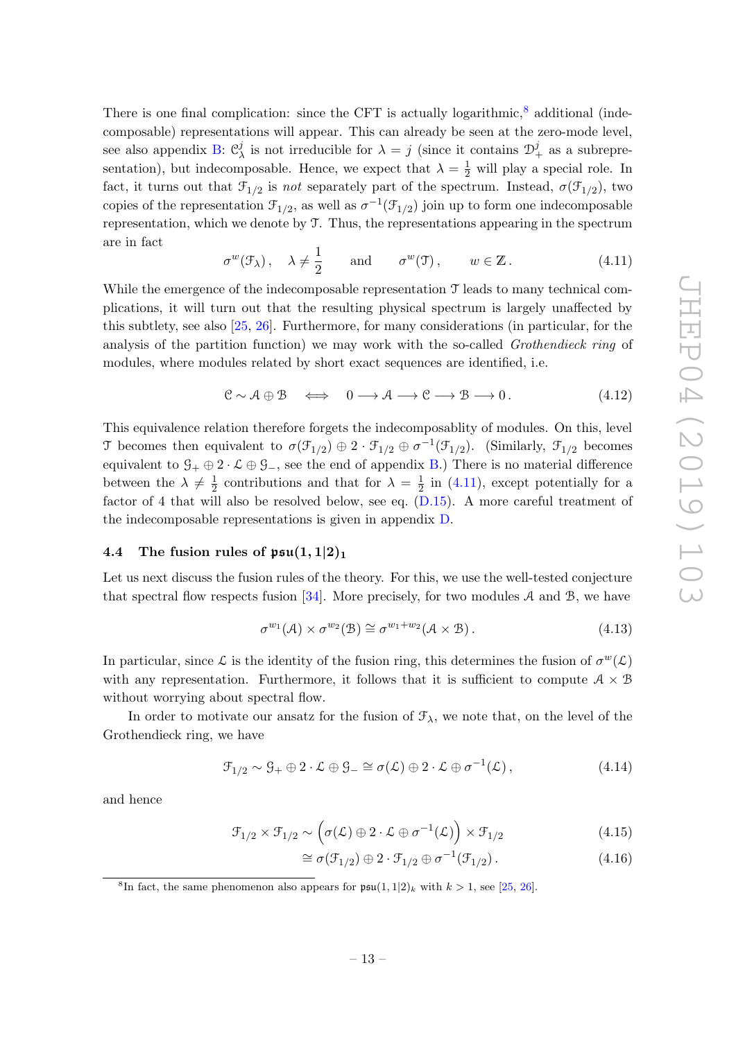There is one final complication: since the CFT is actually logarithmic,[8] additional (indecomposable) representations will appear. This can already be seen at the zero-mode level, see also appendix B: $\mathcal{C}^j_\lambda$ is not irreducible for $\lambda = j$ (since it contains $\mathcal{D}^j_+$ as a subrepresentation), but indecomposable. Hence, we expect that $\lambda = \frac{1}{2}$ will play a special role. In fact, it turns out that $\mathcal{F}_{1/2}$ is *not* separately part of the spectrum. Instead, $\sigma(\mathcal{F}_{1/2})$, two copies of the representation $\mathcal{F}_{1/2}$, as well as $\sigma^{-1}(\mathcal{F}_{1/2})$ join up to form one indecomposable representation, which we denote by $\mathcal{T}$. Thus, the representations appearing in the spectrum are in fact

$$\sigma^w(\mathcal{F}_\lambda)\,, \quad \lambda \neq \frac{1}{2} \qquad \text{and} \qquad \sigma^w(\mathcal{T})\,, \qquad w \in \mathbb{Z}\,. \tag{4.11}$$

While the emergence of the indecomposable representation $\mathcal{T}$ leads to many technical complications, it will turn out that the resulting physical spectrum is largely unaffected by this subtlety, see also [25, 26]. Furthermore, for many considerations (in particular, for the analysis of the partition function) we may work with the so-called *Grothendieck ring* of modules, where modules related by short exact sequences are identified, i.e.

$$\mathcal{C} \sim \mathcal{A} \oplus \mathcal{B} \quad \Longleftrightarrow \quad 0 \longrightarrow \mathcal{A} \longrightarrow \mathcal{C} \longrightarrow \mathcal{B} \longrightarrow 0\,. \tag{4.12}$$

This equivalence relation therefore forgets the indecomposablity of modules. On this, level $\mathcal{T}$ becomes then equivalent to $\sigma(\mathcal{F}_{1/2}) \oplus 2 \cdot \mathcal{F}_{1/2} \oplus \sigma^{-1}(\mathcal{F}_{1/2})$. (Similarly, $\mathcal{F}_{1/2}$ becomes equivalent to $\mathcal{G}_+ \oplus 2 \cdot \mathcal{L} \oplus \mathcal{G}_-$, see the end of appendix B.) There is no material difference between the $\lambda \neq \frac{1}{2}$ contributions and that for $\lambda = \frac{1}{2}$ in (4.11), except potentially for a factor of 4 that will also be resolved below, see eq. (D.15). A more careful treatment of the indecomposable representations is given in appendix D.

### 4.4 The fusion rules of $\mathfrak{psu}(1,1|2)_1$

Let us next discuss the fusion rules of the theory. For this, we use the well-tested conjecture that spectral flow respects fusion [34]. More precisely, for two modules $\mathcal{A}$ and $\mathcal{B}$, we have

$$\sigma^{w_1}(\mathcal{A}) \times \sigma^{w_2}(\mathcal{B}) \cong \sigma^{w_1+w_2}(\mathcal{A} \times \mathcal{B})\,. \tag{4.13}$$

In particular, since $\mathcal{L}$ is the identity of the fusion ring, this determines the fusion of $\sigma^w(\mathcal{L})$ with any representation. Furthermore, it follows that it is sufficient to compute $\mathcal{A} \times \mathcal{B}$ without worrying about spectral flow.

In order to motivate our ansatz for the fusion of $\mathcal{F}_\lambda$, we note that, on the level of the Grothendieck ring, we have

$$\mathcal{F}_{1/2} \sim \mathcal{G}_+ \oplus 2 \cdot \mathcal{L} \oplus \mathcal{G}_- \cong \sigma(\mathcal{L}) \oplus 2 \cdot \mathcal{L} \oplus \sigma^{-1}(\mathcal{L})\,, \tag{4.14}$$

and hence

$$\mathcal{F}_{1/2} \times \mathcal{F}_{1/2} \sim \Big(\sigma(\mathcal{L}) \oplus 2 \cdot \mathcal{L} \oplus \sigma^{-1}(\mathcal{L})\Big) \times \mathcal{F}_{1/2} \tag{4.15}$$

$$\cong \sigma(\mathcal{F}_{1/2}) \oplus 2 \cdot \mathcal{F}_{1/2} \oplus \sigma^{-1}(\mathcal{F}_{1/2})\,. \tag{4.16}$$

---

[8] In fact, the same phenomenon also appears for $\mathfrak{psu}(1,1|2)_k$ with $k > 1$, see [25, 26].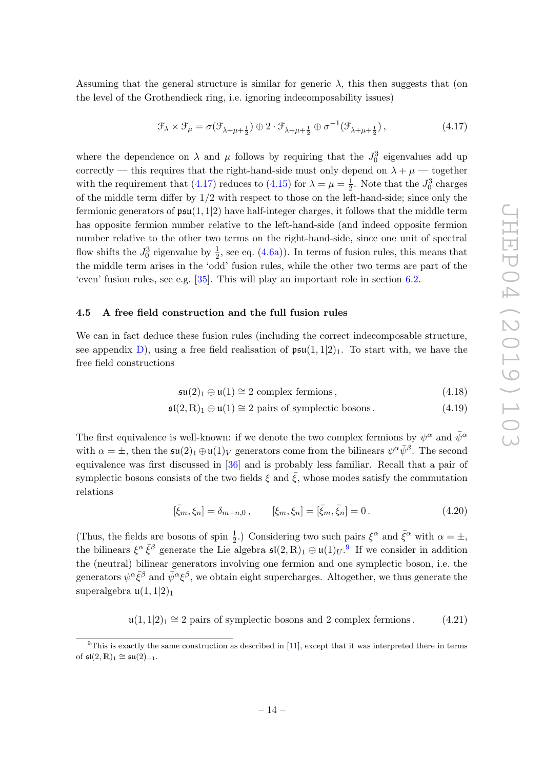Assuming that the general structure is similar for generic $\lambda$, this then suggests that (on the level of the Grothendieck ring, i.e. ignoring indecomposability issues)

$$\mathcal{F}_\lambda \times \mathcal{F}_\mu = \sigma(\mathcal{F}_{\lambda+\mu+\frac{1}{2}}) \oplus 2 \cdot \mathcal{F}_{\lambda+\mu+\frac{1}{2}} \oplus \sigma^{-1}(\mathcal{F}_{\lambda+\mu+\frac{1}{2}}) \,, \tag{4.17}$$

where the dependence on $\lambda$ and $\mu$ follows by requiring that the $J^3_0$ eigenvalues add up correctly — this requires that the right-hand-side must only depend on $\lambda + \mu$ — together with the requirement that (4.17) reduces to (4.15) for $\lambda = \mu = \frac{1}{2}$. Note that the $J^3_0$ charges of the middle term differ by $1/2$ with respect to those on the left-hand-side; since only the fermionic generators of $\mathfrak{psu}(1,1|2)$ have half-integer charges, it follows that the middle term has opposite fermion number relative to the left-hand-side (and indeed opposite fermion number relative to the other two terms on the right-hand-side, since one unit of spectral flow shifts the $J^3_0$ eigenvalue by $\frac{1}{2}$, see eq. (4.6a)). In terms of fusion rules, this means that the middle term arises in the 'odd' fusion rules, while the other two terms are part of the 'even' fusion rules, see e.g. [35]. This will play an important role in section 6.2.

### 4.5 A free field construction and the full fusion rules

We can in fact deduce these fusion rules (including the correct indecomposable structure, see appendix D), using a free field realisation of $\mathfrak{psu}(1,1|2)_1$. To start with, we have the free field constructions

$$\mathfrak{su}(2)_1 \oplus \mathfrak{u}(1) \cong 2 \text{ complex fermions} \,, \tag{4.18}$$

$$\mathfrak{sl}(2,\mathbb{R})_1 \oplus \mathfrak{u}(1) \cong 2 \text{ pairs of symplectic bosons} \,. \tag{4.19}$$

The first equivalence is well-known: if we denote the two complex fermions by $\psi^\alpha$ and $\bar{\psi}^\alpha$ with $\alpha = \pm$, then the $\mathfrak{su}(2)_1 \oplus \mathfrak{u}(1)_V$ generators come from the bilinears $\psi^\alpha \bar{\psi}^\beta$. The second equivalence was first discussed in [36] and is probably less familiar. Recall that a pair of symplectic bosons consists of the two fields $\xi$ and $\bar{\xi}$, whose modes satisfy the commutation relations

$$[\bar{\xi}_m, \xi_n] = \delta_{m+n,0} \,, \qquad [\xi_m, \xi_n] = [\bar{\xi}_m, \bar{\xi}_n] = 0 \,. \tag{4.20}$$

(Thus, the fields are bosons of spin $\frac{1}{2}$.) Considering two such pairs $\xi^\alpha$ and $\bar{\xi}^\alpha$ with $\alpha = \pm$, the bilinears $\xi^\alpha \bar{\xi}^\beta$ generate the Lie algebra $\mathfrak{sl}(2,\mathbb{R})_1 \oplus \mathfrak{u}(1)_U$.[9] If we consider in addition the (neutral) bilinear generators involving one fermion and one symplectic boson, i.e. the generators $\psi^\alpha \bar{\xi}^\beta$ and $\bar{\psi}^\alpha \xi^\beta$, we obtain eight supercharges. Altogether, we thus generate the superalgebra $\mathfrak{u}(1,1|2)_1$

$$\mathfrak{u}(1,1|2)_1 \cong 2 \text{ pairs of symplectic bosons and 2 complex fermions} \,. \tag{4.21}$$

[9] This is exactly the same construction as described in [11], except that it was interpreted there in terms of $\mathfrak{sl}(2,\mathbb{R})_1 \cong \mathfrak{su}(2)_{-1}$.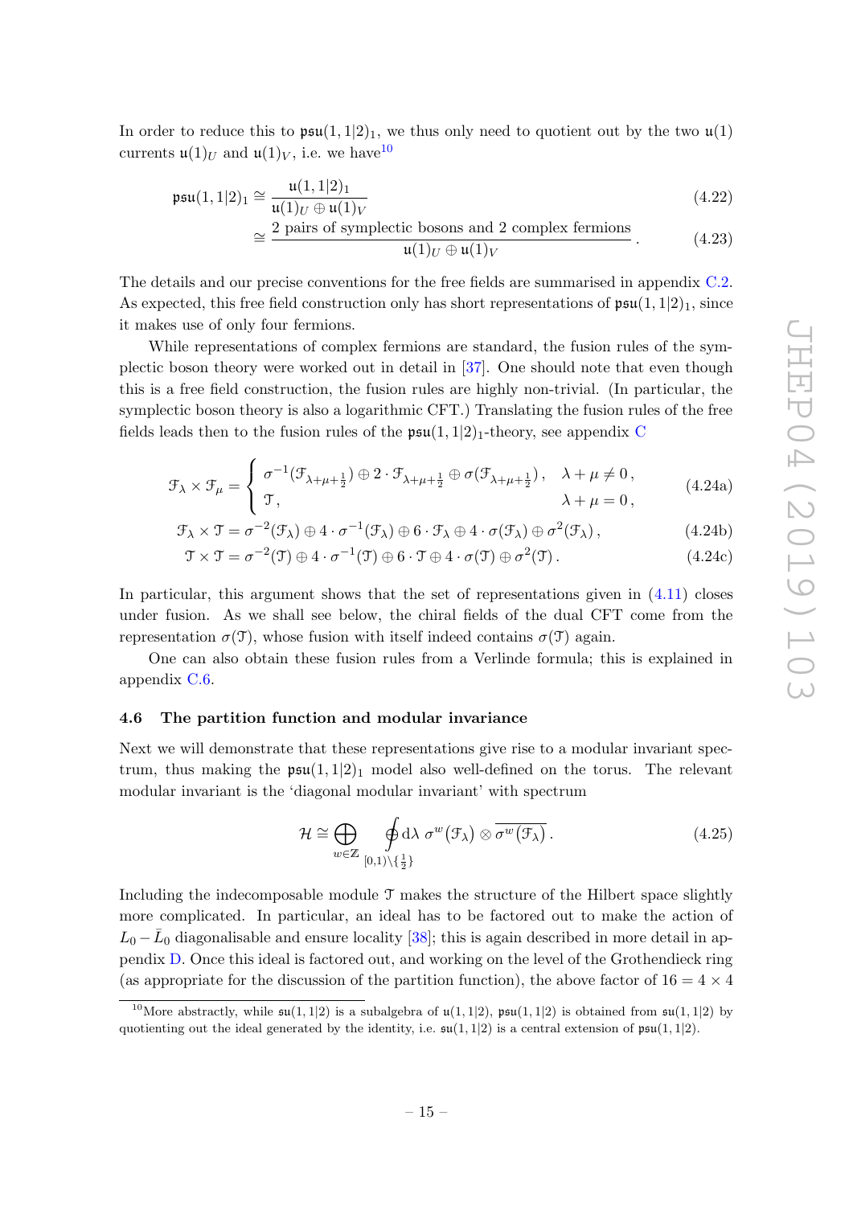In order to reduce this to $\mathfrak{psu}(1,1|2)_1$, we thus only need to quotient out by the two $\mathfrak{u}(1)$ currents $\mathfrak{u}(1)_U$ and $\mathfrak{u}(1)_V$, i.e. we have[10]

$$\mathfrak{psu}(1,1|2)_1 \cong \frac{\mathfrak{u}(1,1|2)_1}{\mathfrak{u}(1)_U \oplus \mathfrak{u}(1)_V} \tag{4.22}$$

$$\cong \frac{\text{2 pairs of symplectic bosons and 2 complex fermions}}{\mathfrak{u}(1)_U \oplus \mathfrak{u}(1)_V} . \tag{4.23}$$

The details and our precise conventions for the free fields are summarised in appendix C.2. As expected, this free field construction only has short representations of $\mathfrak{psu}(1,1|2)_1$, since it makes use of only four fermions.

While representations of complex fermions are standard, the fusion rules of the symplectic boson theory were worked out in detail in [37]. One should note that even though this is a free field construction, the fusion rules are highly non-trivial. (In particular, the symplectic boson theory is also a logarithmic CFT.) Translating the fusion rules of the free fields leads then to the fusion rules of the $\mathfrak{psu}(1,1|2)_1$-theory, see appendix C

$$\mathcal{F}_\lambda \times \mathcal{F}_\mu = \begin{cases} \sigma^{-1}(\mathcal{F}_{\lambda+\mu+\frac{1}{2}}) \oplus 2 \cdot \mathcal{F}_{\lambda+\mu+\frac{1}{2}} \oplus \sigma(\mathcal{F}_{\lambda+\mu+\frac{1}{2}}) , & \lambda+\mu \neq 0 , \\ \mathcal{T} , & \lambda+\mu = 0 , \end{cases} \tag{4.24a}$$

$$\mathcal{F}_\lambda \times \mathcal{T} = \sigma^{-2}(\mathcal{F}_\lambda) \oplus 4 \cdot \sigma^{-1}(\mathcal{F}_\lambda) \oplus 6 \cdot \mathcal{F}_\lambda \oplus 4 \cdot \sigma(\mathcal{F}_\lambda) \oplus \sigma^2(\mathcal{F}_\lambda) , \tag{4.24b}$$

$$\mathcal{T} \times \mathcal{T} = \sigma^{-2}(\mathcal{T}) \oplus 4 \cdot \sigma^{-1}(\mathcal{T}) \oplus 6 \cdot \mathcal{T} \oplus 4 \cdot \sigma(\mathcal{T}) \oplus \sigma^2(\mathcal{T}) . \tag{4.24c}$$

In particular, this argument shows that the set of representations given in (4.11) closes under fusion. As we shall see below, the chiral fields of the dual CFT come from the representation $\sigma(\mathcal{T})$, whose fusion with itself indeed contains $\sigma(\mathcal{T})$ again.

One can also obtain these fusion rules from a Verlinde formula; this is explained in appendix C.6.

### 4.6 The partition function and modular invariance

Next we will demonstrate that these representations give rise to a modular invariant spectrum, thus making the $\mathfrak{psu}(1,1|2)_1$ model also well-defined on the torus. The relevant modular invariant is the 'diagonal modular invariant' with spectrum

$$\mathcal{H} \cong \bigoplus_{w\in\mathbb{Z}} \oint_{[0,1)\setminus\{\frac{1}{2}\}} \mathrm{d}\lambda \; \sigma^w(\mathcal{F}_\lambda) \otimes \overline{\sigma^w(\mathcal{F}_\lambda)} . \tag{4.25}$$

Including the indecomposable module $\mathcal{T}$ makes the structure of the Hilbert space slightly more complicated. In particular, an ideal has to be factored out to make the action of $L_0 - \bar{L}_0$ diagonalisable and ensure locality [38]; this is again described in more detail in appendix D. Once this ideal is factored out, and working on the level of the Grothendieck ring (as appropriate for the discussion of the partition function), the above factor of $16 = 4 \times 4$

[10] More abstractly, while $\mathfrak{su}(1,1|2)$ is a subalgebra of $\mathfrak{u}(1,1|2)$, $\mathfrak{psu}(1,1|2)$ is obtained from $\mathfrak{su}(1,1|2)$ by quotienting out the ideal generated by the identity, i.e. $\mathfrak{su}(1,1|2)$ is a central extension of $\mathfrak{psu}(1,1|2)$.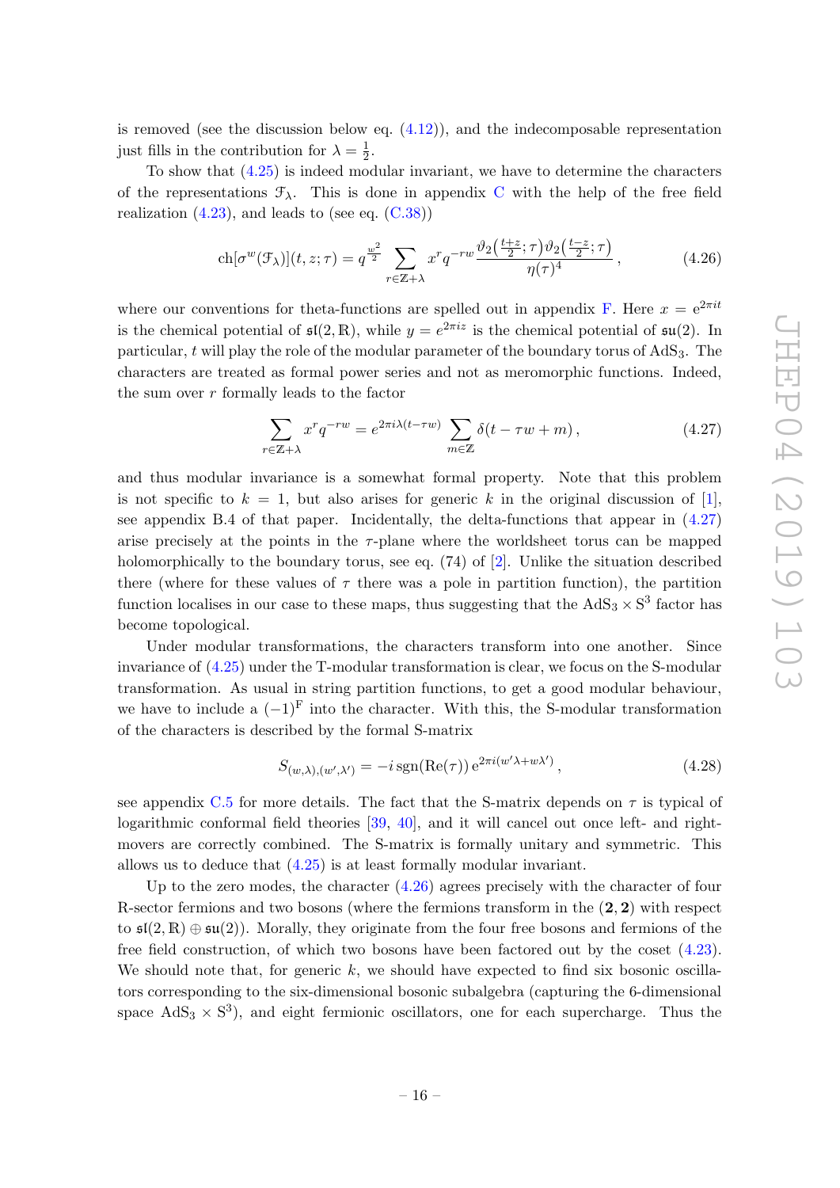is removed (see the discussion below eq. (4.12)), and the indecomposable representation just fills in the contribution for $\lambda = \frac{1}{2}$.

To show that (4.25) is indeed modular invariant, we have to determine the characters of the representations $\mathcal{F}_\lambda$. This is done in appendix C with the help of the free field realization (4.23), and leads to (see eq. (C.38))

$$\mathrm{ch}[\sigma^w(\mathcal{F}_\lambda)](t,z;\tau) = q^{\frac{w^2}{2}} \sum_{r\in\mathbb{Z}+\lambda} x^r q^{-rw} \frac{\vartheta_2\big(\frac{t+z}{2};\tau\big)\vartheta_2\big(\frac{t-z}{2};\tau\big)}{\eta(\tau)^4}\,, \tag{4.26}$$

where our conventions for theta-functions are spelled out in appendix F. Here $x = \mathrm{e}^{2\pi i t}$ is the chemical potential of $\mathfrak{sl}(2,\mathbb{R})$, while $y = e^{2\pi i z}$ is the chemical potential of $\mathfrak{su}(2)$. In particular, $t$ will play the role of the modular parameter of the boundary torus of $\mathrm{AdS}_3$. The characters are treated as formal power series and not as meromorphic functions. Indeed, the sum over $r$ formally leads to the factor

$$\sum_{r\in\mathbb{Z}+\lambda} x^r q^{-rw} = e^{2\pi i\lambda(t-\tau w)} \sum_{m\in\mathbb{Z}} \delta(t-\tau w+m)\,, \tag{4.27}$$

and thus modular invariance is a somewhat formal property. Note that this problem is not specific to $k = 1$, but also arises for generic $k$ in the original discussion of [1], see appendix B.4 of that paper. Incidentally, the delta-functions that appear in (4.27) arise precisely at the points in the $\tau$-plane where the worldsheet torus can be mapped holomorphically to the boundary torus, see eq. (74) of [2]. Unlike the situation described there (where for these values of $\tau$ there was a pole in partition function), the partition function localises in our case to these maps, thus suggesting that the $\mathrm{AdS}_3 \times \mathrm{S}^3$ factor has become topological.

Under modular transformations, the characters transform into one another. Since invariance of (4.25) under the T-modular transformation is clear, we focus on the S-modular transformation. As usual in string partition functions, to get a good modular behaviour, we have to include a $(-1)^{\mathrm{F}}$ into the character. With this, the S-modular transformation of the characters is described by the formal S-matrix

$$S_{(w,\lambda),(w',\lambda')} = -i\,\mathrm{sgn}(\mathrm{Re}(\tau))\,\mathrm{e}^{2\pi i(w'\lambda+w\lambda')}\,, \tag{4.28}$$

see appendix C.5 for more details. The fact that the S-matrix depends on $\tau$ is typical of logarithmic conformal field theories [39, 40], and it will cancel out once left- and right-movers are correctly combined. The S-matrix is formally unitary and symmetric. This allows us to deduce that (4.25) is at least formally modular invariant.

Up to the zero modes, the character (4.26) agrees precisely with the character of four R-sector fermions and two bosons (where the fermions transform in the $(\mathbf{2},\mathbf{2})$ with respect to $\mathfrak{sl}(2,\mathbb{R}) \oplus \mathfrak{su}(2)$). Morally, they originate from the four free bosons and fermions of the free field construction, of which two bosons have been factored out by the coset (4.23). We should note that, for generic $k$, we should have expected to find six bosonic oscillators corresponding to the six-dimensional bosonic subalgebra (capturing the 6-dimensional space $\mathrm{AdS}_3 \times \mathrm{S}^3$), and eight fermionic oscillators, one for each supercharge. Thus the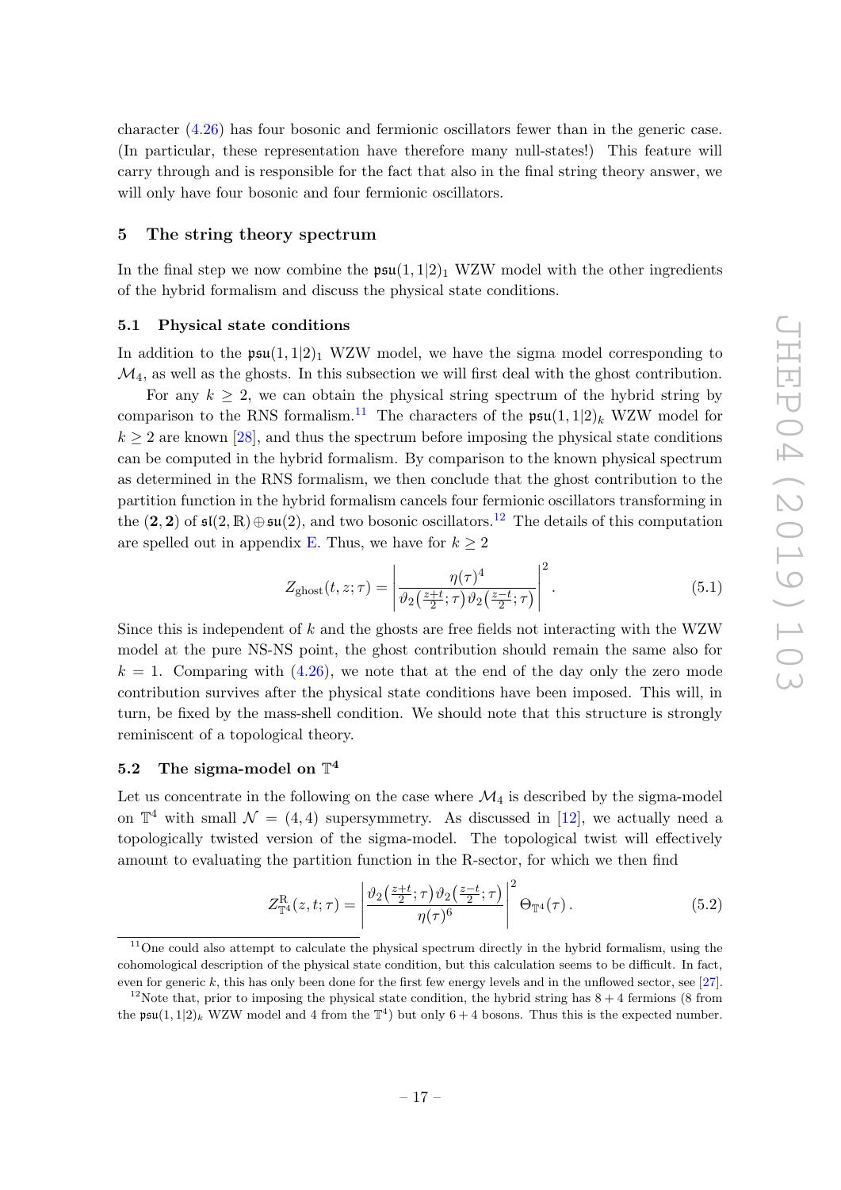character (4.26) has four bosonic and fermionic oscillators fewer than in the generic case. (In particular, these representation have therefore many null-states!) This feature will carry through and is responsible for the fact that also in the final string theory answer, we will only have four bosonic and four fermionic oscillators.

## 5 The string theory spectrum

In the final step we now combine the $\mathfrak{psu}(1,1|2)_1$ WZW model with the other ingredients of the hybrid formalism and discuss the physical state conditions.

### 5.1 Physical state conditions

In addition to the $\mathfrak{psu}(1,1|2)_1$ WZW model, we have the sigma model corresponding to $\mathcal{M}_4$, as well as the ghosts. In this subsection we will first deal with the ghost contribution.

For any $k \geq 2$, we can obtain the physical string spectrum of the hybrid string by comparison to the RNS formalism.[11] The characters of the $\mathfrak{psu}(1,1|2)_k$ WZW model for $k \geq 2$ are known [28], and thus the spectrum before imposing the physical state conditions can be computed in the hybrid formalism. By comparison to the known physical spectrum as determined in the RNS formalism, we then conclude that the ghost contribution to the partition function in the hybrid formalism cancels four fermionic oscillators transforming in the $(\mathbf{2},\mathbf{2})$ of $\mathfrak{sl}(2,\mathbb{R})\oplus\mathfrak{su}(2)$, and two bosonic oscillators.[12] The details of this computation are spelled out in appendix E. Thus, we have for $k \geq 2$

$$Z_{\text{ghost}}(t,z;\tau) = \left| \frac{\eta(\tau)^4}{\vartheta_2\big(\frac{z+t}{2};\tau\big)\vartheta_2\big(\frac{z-t}{2};\tau\big)} \right|^2 . \tag{5.1}$$

Since this is independent of $k$ and the ghosts are free fields not interacting with the WZW model at the pure NS-NS point, the ghost contribution should remain the same also for $k = 1$. Comparing with (4.26), we note that at the end of the day only the zero mode contribution survives after the physical state conditions have been imposed. This will, in turn, be fixed by the mass-shell condition. We should note that this structure is strongly reminiscent of a topological theory.

### 5.2 The sigma-model on $\mathbb{T}^4$

Let us concentrate in the following on the case where $\mathcal{M}_4$ is described by the sigma-model on $\mathbb{T}^4$ with small $\mathcal{N} = (4,4)$ supersymmetry. As discussed in [12], we actually need a topologically twisted version of the sigma-model. The topological twist will effectively amount to evaluating the partition function in the R-sector, for which we then find

$$Z^{\text{R}}_{\mathbb{T}^4}(z,t;\tau) = \left| \frac{\vartheta_2\big(\frac{z+t}{2};\tau\big)\vartheta_2\big(\frac{z-t}{2};\tau\big)}{\eta(\tau)^6} \right|^2 \Theta_{\mathbb{T}^4}(\tau) . \tag{5.2}$$

[11] One could also attempt to calculate the physical spectrum directly in the hybrid formalism, using the cohomological description of the physical state condition, but this calculation seems to be difficult. In fact, even for generic $k$, this has only been done for the first few energy levels and in the unflowed sector, see [27].

[12] Note that, prior to imposing the physical state condition, the hybrid string has $8+4$ fermions (8 from the $\mathfrak{psu}(1,1|2)_k$ WZW model and 4 from the $\mathbb{T}^4$) but only $6+4$ bosons. Thus this is the expected number.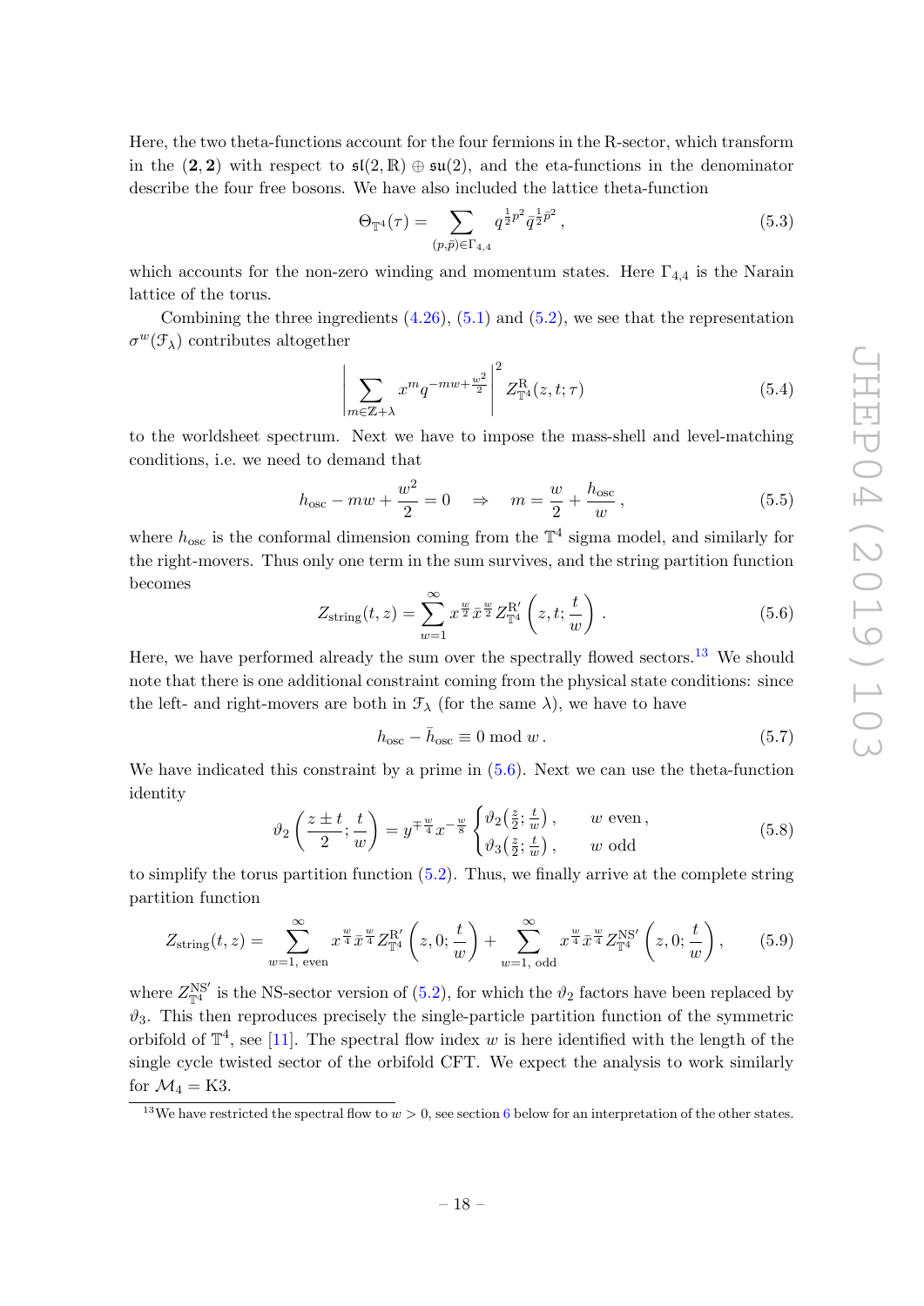Here, the two theta-functions account for the four fermions in the R-sector, which transform in the $(\mathbf{2},\mathbf{2})$ with respect to $\mathfrak{sl}(2,\mathbb{R})\oplus\mathfrak{su}(2)$, and the eta-functions in the denominator describe the four free bosons. We have also included the lattice theta-function

$$\Theta_{\mathbb{T}^4}(\tau)=\sum_{(p,\bar{p})\in\Gamma_{4,4}} q^{\frac{1}{2}p^2}\bar{q}^{\frac{1}{2}\bar{p}^2}\,, \tag{5.3}$$

which accounts for the non-zero winding and momentum states. Here $\Gamma_{4,4}$ is the Narain lattice of the torus.

Combining the three ingredients (4.26), (5.1) and (5.2), we see that the representation $\sigma^w(\mathcal{F}_\lambda)$ contributes altogether

$$\left|\sum_{m\in\mathbb{Z}+\lambda} x^m q^{-mw+\frac{w^2}{2}}\right|^2 Z^{\mathrm{R}}_{\mathbb{T}^4}(z,t;\tau) \tag{5.4}$$

to the worldsheet spectrum. Next we have to impose the mass-shell and level-matching conditions, i.e. we need to demand that

$$h_{\mathrm{osc}}-mw+\frac{w^2}{2}=0 \quad\Rightarrow\quad m=\frac{w}{2}+\frac{h_{\mathrm{osc}}}{w}\,, \tag{5.5}$$

where $h_{\mathrm{osc}}$ is the conformal dimension coming from the $\mathbb{T}^4$ sigma model, and similarly for the right-movers. Thus only one term in the sum survives, and the string partition function becomes

$$Z_{\mathrm{string}}(t,z)=\sum_{w=1}^{\infty} x^{\frac{w}{2}}\bar{x}^{\frac{w}{2}} Z^{\mathrm{R}'}_{\mathbb{T}^4}\left(z,t;\frac{t}{w}\right)\,. \tag{5.6}$$

Here, we have performed already the sum over the spectrally flowed sectors.[13] We should note that there is one additional constraint coming from the physical state conditions: since the left- and right-movers are both in $\mathcal{F}_\lambda$ (for the same $\lambda$), we have to have

$$h_{\mathrm{osc}}-\bar{h}_{\mathrm{osc}}\equiv 0 \bmod w\,. \tag{5.7}$$

We have indicated this constraint by a prime in (5.6). Next we can use the theta-function identity

$$\vartheta_2\left(\frac{z\pm t}{2};\frac{t}{w}\right)=y^{\mp\frac{w}{4}}x^{-\frac{w}{8}}\begin{cases}\vartheta_2\left(\frac{z}{2};\frac{t}{w}\right)\,, & w \text{ even}\,,\\ \vartheta_3\left(\frac{z}{2};\frac{t}{w}\right)\,, & w \text{ odd}\end{cases} \tag{5.8}$$

to simplify the torus partition function (5.2). Thus, we finally arrive at the complete string partition function

$$Z_{\mathrm{string}}(t,z)=\sum_{w=1,\text{ even}}^{\infty} x^{\frac{w}{4}}\bar{x}^{\frac{w}{4}} Z^{\mathrm{R}'}_{\mathbb{T}^4}\left(z,0;\frac{t}{w}\right)+\sum_{w=1,\text{ odd}}^{\infty} x^{\frac{w}{4}}\bar{x}^{\frac{w}{4}} Z^{\mathrm{NS}'}_{\mathbb{T}^4}\left(z,0;\frac{t}{w}\right)\,, \tag{5.9}$$

where $Z^{\mathrm{NS}'}_{\mathbb{T}^4}$ is the NS-sector version of (5.2), for which the $\vartheta_2$ factors have been replaced by $\vartheta_3$. This then reproduces precisely the single-particle partition function of the symmetric orbifold of $\mathbb{T}^4$, see [11]. The spectral flow index $w$ is here identified with the length of the single cycle twisted sector of the orbifold CFT. We expect the analysis to work similarly for $\mathcal{M}_4=\mathrm{K3}$.

[13] We have restricted the spectral flow to $w>0$, see section 6 below for an interpretation of the other states.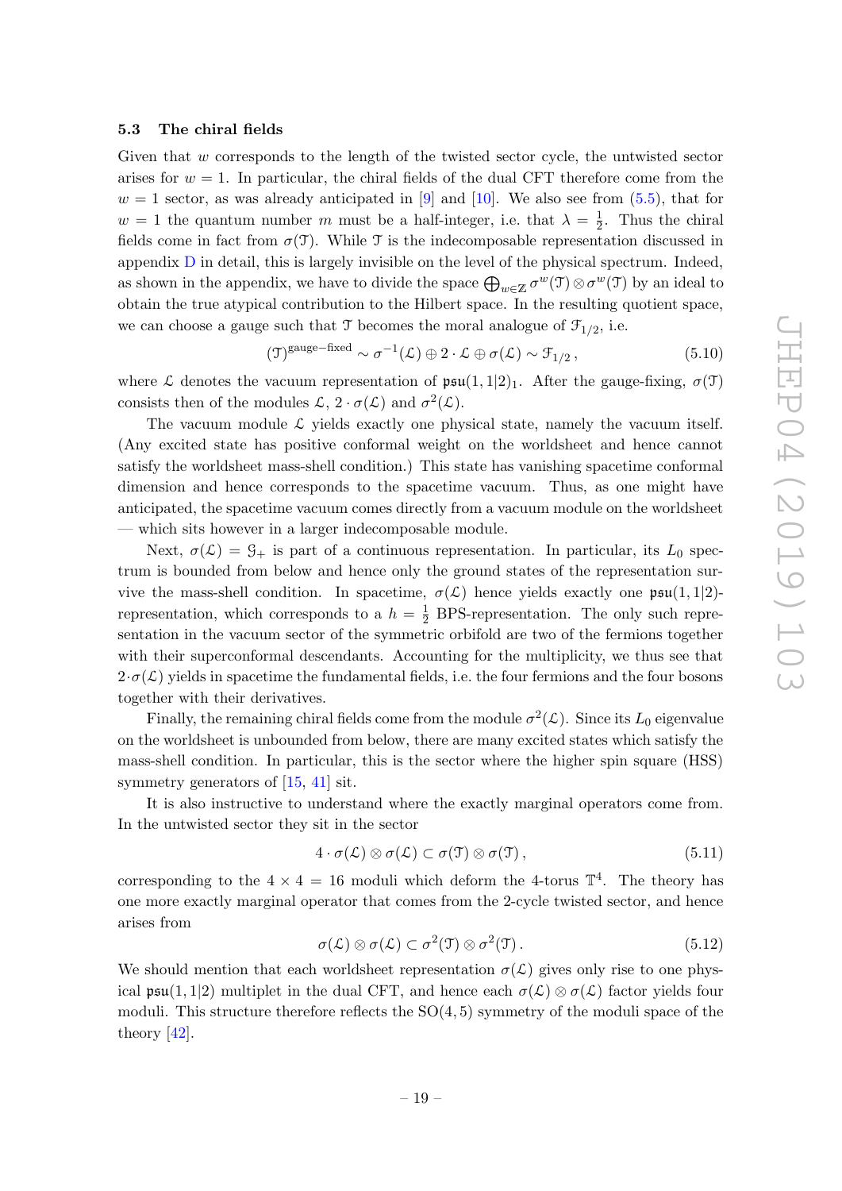### 5.3 The chiral fields

Given that $w$ corresponds to the length of the twisted sector cycle, the untwisted sector arises for $w = 1$. In particular, the chiral fields of the dual CFT therefore come from the $w = 1$ sector, as was already anticipated in [9] and [10]. We also see from (5.5), that for $w = 1$ the quantum number $m$ must be a half-integer, i.e. that $\lambda = \frac{1}{2}$. Thus the chiral fields come in fact from $\sigma(\mathfrak{T})$. While $\mathfrak{T}$ is the indecomposable representation discussed in appendix D in detail, this is largely invisible on the level of the physical spectrum. Indeed, as shown in the appendix, we have to divide the space $\bigoplus_{w\in\mathbb{Z}} \sigma^w(\mathfrak{T}) \otimes \sigma^w(\mathfrak{T})$ by an ideal to obtain the true atypical contribution to the Hilbert space. In the resulting quotient space, we can choose a gauge such that $\mathfrak{T}$ becomes the moral analogue of $\mathcal{F}_{1/2}$, i.e.

$$(\mathfrak{T})^{\text{gauge-fixed}} \sim \sigma^{-1}(\mathcal{L}) \oplus 2\cdot\mathcal{L} \oplus \sigma(\mathcal{L}) \sim \mathcal{F}_{1/2}\,, \tag{5.10}$$

where $\mathcal{L}$ denotes the vacuum representation of $\mathfrak{psu}(1,1|2)_1$. After the gauge-fixing, $\sigma(\mathfrak{T})$ consists then of the modules $\mathcal{L}$, $2\cdot\sigma(\mathcal{L})$ and $\sigma^2(\mathcal{L})$.

The vacuum module $\mathcal{L}$ yields exactly one physical state, namely the vacuum itself. (Any excited state has positive conformal weight on the worldsheet and hence cannot satisfy the worldsheet mass-shell condition.) This state has vanishing spacetime conformal dimension and hence corresponds to the spacetime vacuum. Thus, as one might have anticipated, the spacetime vacuum comes directly from a vacuum module on the worldsheet — which sits however in a larger indecomposable module.

Next, $\sigma(\mathcal{L}) = \mathcal{G}_+$ is part of a continuous representation. In particular, its $L_0$ spectrum is bounded from below and hence only the ground states of the representation survive the mass-shell condition. In spacetime, $\sigma(\mathcal{L})$ hence yields exactly one $\mathfrak{psu}(1,1|2)$-representation, which corresponds to a $h = \frac{1}{2}$ BPS-representation. The only such representation in the vacuum sector of the symmetric orbifold are two of the fermions together with their superconformal descendants. Accounting for the multiplicity, we thus see that $2\cdot\sigma(\mathcal{L})$ yields in spacetime the fundamental fields, i.e. the four fermions and the four bosons together with their derivatives.

Finally, the remaining chiral fields come from the module $\sigma^2(\mathcal{L})$. Since its $L_0$ eigenvalue on the worldsheet is unbounded from below, there are many excited states which satisfy the mass-shell condition. In particular, this is the sector where the higher spin square (HSS) symmetry generators of [15, 41] sit.

It is also instructive to understand where the exactly marginal operators come from. In the untwisted sector they sit in the sector

$$4\cdot\sigma(\mathcal{L})\otimes\sigma(\mathcal{L}) \subset \sigma(\mathfrak{T})\otimes\sigma(\mathfrak{T})\,, \tag{5.11}$$

corresponding to the $4\times 4 = 16$ moduli which deform the 4-torus $\mathbb{T}^4$. The theory has one more exactly marginal operator that comes from the 2-cycle twisted sector, and hence arises from

$$\sigma(\mathcal{L})\otimes\sigma(\mathcal{L}) \subset \sigma^2(\mathfrak{T})\otimes\sigma^2(\mathfrak{T})\,. \tag{5.12}$$

We should mention that each worldsheet representation $\sigma(\mathcal{L})$ gives only rise to one physical $\mathfrak{psu}(1,1|2)$ multiplet in the dual CFT, and hence each $\sigma(\mathcal{L})\otimes\sigma(\mathcal{L})$ factor yields four moduli. This structure therefore reflects the $\mathrm{SO}(4,5)$ symmetry of the moduli space of the theory [42].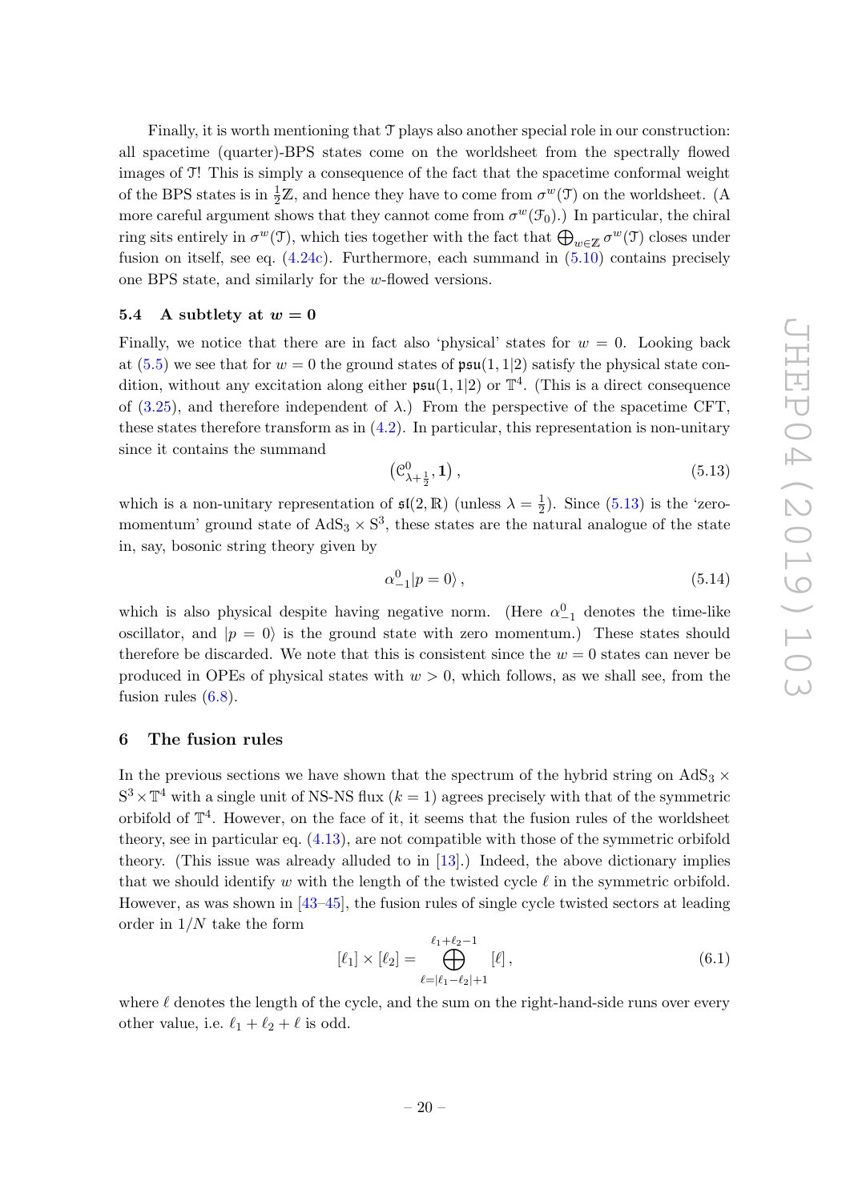Finally, it is worth mentioning that $\mathcal{T}$ plays also another special role in our construction: all spacetime (quarter)-BPS states come on the worldsheet from the spectrally flowed images of $\mathcal{T}$! This is simply a consequence of the fact that the spacetime conformal weight of the BPS states is in $\frac{1}{2}\mathbb{Z}$, and hence they have to come from $\sigma^w(\mathcal{T})$ on the worldsheet. (A more careful argument shows that they cannot come from $\sigma^w(\mathcal{F}_0)$.) In particular, the chiral ring sits entirely in $\sigma^w(\mathcal{T})$, which ties together with the fact that $\bigoplus_{w\in\mathbb{Z}} \sigma^w(\mathcal{T})$ closes under fusion on itself, see eq. (4.24c). Furthermore, each summand in (5.10) contains precisely one BPS state, and similarly for the $w$-flowed versions.

### 5.4 A subtlety at $w = 0$

Finally, we notice that there are in fact also 'physical' states for $w = 0$. Looking back at (5.5) we see that for $w = 0$ the ground states of $\mathfrak{psu}(1,1|2)$ satisfy the physical state condition, without any excitation along either $\mathfrak{psu}(1,1|2)$ or $\mathbb{T}^4$. (This is a direct consequence of (3.25), and therefore independent of $\lambda$.) From the perspective of the spacetime CFT, these states therefore transform as in (4.2). In particular, this representation is non-unitary since it contains the summand

$$\left(\mathcal{C}^0_{\lambda+\frac{1}{2}}, \mathbf{1}\right) , \tag{5.13}$$

which is a non-unitary representation of $\mathfrak{sl}(2,\mathbb{R})$ (unless $\lambda = \frac{1}{2}$). Since (5.13) is the 'zero-momentum' ground state of $\text{AdS}_3 \times \text{S}^3$, these states are the natural analogue of the state in, say, bosonic string theory given by

$$\alpha^0_{-1}|p = 0\rangle , \tag{5.14}$$

which is also physical despite having negative norm. (Here $\alpha^0_{-1}$ denotes the time-like oscillator, and $|p = 0\rangle$ is the ground state with zero momentum.) These states should therefore be discarded. We note that this is consistent since the $w = 0$ states can never be produced in OPEs of physical states with $w > 0$, which follows, as we shall see, from the fusion rules (6.8).

## 6 The fusion rules

In the previous sections we have shown that the spectrum of the hybrid string on $\text{AdS}_3 \times \text{S}^3 \times \mathbb{T}^4$ with a single unit of NS-NS flux ($k = 1$) agrees precisely with that of the symmetric orbifold of $\mathbb{T}^4$. However, on the face of it, it seems that the fusion rules of the worldsheet theory, see in particular eq. (4.13), are not compatible with those of the symmetric orbifold theory. (This issue was already alluded to in [13].) Indeed, the above dictionary implies that we should identify $w$ with the length of the twisted cycle $\ell$ in the symmetric orbifold. However, as was shown in [43–45], the fusion rules of single cycle twisted sectors at leading order in $1/N$ take the form

$$[\ell_1] \times [\ell_2] = \bigoplus_{\ell=|\ell_1-\ell_2|+1}^{\ell_1+\ell_2-1} [\ell] , \tag{6.1}$$

where $\ell$ denotes the length of the cycle, and the sum on the right-hand-side runs over every other value, i.e. $\ell_1 + \ell_2 + \ell$ is odd.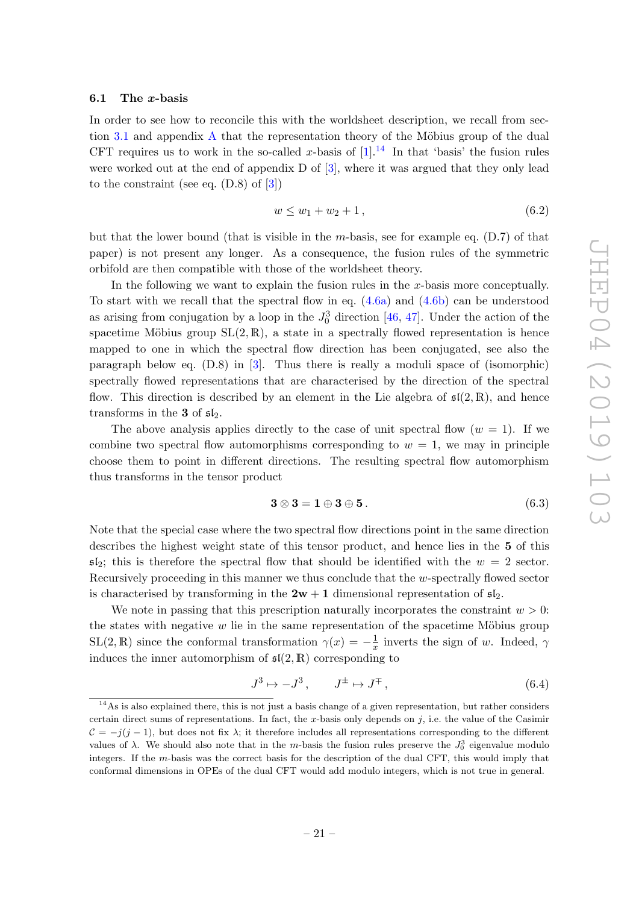### 6.1 The $x$-basis

In order to see how to reconcile this with the worldsheet description, we recall from section 3.1 and appendix A that the representation theory of the Möbius group of the dual CFT requires us to work in the so-called $x$-basis of [1].[14] In that 'basis' the fusion rules were worked out at the end of appendix D of [3], where it was argued that they only lead to the constraint (see eq. (D.8) of [3])

$$w \leq w_1 + w_2 + 1\,, \tag{6.2}$$

but that the lower bound (that is visible in the $m$-basis, see for example eq. (D.7) of that paper) is not present any longer. As a consequence, the fusion rules of the symmetric orbifold are then compatible with those of the worldsheet theory.

In the following we want to explain the fusion rules in the $x$-basis more conceptually. To start with we recall that the spectral flow in eq. (4.6a) and (4.6b) can be understood as arising from conjugation by a loop in the $J_0^3$ direction [46, 47]. Under the action of the spacetime Möbius group $\mathrm{SL}(2,\mathbb{R})$, a state in a spectrally flowed representation is hence mapped to one in which the spectral flow direction has been conjugated, see also the paragraph below eq. (D.8) in [3]. Thus there is really a moduli space of (isomorphic) spectrally flowed representations that are characterised by the direction of the spectral flow. This direction is described by an element in the Lie algebra of $\mathfrak{sl}(2,\mathbb{R})$, and hence transforms in the $\mathbf{3}$ of $\mathfrak{sl}_2$.

The above analysis applies directly to the case of unit spectral flow ($w = 1$). If we combine two spectral flow automorphisms corresponding to $w = 1$, we may in principle choose them to point in different directions. The resulting spectral flow automorphism thus transforms in the tensor product

$$\mathbf{3} \otimes \mathbf{3} = \mathbf{1} \oplus \mathbf{3} \oplus \mathbf{5}\,. \tag{6.3}$$

Note that the special case where the two spectral flow directions point in the same direction describes the highest weight state of this tensor product, and hence lies in the $\mathbf{5}$ of this $\mathfrak{sl}_2$; this is therefore the spectral flow that should be identified with the $w = 2$ sector. Recursively proceeding in this manner we thus conclude that the $w$-spectrally flowed sector is characterised by transforming in the $\mathbf{2w+1}$ dimensional representation of $\mathfrak{sl}_2$.

We note in passing that this prescription naturally incorporates the constraint $w > 0$: the states with negative $w$ lie in the same representation of the spacetime Möbius group $\mathrm{SL}(2,\mathbb{R})$ since the conformal transformation $\gamma(x) = -\frac{1}{x}$ inverts the sign of $w$. Indeed, $\gamma$ induces the inner automorphism of $\mathfrak{sl}(2,\mathbb{R})$ corresponding to

$$J^3 \mapsto -J^3\,, \qquad J^{\pm} \mapsto J^{\mp}\,, \tag{6.4}$$

[14] As is also explained there, this is not just a basis change of a given representation, but rather considers certain direct sums of representations. In fact, the $x$-basis only depends on $j$, i.e. the value of the Casimir $\mathcal{C} = -j(j-1)$, but does not fix $\lambda$; it therefore includes all representations corresponding to the different values of $\lambda$. We should also note that in the $m$-basis the fusion rules preserve the $J_0^3$ eigenvalue modulo integers. If the $m$-basis was the correct basis for the description of the dual CFT, this would imply that conformal dimensions in OPEs of the dual CFT would add modulo integers, which is not true in general.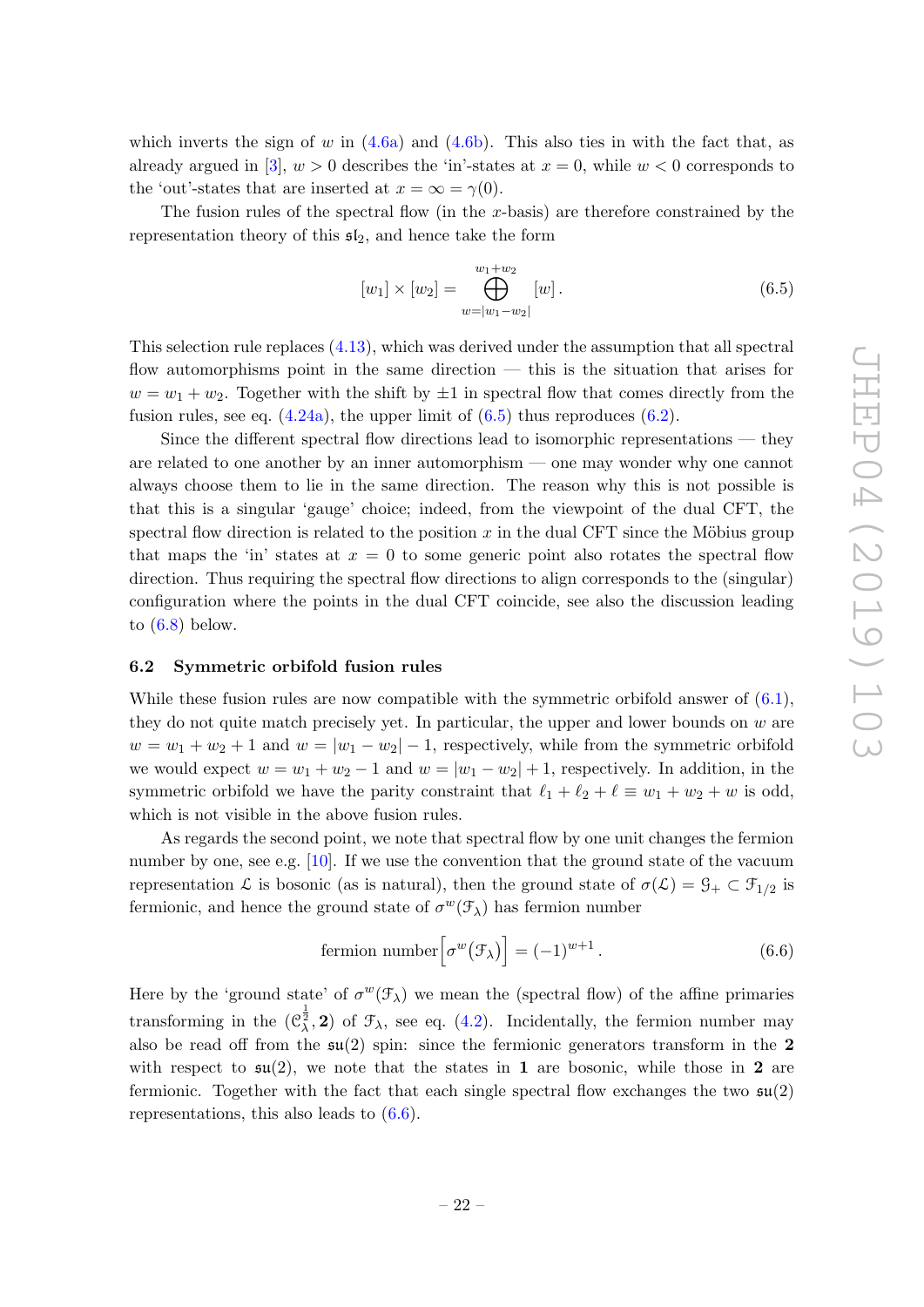which inverts the sign of $w$ in (4.6a) and (4.6b). This also ties in with the fact that, as already argued in [3], $w > 0$ describes the 'in'-states at $x = 0$, while $w < 0$ corresponds to the 'out'-states that are inserted at $x = \infty = \gamma(0)$.

The fusion rules of the spectral flow (in the $x$-basis) are therefore constrained by the representation theory of this $\mathfrak{sl}_2$, and hence take the form

$$[w_1] \times [w_2] = \bigoplus_{w=|w_1-w_2|}^{w_1+w_2} [w] \,. \tag{6.5}$$

This selection rule replaces (4.13), which was derived under the assumption that all spectral flow automorphisms point in the same direction — this is the situation that arises for $w = w_1 + w_2$. Together with the shift by $\pm 1$ in spectral flow that comes directly from the fusion rules, see eq. (4.24a), the upper limit of (6.5) thus reproduces (6.2).

Since the different spectral flow directions lead to isomorphic representations — they are related to one another by an inner automorphism — one may wonder why one cannot always choose them to lie in the same direction. The reason why this is not possible is that this is a singular 'gauge' choice; indeed, from the viewpoint of the dual CFT, the spectral flow direction is related to the position $x$ in the dual CFT since the Möbius group that maps the 'in' states at $x = 0$ to some generic point also rotates the spectral flow direction. Thus requiring the spectral flow directions to align corresponds to the (singular) configuration where the points in the dual CFT coincide, see also the discussion leading to (6.8) below.

### 6.2 Symmetric orbifold fusion rules

While these fusion rules are now compatible with the symmetric orbifold answer of (6.1), they do not quite match precisely yet. In particular, the upper and lower bounds on $w$ are $w = w_1 + w_2 + 1$ and $w = |w_1 - w_2| - 1$, respectively, while from the symmetric orbifold we would expect $w = w_1 + w_2 - 1$ and $w = |w_1 - w_2| + 1$, respectively. In addition, in the symmetric orbifold we have the parity constraint that $\ell_1 + \ell_2 + \ell \equiv w_1 + w_2 + w$ is odd, which is not visible in the above fusion rules.

As regards the second point, we note that spectral flow by one unit changes the fermion number by one, see e.g. [10]. If we use the convention that the ground state of the vacuum representation $\mathcal{L}$ is bosonic (as is natural), then the ground state of $\sigma(\mathcal{L}) = \mathcal{G}_+ \subset \mathcal{F}_{1/2}$ is fermionic, and hence the ground state of $\sigma^w(\mathcal{F}_\lambda)$ has fermion number

$$\text{fermion number}\Big[\sigma^w\big(\mathcal{F}_\lambda\big)\Big] = (-1)^{w+1} \,. \tag{6.6}$$

Here by the 'ground state' of $\sigma^w(\mathcal{F}_\lambda)$ we mean the (spectral flow) of the affine primaries transforming in the $(\mathcal{C}_\lambda^{\frac{1}{2}}, \mathbf{2})$ of $\mathcal{F}_\lambda$, see eq. (4.2). Incidentally, the fermion number may also be read off from the $\mathfrak{su}(2)$ spin: since the fermionic generators transform in the $\mathbf{2}$ with respect to $\mathfrak{su}(2)$, we note that the states in $\mathbf{1}$ are bosonic, while those in $\mathbf{2}$ are fermionic. Together with the fact that each single spectral flow exchanges the two $\mathfrak{su}(2)$ representations, this also leads to (6.6).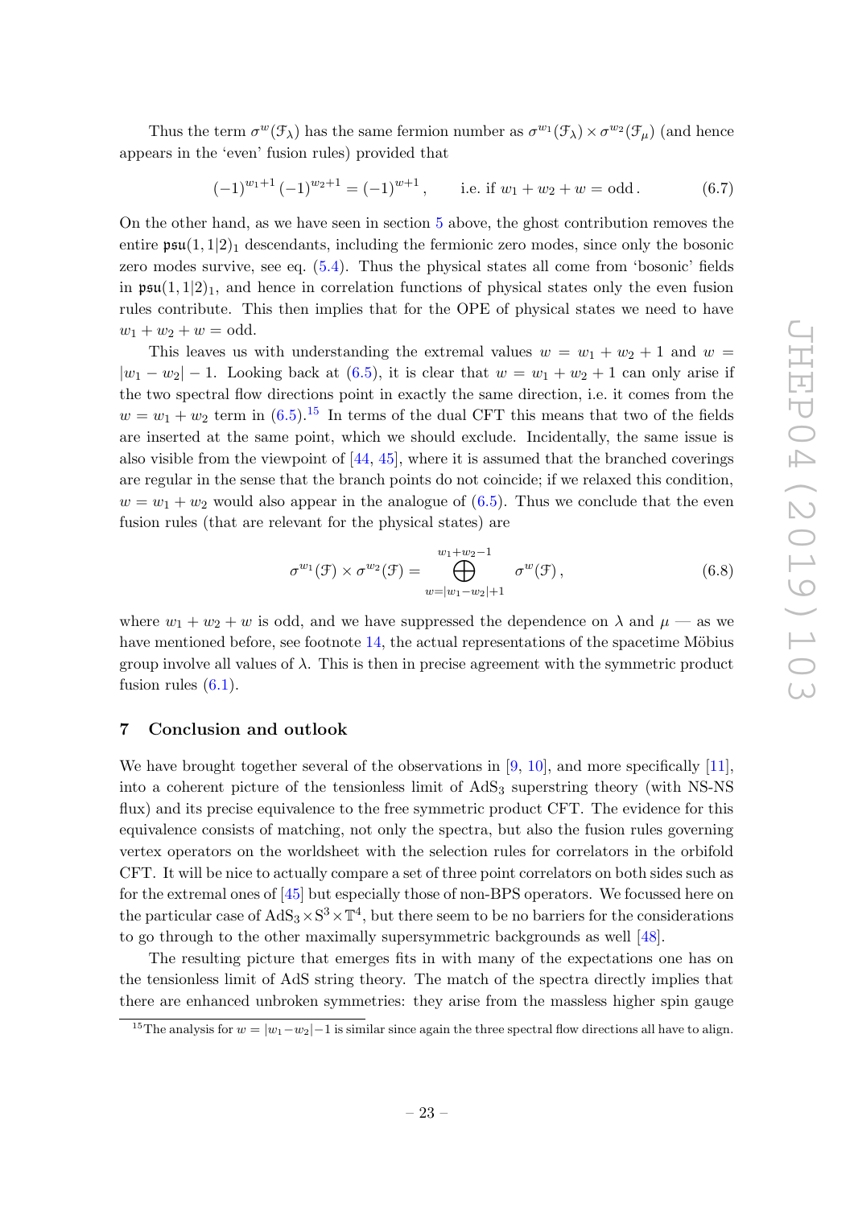Thus the term $\sigma^{w}(\mathcal{F}_\lambda)$ has the same fermion number as $\sigma^{w_1}(\mathcal{F}_\lambda) \times \sigma^{w_2}(\mathcal{F}_\mu)$ (and hence appears in the 'even' fusion rules) provided that

$$(-1)^{w_1+1}\,(-1)^{w_2+1} = (-1)^{w+1}\,, \qquad \text{i.e. if } w_1 + w_2 + w = \text{odd}\,. \tag{6.7}$$

On the other hand, as we have seen in section 5 above, the ghost contribution removes the entire $\mathfrak{psu}(1,1|2)_1$ descendants, including the fermionic zero modes, since only the bosonic zero modes survive, see eq. (5.4). Thus the physical states all come from 'bosonic' fields in $\mathfrak{psu}(1,1|2)_1$, and hence in correlation functions of physical states only the even fusion rules contribute. This then implies that for the OPE of physical states we need to have $w_1 + w_2 + w = \text{odd}$.

This leaves us with understanding the extremal values $w = w_1 + w_2 + 1$ and $w = |w_1 - w_2| - 1$. Looking back at (6.5), it is clear that $w = w_1 + w_2 + 1$ can only arise if the two spectral flow directions point in exactly the same direction, i.e. it comes from the $w = w_1 + w_2$ term in (6.5).[15] In terms of the dual CFT this means that two of the fields are inserted at the same point, which we should exclude. Incidentally, the same issue is also visible from the viewpoint of [44, 45], where it is assumed that the branched coverings are regular in the sense that the branch points do not coincide; if we relaxed this condition, $w = w_1 + w_2$ would also appear in the analogue of (6.5). Thus we conclude that the even fusion rules (that are relevant for the physical states) are

$$\sigma^{w_1}(\mathcal{F}) \times \sigma^{w_2}(\mathcal{F}) = \bigoplus_{w=|w_1-w_2|+1}^{w_1+w_2-1} \sigma^{w}(\mathcal{F})\,, \tag{6.8}$$

where $w_1 + w_2 + w$ is odd, and we have suppressed the dependence on $\lambda$ and $\mu$ — as we have mentioned before, see footnote 14, the actual representations of the spacetime Möbius group involve all values of $\lambda$. This is then in precise agreement with the symmetric product fusion rules (6.1).

## 7 Conclusion and outlook

We have brought together several of the observations in [9, 10], and more specifically [11], into a coherent picture of the tensionless limit of $\text{AdS}_3$ superstring theory (with NS-NS flux) and its precise equivalence to the free symmetric product CFT. The evidence for this equivalence consists of matching, not only the spectra, but also the fusion rules governing vertex operators on the worldsheet with the selection rules for correlators in the orbifold CFT. It will be nice to actually compare a set of three point correlators on both sides such as for the extremal ones of [45] but especially those of non-BPS operators. We focussed here on the particular case of $\text{AdS}_3 \times \text{S}^3 \times \mathbb{T}^4$, but there seem to be no barriers for the considerations to go through to the other maximally supersymmetric backgrounds as well [48].

The resulting picture that emerges fits in with many of the expectations one has on the tensionless limit of AdS string theory. The match of the spectra directly implies that there are enhanced unbroken symmetries: they arise from the massless higher spin gauge

[15] The analysis for $w = |w_1 - w_2| - 1$ is similar since again the three spectral flow directions all have to align.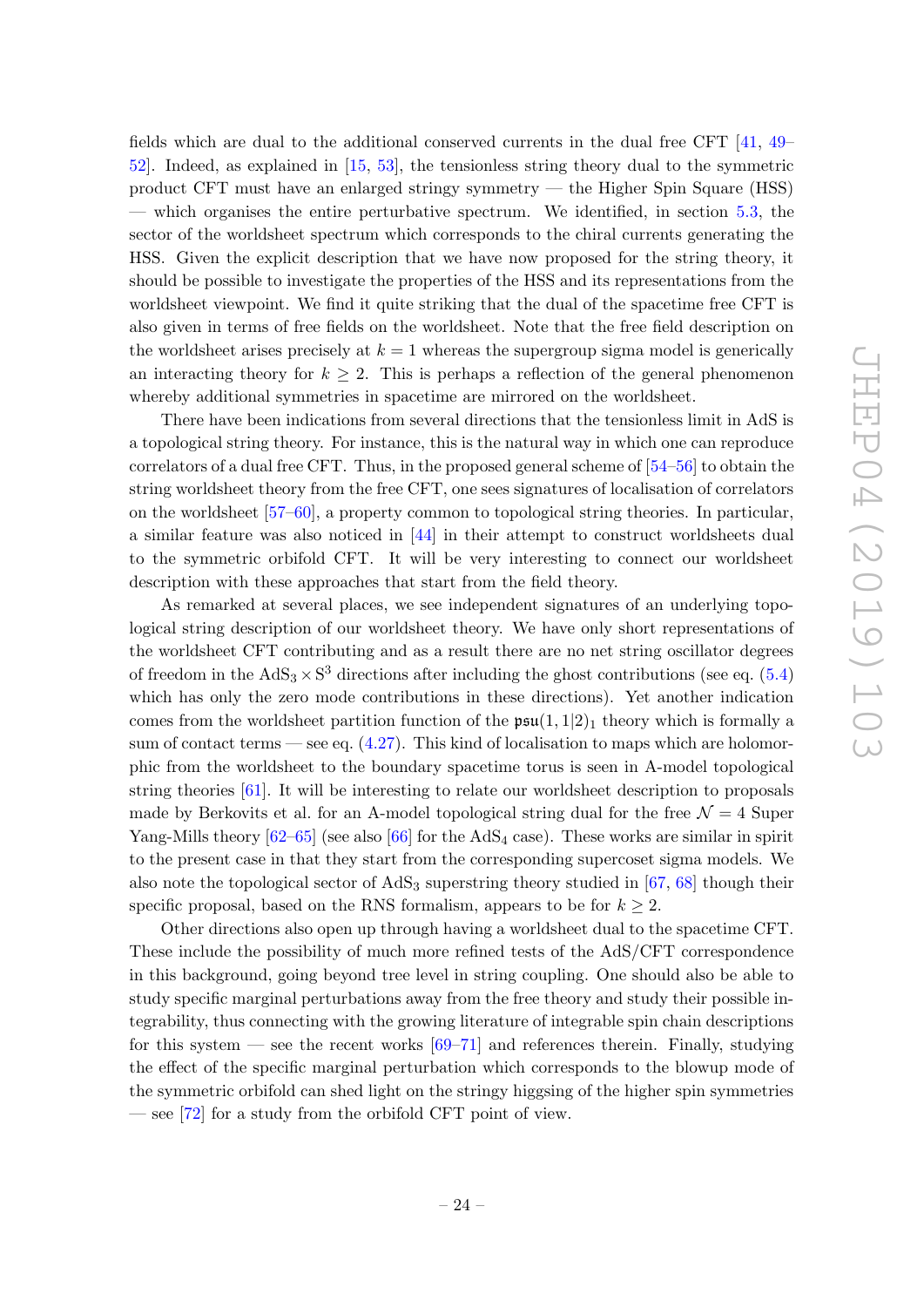fields which are dual to the additional conserved currents in the dual free CFT [41, 49–52]. Indeed, as explained in [15, 53], the tensionless string theory dual to the symmetric product CFT must have an enlarged stringy symmetry — the Higher Spin Square (HSS) — which organises the entire perturbative spectrum. We identified, in section 5.3, the sector of the worldsheet spectrum which corresponds to the chiral currents generating the HSS. Given the explicit description that we have now proposed for the string theory, it should be possible to investigate the properties of the HSS and its representations from the worldsheet viewpoint. We find it quite striking that the dual of the spacetime free CFT is also given in terms of free fields on the worldsheet. Note that the free field description on the worldsheet arises precisely at $k = 1$ whereas the supergroup sigma model is generically an interacting theory for $k \geq 2$. This is perhaps a reflection of the general phenomenon whereby additional symmetries in spacetime are mirrored on the worldsheet.

There have been indications from several directions that the tensionless limit in AdS is a topological string theory. For instance, this is the natural way in which one can reproduce correlators of a dual free CFT. Thus, in the proposed general scheme of [54–56] to obtain the string worldsheet theory from the free CFT, one sees signatures of localisation of correlators on the worldsheet [57–60], a property common to topological string theories. In particular, a similar feature was also noticed in [44] in their attempt to construct worldsheets dual to the symmetric orbifold CFT. It will be very interesting to connect our worldsheet description with these approaches that start from the field theory.

As remarked at several places, we see independent signatures of an underlying topological string description of our worldsheet theory. We have only short representations of the worldsheet CFT contributing and as a result there are no net string oscillator degrees of freedom in the $\mathrm{AdS}_3 \times \mathrm{S}^3$ directions after including the ghost contributions (see eq. (5.4) which has only the zero mode contributions in these directions). Yet another indication comes from the worldsheet partition function of the $\mathfrak{psu}(1,1|2)_1$ theory which is formally a sum of contact terms — see eq. (4.27). This kind of localisation to maps which are holomorphic from the worldsheet to the boundary spacetime torus is seen in A-model topological string theories [61]. It will be interesting to relate our worldsheet description to proposals made by Berkovits et al. for an A-model topological string dual for the free $\mathcal{N} = 4$ Super Yang-Mills theory [62–65] (see also [66] for the $\mathrm{AdS}_4$ case). These works are similar in spirit to the present case in that they start from the corresponding supercoset sigma models. We also note the topological sector of $\mathrm{AdS}_3$ superstring theory studied in [67, 68] though their specific proposal, based on the RNS formalism, appears to be for $k \geq 2$.

Other directions also open up through having a worldsheet dual to the spacetime CFT. These include the possibility of much more refined tests of the AdS/CFT correspondence in this background, going beyond tree level in string coupling. One should also be able to study specific marginal perturbations away from the free theory and study their possible integrability, thus connecting with the growing literature of integrable spin chain descriptions for this system — see the recent works [69–71] and references therein. Finally, studying the effect of the specific marginal perturbation which corresponds to the blowup mode of the symmetric orbifold can shed light on the stringy higgsing of the higher spin symmetries — see [72] for a study from the orbifold CFT point of view.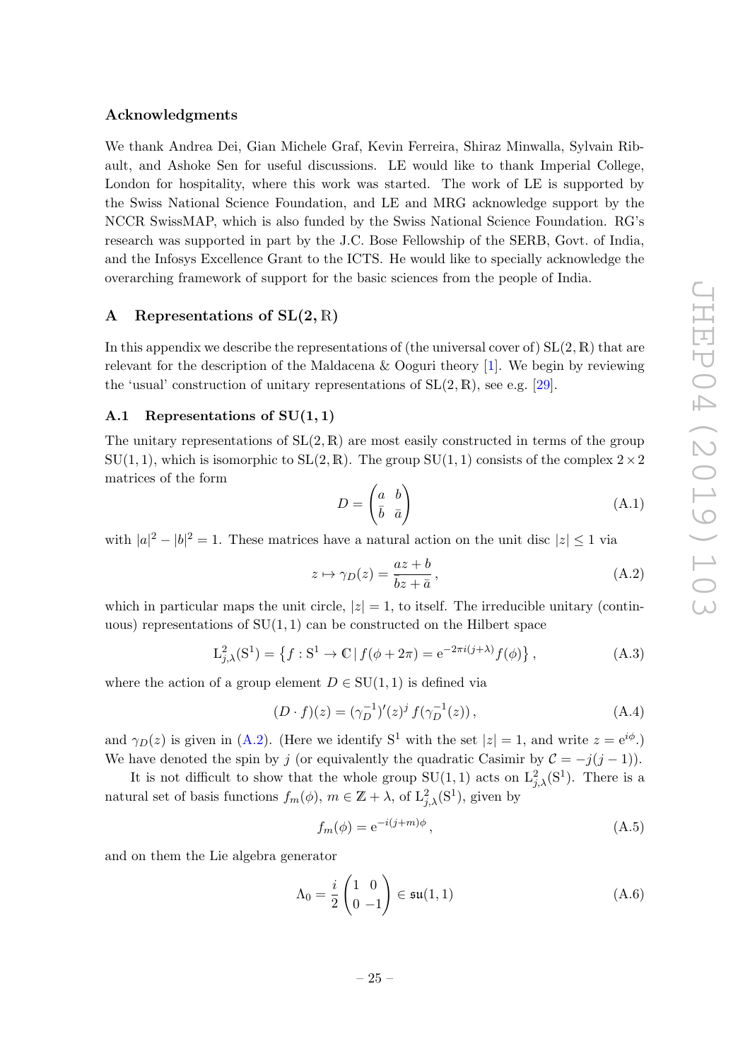## Acknowledgments

We thank Andrea Dei, Gian Michele Graf, Kevin Ferreira, Shiraz Minwalla, Sylvain Ribault, and Ashoke Sen for useful discussions. LE would like to thank Imperial College, London for hospitality, where this work was started. The work of LE is supported by the Swiss National Science Foundation, and LE and MRG acknowledge support by the NCCR SwissMAP, which is also funded by the Swiss National Science Foundation. RG's research was supported in part by the J.C. Bose Fellowship of the SERB, Govt. of India, and the Infosys Excellence Grant to the ICTS. He would like to specially acknowledge the overarching framework of support for the basic sciences from the people of India.

## A Representations of SL(2, $\mathbb{R}$)

In this appendix we describe the representations of (the universal cover of) $\mathrm{SL}(2,\mathbb{R})$ that are relevant for the description of the Maldacena & Ooguri theory [1]. We begin by reviewing the 'usual' construction of unitary representations of $\mathrm{SL}(2,\mathbb{R})$, see e.g. [29].

### A.1 Representations of SU(1, 1)

The unitary representations of $\mathrm{SL}(2,\mathbb{R})$ are most easily constructed in terms of the group $\mathrm{SU}(1,1)$, which is isomorphic to $\mathrm{SL}(2,\mathbb{R})$. The group $\mathrm{SU}(1,1)$ consists of the complex $2\times 2$ matrices of the form

$$D = \begin{pmatrix} a & b \\ \bar{b} & \bar{a} \end{pmatrix} \tag{A.1}$$

with $|a|^2 - |b|^2 = 1$. These matrices have a natural action on the unit disc $|z| \leq 1$ via

$$z \mapsto \gamma_D(z) = \frac{az + b}{\bar{b}z + \bar{a}}\,, \tag{A.2}$$

which in particular maps the unit circle, $|z| = 1$, to itself. The irreducible unitary (continuous) representations of $\mathrm{SU}(1,1)$ can be constructed on the Hilbert space

$$\mathrm{L}^2_{j,\lambda}(\mathrm{S}^1) = \left\{ f : \mathrm{S}^1 \to \mathbb{C} \,|\, f(\phi + 2\pi) = \mathrm{e}^{-2\pi i(j+\lambda)} f(\phi) \right\}, \tag{A.3}$$

where the action of a group element $D \in \mathrm{SU}(1,1)$ is defined via

$$(D \cdot f)(z) = (\gamma_D^{-1})'(z)^j \, f(\gamma_D^{-1}(z))\,, \tag{A.4}$$

and $\gamma_D(z)$ is given in (A.2). (Here we identify $\mathrm{S}^1$ with the set $|z| = 1$, and write $z = \mathrm{e}^{i\phi}$.) We have denoted the spin by $j$ (or equivalently the quadratic Casimir by $\mathcal{C} = -j(j-1)$).

It is not difficult to show that the whole group $\mathrm{SU}(1,1)$ acts on $\mathrm{L}^2_{j,\lambda}(\mathrm{S}^1)$. There is a natural set of basis functions $f_m(\phi)$, $m \in \mathbb{Z} + \lambda$, of $\mathrm{L}^2_{j,\lambda}(\mathrm{S}^1)$, given by

$$f_m(\phi) = \mathrm{e}^{-i(j+m)\phi}\,, \tag{A.5}$$

and on them the Lie algebra generator

$$\Lambda_0 = \frac{i}{2} \begin{pmatrix} 1 & 0 \\ 0 & -1 \end{pmatrix} \in \mathfrak{su}(1,1) \tag{A.6}$$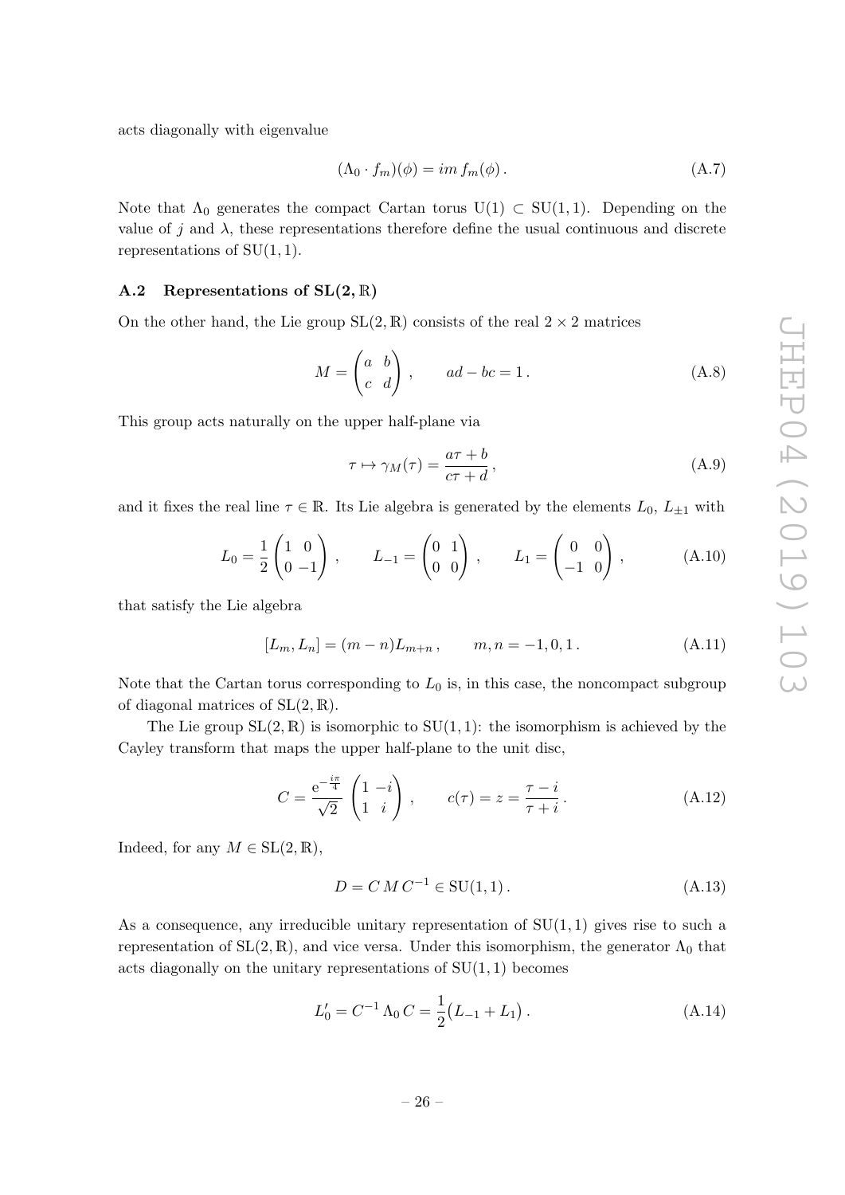acts diagonally with eigenvalue

$$(\Lambda_0 \cdot f_m)(\phi) = im\, f_m(\phi)\,. \tag{A.7}$$

Note that $\Lambda_0$ generates the compact Cartan torus $\mathrm{U}(1) \subset \mathrm{SU}(1,1)$. Depending on the value of $j$ and $\lambda$, these representations therefore define the usual continuous and discrete representations of $\mathrm{SU}(1,1)$.

### A.2 Representations of $\mathrm{SL}(2,\mathbb{R})$

On the other hand, the Lie group $\mathrm{SL}(2,\mathbb{R})$ consists of the real $2 \times 2$ matrices

$$M = \begin{pmatrix} a & b \\ c & d \end{pmatrix}\,, \qquad ad - bc = 1\,. \tag{A.8}$$

This group acts naturally on the upper half-plane via

$$\tau \mapsto \gamma_M(\tau) = \frac{a\tau + b}{c\tau + d}\,, \tag{A.9}$$

and it fixes the real line $\tau \in \mathbb{R}$. Its Lie algebra is generated by the elements $L_0$, $L_{\pm 1}$ with

$$L_0 = \frac{1}{2}\begin{pmatrix} 1 & 0 \\ 0 & -1 \end{pmatrix}\,, \qquad L_{-1} = \begin{pmatrix} 0 & 1 \\ 0 & 0 \end{pmatrix}\,, \qquad L_1 = \begin{pmatrix} 0 & 0 \\ -1 & 0 \end{pmatrix}\,, \tag{A.10}$$

that satisfy the Lie algebra

$$[L_m, L_n] = (m-n)L_{m+n}\,, \qquad m, n = -1, 0, 1\,. \tag{A.11}$$

Note that the Cartan torus corresponding to $L_0$ is, in this case, the noncompact subgroup of diagonal matrices of $\mathrm{SL}(2,\mathbb{R})$.

The Lie group $\mathrm{SL}(2,\mathbb{R})$ is isomorphic to $\mathrm{SU}(1,1)$: the isomorphism is achieved by the Cayley transform that maps the upper half-plane to the unit disc,

$$C = \frac{\mathrm{e}^{-\frac{i\pi}{4}}}{\sqrt{2}}\begin{pmatrix} 1 & -i \\ 1 & i \end{pmatrix}\,, \qquad c(\tau) = z = \frac{\tau - i}{\tau + i}\,. \tag{A.12}$$

Indeed, for any $M \in \mathrm{SL}(2,\mathbb{R})$,

$$D = C\,M\,C^{-1} \in \mathrm{SU}(1,1)\,. \tag{A.13}$$

As a consequence, any irreducible unitary representation of $\mathrm{SU}(1,1)$ gives rise to such a representation of $\mathrm{SL}(2,\mathbb{R})$, and vice versa. Under this isomorphism, the generator $\Lambda_0$ that acts diagonally on the unitary representations of $\mathrm{SU}(1,1)$ becomes

$$L_0' = C^{-1}\,\Lambda_0\,C = \frac{1}{2}\big(L_{-1} + L_1\big)\,. \tag{A.14}$$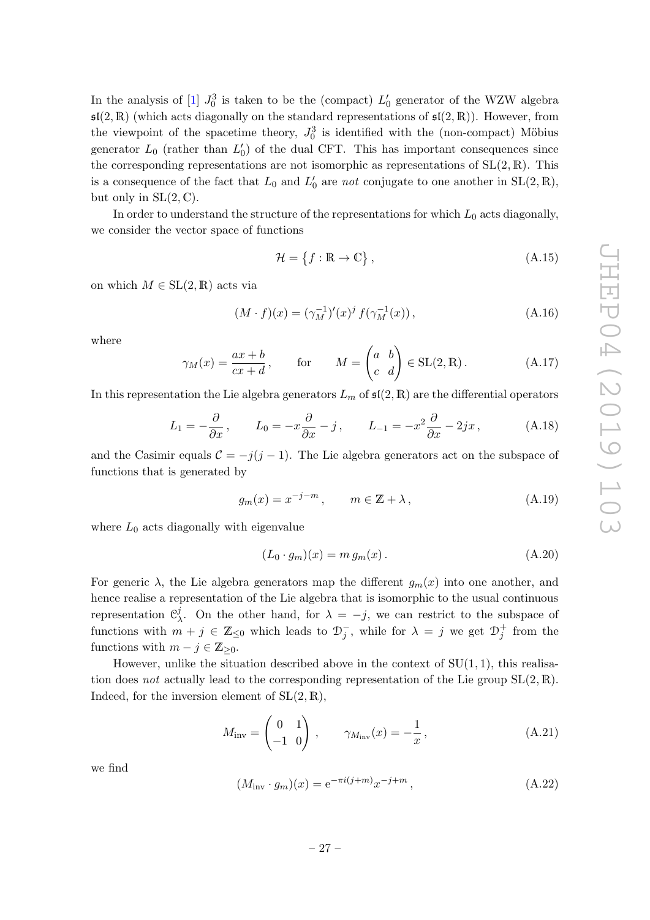In the analysis of [1] $J_0^3$ is taken to be the (compact) $L_0'$ generator of the WZW algebra $\mathfrak{sl}(2,\mathbb{R})$ (which acts diagonally on the standard representations of $\mathfrak{sl}(2,\mathbb{R})$). However, from the viewpoint of the spacetime theory, $J_0^3$ is identified with the (non-compact) Möbius generator $L_0$ (rather than $L_0'$) of the dual CFT. This has important consequences since the corresponding representations are not isomorphic as representations of $\mathrm{SL}(2,\mathbb{R})$. This is a consequence of the fact that $L_0$ and $L_0'$ are *not* conjugate to one another in $\mathrm{SL}(2,\mathbb{R})$, but only in $\mathrm{SL}(2,\mathbb{C})$.

In order to understand the structure of the representations for which $L_0$ acts diagonally, we consider the vector space of functions

$$\mathcal{H} = \left\{ f : \mathbb{R} \to \mathbb{C} \right\}, \tag{A.15}$$

on which $M \in \mathrm{SL}(2,\mathbb{R})$ acts via

$$(M \cdot f)(x) = (\gamma_M^{-1})'(x)^j \, f(\gamma_M^{-1}(x)), \tag{A.16}$$

where

$$\gamma_M(x) = \frac{ax+b}{cx+d}, \qquad \text{for} \qquad M = \begin{pmatrix} a & b \\ c & d \end{pmatrix} \in \mathrm{SL}(2,\mathbb{R}). \tag{A.17}$$

In this representation the Lie algebra generators $L_m$ of $\mathfrak{sl}(2,\mathbb{R})$ are the differential operators

$$L_1 = -\frac{\partial}{\partial x}, \qquad L_0 = -x\frac{\partial}{\partial x} - j, \qquad L_{-1} = -x^2\frac{\partial}{\partial x} - 2jx, \tag{A.18}$$

and the Casimir equals $\mathcal{C} = -j(j-1)$. The Lie algebra generators act on the subspace of functions that is generated by

$$g_m(x) = x^{-j-m}, \qquad m \in \mathbb{Z} + \lambda, \tag{A.19}$$

where $L_0$ acts diagonally with eigenvalue

$$(L_0 \cdot g_m)(x) = m \, g_m(x). \tag{A.20}$$

For generic $\lambda$, the Lie algebra generators map the different $g_m(x)$ into one another, and hence realise a representation of the Lie algebra that is isomorphic to the usual continuous representation $\mathcal{C}_\lambda^j$. On the other hand, for $\lambda = -j$, we can restrict to the subspace of functions with $m + j \in \mathbb{Z}_{\leq 0}$ which leads to $\mathcal{D}_j^-$, while for $\lambda = j$ we get $\mathcal{D}_j^+$ from the functions with $m - j \in \mathbb{Z}_{\geq 0}$.

However, unlike the situation described above in the context of $\mathrm{SU}(1,1)$, this realisation does *not* actually lead to the corresponding representation of the Lie group $\mathrm{SL}(2,\mathbb{R})$. Indeed, for the inversion element of $\mathrm{SL}(2,\mathbb{R})$,

$$M_{\mathrm{inv}} = \begin{pmatrix} 0 & 1 \\ -1 & 0 \end{pmatrix}, \qquad \gamma_{M_{\mathrm{inv}}}(x) = -\frac{1}{x}, \tag{A.21}$$

we find

$$(M_{\mathrm{inv}} \cdot g_m)(x) = \mathrm{e}^{-\pi i(j+m)} x^{-j+m}, \tag{A.22}$$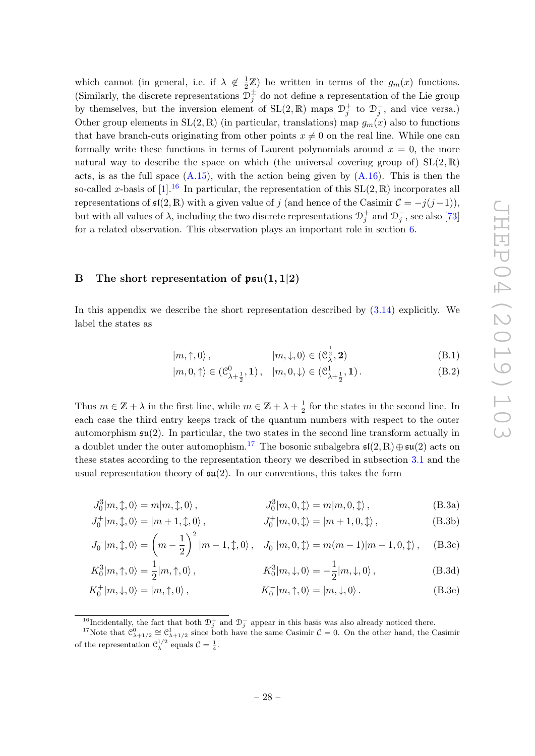which cannot (in general, i.e. if $\lambda \notin \frac{1}{2}\mathbb{Z}$) be written in terms of the $g_m(x)$ functions. (Similarly, the discrete representations $\mathcal{D}^{\pm}_j$ do not define a representation of the Lie group by themselves, but the inversion element of $\mathrm{SL}(2,\mathbb{R})$ maps $\mathcal{D}^+_j$ to $\mathcal{D}^-_j$, and vice versa.) Other group elements in $\mathrm{SL}(2,\mathbb{R})$ (in particular, translations) map $g_m(x)$ also to functions that have branch-cuts originating from other points $x \neq 0$ on the real line. While one can formally write these functions in terms of Laurent polynomials around $x = 0$, the more natural way to describe the space on which (the universal covering group of) $\mathrm{SL}(2,\mathbb{R})$ acts, is as the full space (A.15), with the action being given by (A.16). This is then the so-called $x$-basis of [1].[16] In particular, the representation of this $\mathrm{SL}(2,\mathbb{R})$ incorporates all representations of $\mathfrak{sl}(2,\mathbb{R})$ with a given value of $j$ (and hence of the Casimir $\mathcal{C} = -j(j-1)$), but with all values of $\lambda$, including the two discrete representations $\mathcal{D}^+_j$ and $\mathcal{D}^-_j$, see also [73] for a related observation. This observation plays an important role in section 6.

## B The short representation of $\mathfrak{psu}(1,1|2)$

In this appendix we describe the short representation described by (3.14) explicitly. We label the states as

$$|m,\uparrow,0\rangle\,, \qquad |m,\downarrow,0\rangle \in (\mathcal{C}^{\frac{1}{2}}_{\lambda},\mathbf{2}) \tag{B.1}$$

$$|m,0,\uparrow\rangle \in (\mathcal{C}^{0}_{\lambda+\frac{1}{2}},\mathbf{1})\,, \quad |m,0,\downarrow\rangle \in (\mathcal{C}^{1}_{\lambda+\frac{1}{2}},\mathbf{1})\,. \tag{B.2}$$

Thus $m \in \mathbb{Z} + \lambda$ in the first line, while $m \in \mathbb{Z} + \lambda + \frac{1}{2}$ for the states in the second line. In each case the third entry keeps track of the quantum numbers with respect to the outer automorphism $\mathfrak{su}(2)$. In particular, the two states in the second line transform actually in a doublet under the outer automophism.[17] The bosonic subalgebra $\mathfrak{sl}(2,\mathbb{R}) \oplus \mathfrak{su}(2)$ acts on these states according to the representation theory we described in subsection 3.1 and the usual representation theory of $\mathfrak{su}(2)$. In our conventions, this takes the form

$$J^3_0|m,\updownarrow,0\rangle = m|m,\updownarrow,0\rangle\,, \qquad J^3_0|m,0,\updownarrow\rangle = m|m,0,\updownarrow\rangle\,, \tag{B.3a}$$

$$J^+_0|m,\updownarrow,0\rangle = |m+1,\updownarrow,0\rangle\,, \qquad J^+_0|m,0,\updownarrow\rangle = |m+1,0,\updownarrow\rangle\,, \tag{B.3b}$$

$$J^-_0|m,\updownarrow,0\rangle = \left(m-\frac{1}{2}\right)^2|m-1,\updownarrow,0\rangle\,, \quad J^-_0|m,0,\updownarrow\rangle = m(m-1)|m-1,0,\updownarrow\rangle\,, \tag{B.3c}$$

$$K^3_0|m,\uparrow,0\rangle = \frac{1}{2}|m,\uparrow,0\rangle\,, \qquad K^3_0|m,\downarrow,0\rangle = -\frac{1}{2}|m,\downarrow,0\rangle\,, \tag{B.3d}$$

$$K^+_0|m,\downarrow,0\rangle = |m,\uparrow,0\rangle\,, \qquad K^-_0|m,\uparrow,0\rangle = |m,\downarrow,0\rangle\,. \tag{B.3e}$$

[16] Incidentally, the fact that both $\mathcal{D}^+_j$ and $\mathcal{D}^-_j$ appear in this basis was also already noticed there.

[17] Note that $\mathcal{C}^0_{\lambda+1/2} \cong \mathcal{C}^1_{\lambda+1/2}$ since both have the same Casimir $\mathcal{C} = 0$. On the other hand, the Casimir of the representation $\mathcal{C}^{1/2}_{\lambda}$ equals $\mathcal{C} = \frac{1}{4}$.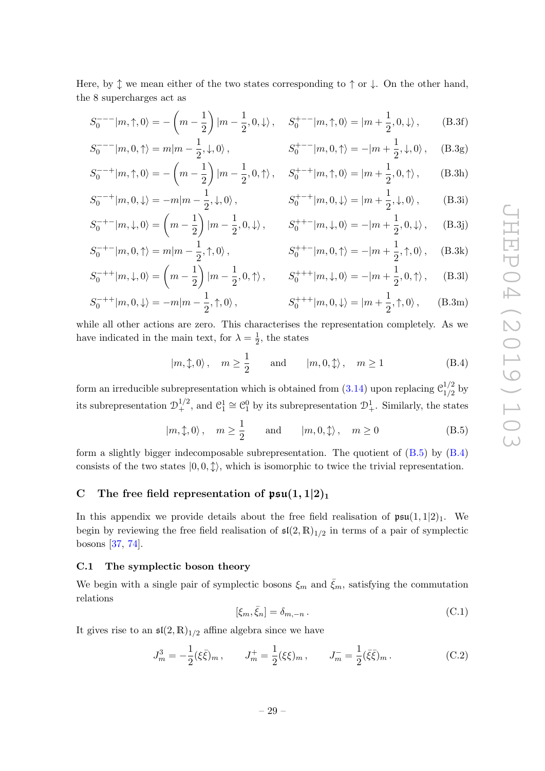Here, by $\updownarrow$ we mean either of the two states corresponding to $\uparrow$ or $\downarrow$. On the other hand, the 8 supercharges act as

$$S_0^{---}|m,\uparrow,0\rangle = -\left(m-\frac{1}{2}\right)|m-\frac{1}{2},0,\downarrow\rangle\,, \qquad S_0^{+--}|m,\uparrow,0\rangle = |m+\frac{1}{2},0,\downarrow\rangle\,, \tag{B.3f}$$

$$S_0^{---}|m,0,\uparrow\rangle = m|m-\frac{1}{2},\downarrow,0\rangle\,, \qquad S_0^{+--}|m,0,\uparrow\rangle = -|m+\frac{1}{2},\downarrow,0\rangle\,, \tag{B.3g}$$

$$S_0^{--+}|m,\uparrow,0\rangle = -\left(m-\frac{1}{2}\right)|m-\frac{1}{2},0,\uparrow\rangle\,, \qquad S_0^{+-+}|m,\uparrow,0\rangle = |m+\frac{1}{2},0,\uparrow\rangle\,, \tag{B.3h}$$

$$S_0^{--+}|m,0,\downarrow\rangle = -m|m-\frac{1}{2},\downarrow,0\rangle\,, \qquad S_0^{+-+}|m,0,\downarrow\rangle = |m+\frac{1}{2},\downarrow,0\rangle\,, \tag{B.3i}$$

$$S_0^{-+-}|m,\downarrow,0\rangle = \left(m-\frac{1}{2}\right)|m-\frac{1}{2},0,\downarrow\rangle\,, \qquad S_0^{++-}|m,\downarrow,0\rangle = -|m+\frac{1}{2},0,\downarrow\rangle\,, \tag{B.3j}$$

$$S_0^{-+-}|m,0,\uparrow\rangle = m|m-\frac{1}{2},\uparrow,0\rangle\,, \qquad S_0^{++-}|m,0,\uparrow\rangle = -|m+\frac{1}{2},\uparrow,0\rangle\,, \tag{B.3k}$$

$$S_0^{-++}|m,\downarrow,0\rangle = \left(m-\frac{1}{2}\right)|m-\frac{1}{2},0,\uparrow\rangle\,, \qquad S_0^{+++}|m,\downarrow,0\rangle = -|m+\frac{1}{2},0,\uparrow\rangle\,, \tag{B.3l}$$

$$S_0^{-++}|m,0,\downarrow\rangle = -m|m-\frac{1}{2},\uparrow,0\rangle\,, \qquad S_0^{+++}|m,0,\downarrow\rangle = |m+\frac{1}{2},\uparrow,0\rangle\,, \tag{B.3m}$$

while all other actions are zero. This characterises the representation completely. As we have indicated in the main text, for $\lambda = \frac{1}{2}$, the states

$$|m,\updownarrow,0\rangle\,, \quad m \geq \frac{1}{2} \qquad \text{and} \qquad |m,0,\updownarrow\rangle\,, \quad m \geq 1 \tag{B.4}$$

form an irreducible subrepresentation which is obtained from (3.14) upon replacing $\mathcal{C}^{1/2}_{1/2}$ by its subrepresentation $\mathcal{D}^{1/2}_{+}$, and $\mathcal{C}^{1}_{1} \cong \mathcal{C}^{0}_{1}$ by its subrepresentation $\mathcal{D}^{1}_{+}$. Similarly, the states

$$|m,\updownarrow,0\rangle\,, \quad m \geq \frac{1}{2} \qquad \text{and} \qquad |m,0,\updownarrow\rangle\,, \quad m \geq 0 \tag{B.5}$$

form a slightly bigger indecomposable subrepresentation. The quotient of (B.5) by (B.4) consists of the two states $|0,0,\updownarrow\rangle$, which is isomorphic to twice the trivial representation.

## C The free field representation of $\mathfrak{psu}(1,1|2)_1$

In this appendix we provide details about the free field realisation of $\mathfrak{psu}(1,1|2)_1$. We begin by reviewing the free field realisation of $\mathfrak{sl}(2,\mathbb{R})_{1/2}$ in terms of a pair of symplectic bosons [37, 74].

### C.1 The symplectic boson theory

We begin with a single pair of symplectic bosons $\xi_m$ and $\bar{\xi}_m$, satisfying the commutation relations

$$[\xi_m, \bar{\xi}_n] = \delta_{m,-n}\,. \tag{C.1}$$

It gives rise to an $\mathfrak{sl}(2,\mathbb{R})_{1/2}$ affine algebra since we have

$$J^3_m = -\frac{1}{2}(\xi\bar{\xi})_m\,, \qquad J^+_m = \frac{1}{2}(\xi\xi)_m\,, \qquad J^-_m = \frac{1}{2}(\bar{\xi}\bar{\xi})_m\,. \tag{C.2}$$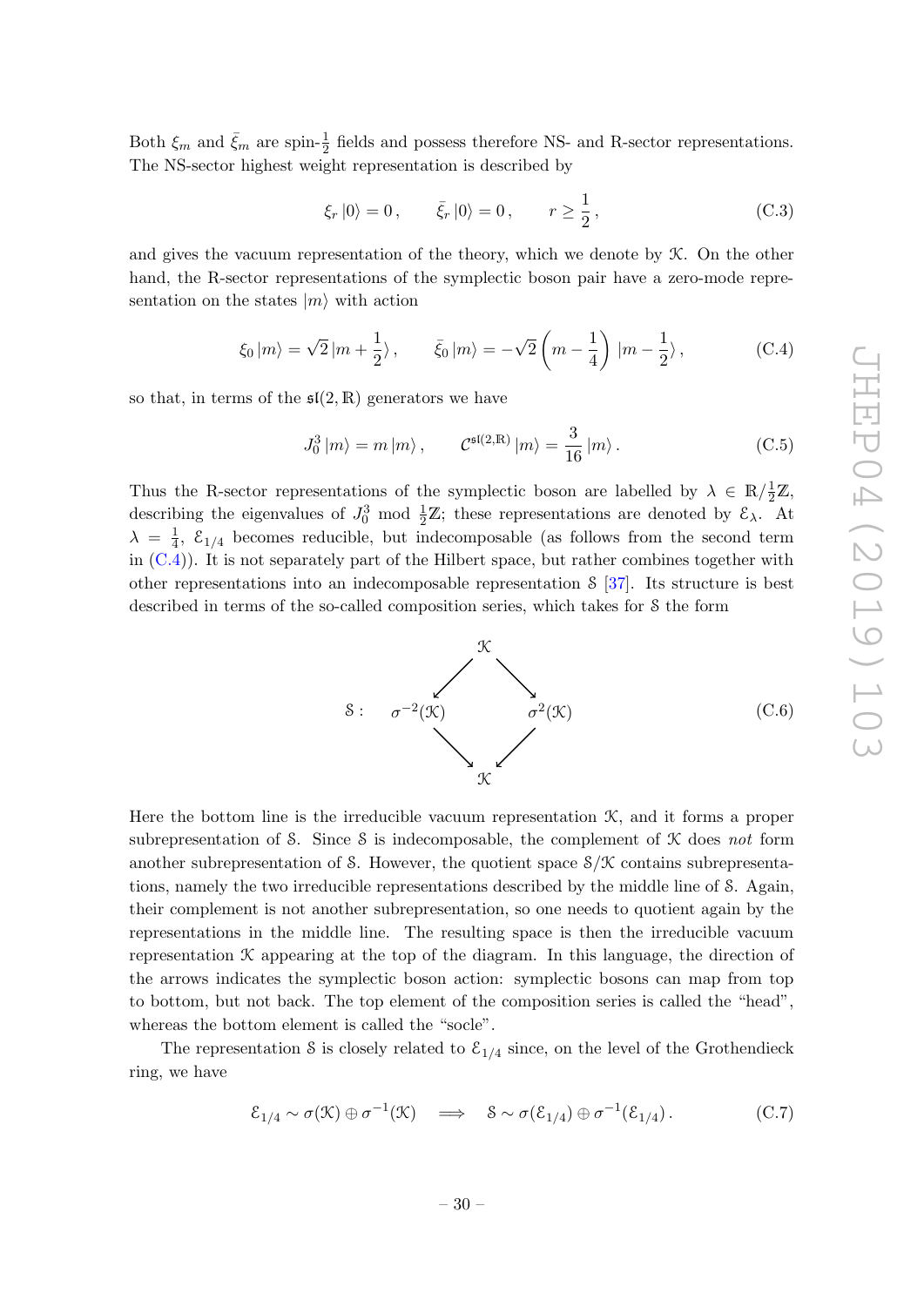Both $\xi_m$ and $\bar{\xi}_m$ are spin-$\frac{1}{2}$ fields and possess therefore NS- and R-sector representations. The NS-sector highest weight representation is described by

$$\xi_r |0\rangle = 0 \,, \qquad \bar{\xi}_r |0\rangle = 0 \,, \qquad r \geq \frac{1}{2} \,, \tag{C.3}$$

and gives the vacuum representation of the theory, which we denote by $\mathcal{K}$. On the other hand, the R-sector representations of the symplectic boson pair have a zero-mode representation on the states $|m\rangle$ with action

$$\xi_0 |m\rangle = \sqrt{2}\, |m + \tfrac{1}{2}\rangle \,, \qquad \bar{\xi}_0 |m\rangle = -\sqrt{2} \left( m - \frac{1}{4} \right) |m - \tfrac{1}{2}\rangle \,, \tag{C.4}$$

so that, in terms of the $\mathfrak{sl}(2,\mathbb{R})$ generators we have

$$J^3_0 |m\rangle = m\, |m\rangle \,, \qquad \mathcal{C}^{\mathfrak{sl}(2,\mathbb{R})} |m\rangle = \frac{3}{16} |m\rangle \,. \tag{C.5}$$

Thus the R-sector representations of the symplectic boson are labelled by $\lambda \in \mathbb{R}/\frac{1}{2}\mathbb{Z}$, describing the eigenvalues of $J^3_0$ mod $\frac{1}{2}\mathbb{Z}$; these representations are denoted by $\mathcal{E}_\lambda$. At $\lambda = \frac{1}{4}$, $\mathcal{E}_{1/4}$ becomes reducible, but indecomposable (as follows from the second term in (C.4)). It is not separately part of the Hilbert space, but rather combines together with other representations into an indecomposable representation $\mathcal{S}$ [37]. Its structure is best described in terms of the so-called composition series, which takes for $\mathcal{S}$ the form

$$\mathcal{S}: \quad \begin{array}{ccccc} & & \mathcal{K} & & \\ & \swarrow & & \searrow & \\ \sigma^{-2}(\mathcal{K}) & & & & \sigma^{2}(\mathcal{K}) \\ & \searrow & & \swarrow & \\ & & \mathcal{K} & & \end{array} \tag{C.6}$$

Here the bottom line is the irreducible vacuum representation $\mathcal{K}$, and it forms a proper subrepresentation of $\mathcal{S}$. Since $\mathcal{S}$ is indecomposable, the complement of $\mathcal{K}$ does *not* form another subrepresentation of $\mathcal{S}$. However, the quotient space $\mathcal{S}/\mathcal{K}$ contains subrepresentations, namely the two irreducible representations described by the middle line of $\mathcal{S}$. Again, their complement is not another subrepresentation, so one needs to quotient again by the representations in the middle line. The resulting space is then the irreducible vacuum representation $\mathcal{K}$ appearing at the top of the diagram. In this language, the direction of the arrows indicates the symplectic boson action: symplectic bosons can map from top to bottom, but not back. The top element of the composition series is called the "head", whereas the bottom element is called the "socle".

The representation $\mathcal{S}$ is closely related to $\mathcal{E}_{1/4}$ since, on the level of the Grothendieck ring, we have

$$\mathcal{E}_{1/4} \sim \sigma(\mathcal{K}) \oplus \sigma^{-1}(\mathcal{K}) \quad \Longrightarrow \quad \mathcal{S} \sim \sigma(\mathcal{E}_{1/4}) \oplus \sigma^{-1}(\mathcal{E}_{1/4}) \,. \tag{C.7}$$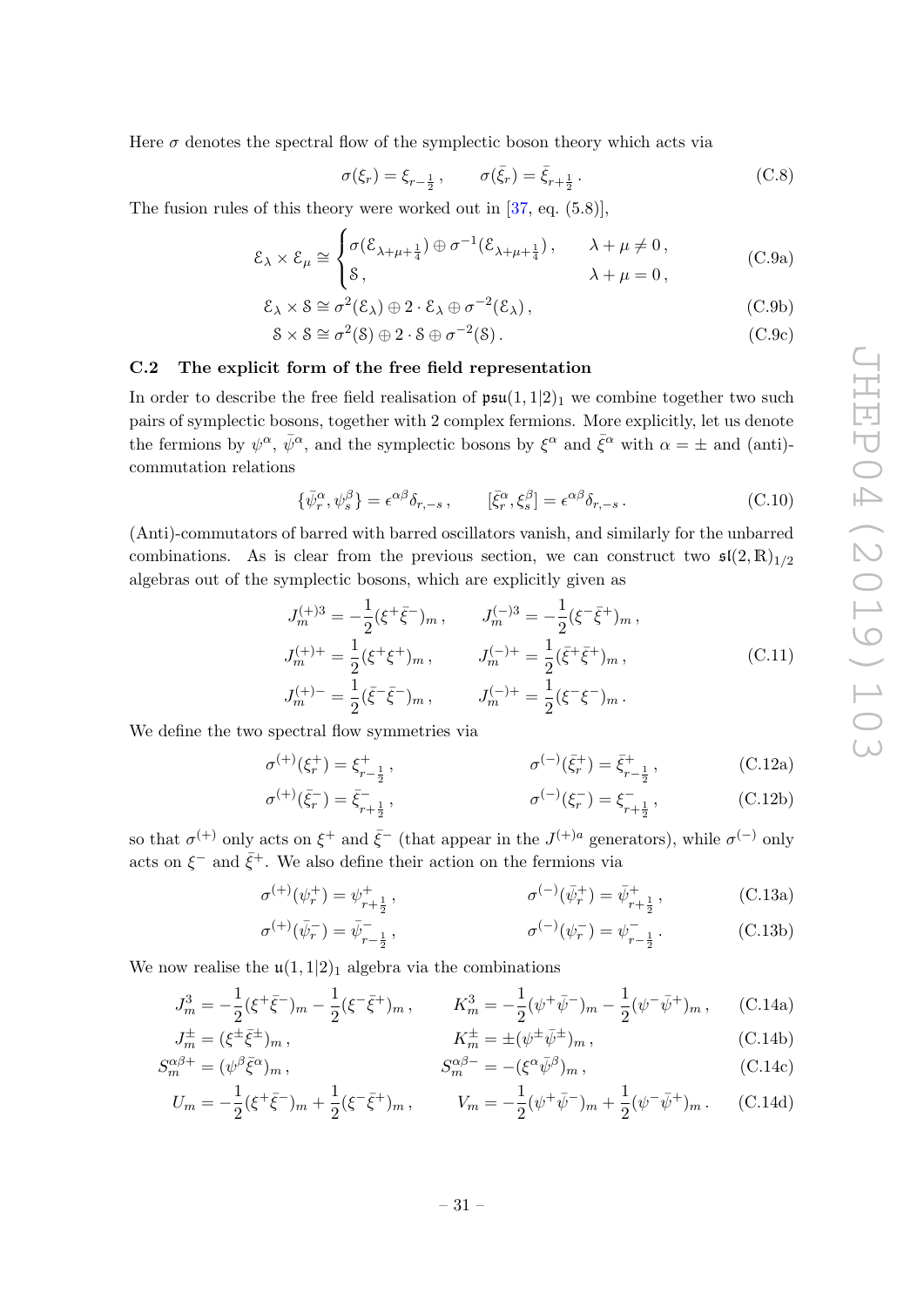Here $\sigma$ denotes the spectral flow of the symplectic boson theory which acts via

$$\sigma(\xi_r) = \xi_{r-\frac{1}{2}}\,, \qquad \sigma(\bar{\xi}_r) = \bar{\xi}_{r+\frac{1}{2}}\,. \tag{C.8}$$

The fusion rules of this theory were worked out in [37, eq. (5.8)],

$$\mathcal{E}_\lambda \times \mathcal{E}_\mu \cong \begin{cases} \sigma(\mathcal{E}_{\lambda+\mu+\frac{1}{4}}) \oplus \sigma^{-1}(\mathcal{E}_{\lambda+\mu+\frac{1}{4}})\,, & \lambda+\mu \neq 0\,, \\ \mathcal{S}\,, & \lambda+\mu = 0\,, \end{cases} \tag{C.9a}$$

$$\mathcal{E}_\lambda \times \mathcal{S} \cong \sigma^2(\mathcal{E}_\lambda) \oplus 2\cdot\mathcal{E}_\lambda \oplus \sigma^{-2}(\mathcal{E}_\lambda)\,, \tag{C.9b}$$

$$\mathcal{S} \times \mathcal{S} \cong \sigma^2(\mathcal{S}) \oplus 2\cdot\mathcal{S} \oplus \sigma^{-2}(\mathcal{S})\,. \tag{C.9c}$$

### C.2 The explicit form of the free field representation

In order to describe the free field realisation of $\mathfrak{psu}(1,1|2)_1$ we combine together two such pairs of symplectic bosons, together with 2 complex fermions. More explicitly, let us denote the fermions by $\psi^\alpha$, $\bar{\psi}^\alpha$, and the symplectic bosons by $\xi^\alpha$ and $\bar{\xi}^\alpha$ with $\alpha = \pm$ and (anti)-commutation relations

$$\{\bar{\psi}^\alpha_r, \psi^\beta_s\} = \epsilon^{\alpha\beta}\delta_{r,-s}\,, \qquad [\bar{\xi}^\alpha_r, \xi^\beta_s] = \epsilon^{\alpha\beta}\delta_{r,-s}\,. \tag{C.10}$$

(Anti)-commutators of barred with barred oscillators vanish, and similarly for the unbarred combinations. As is clear from the previous section, we can construct two $\mathfrak{sl}(2,\mathbb{R})_{1/2}$ algebras out of the symplectic bosons, which are explicitly given as

$$\begin{aligned} J^{(+)3}_m &= -\frac{1}{2}(\xi^+\bar{\xi}^-)_m\,, & J^{(-)3}_m &= -\frac{1}{2}(\xi^-\bar{\xi}^+)_m\,, \\ J^{(+)+}_m &= \frac{1}{2}(\xi^+\xi^+)_m\,, & J^{(-)+}_m &= \frac{1}{2}(\bar{\xi}^+\bar{\xi}^+)_m\,, \\ J^{(+)-}_m &= \frac{1}{2}(\bar{\xi}^-\bar{\xi}^-)_m\,, & J^{(-)+}_m &= \frac{1}{2}(\xi^-\xi^-)_m\,. \end{aligned} \tag{C.11}$$

We define the two spectral flow symmetries via

$$\sigma^{(+)}(\xi^+_r) = \xi^+_{r-\frac{1}{2}}\,, \qquad \sigma^{(-)}(\bar{\xi}^+_r) = \bar{\xi}^+_{r-\frac{1}{2}}\,, \tag{C.12a}$$

$$\sigma^{(+)}(\bar{\xi}^-_r) = \bar{\xi}^-_{r+\frac{1}{2}}\,, \qquad \sigma^{(-)}(\xi^-_r) = \xi^-_{r+\frac{1}{2}}\,, \tag{C.12b}$$

so that $\sigma^{(+)}$ only acts on $\xi^+$ and $\bar{\xi}^-$ (that appear in the $J^{(+)a}$ generators), while $\sigma^{(-)}$ only acts on $\xi^-$ and $\bar{\xi}^+$. We also define their action on the fermions via

$$\sigma^{(+)}(\psi^+_r) = \psi^+_{r+\frac{1}{2}}\,, \qquad \sigma^{(-)}(\bar{\psi}^+_r) = \bar{\psi}^+_{r+\frac{1}{2}}\,, \tag{C.13a}$$

$$\sigma^{(+)}(\bar{\psi}^-_r) = \bar{\psi}^-_{r-\frac{1}{2}}\,, \qquad \sigma^{(-)}(\psi^-_r) = \psi^-_{r-\frac{1}{2}}\,. \tag{C.13b}$$

We now realise the $\mathfrak{u}(1,1|2)_1$ algebra via the combinations

$$J^3_m = -\frac{1}{2}(\xi^+\bar{\xi}^-)_m - \frac{1}{2}(\xi^-\bar{\xi}^+)_m\,, \qquad K^3_m = -\frac{1}{2}(\psi^+\bar{\psi}^-)_m - \frac{1}{2}(\psi^-\bar{\psi}^+)_m\,, \tag{C.14a}$$

$$J^\pm_m = (\xi^\pm\bar{\xi}^\pm)_m\,, \qquad K^\pm_m = \pm(\psi^\pm\bar{\psi}^\pm)_m\,, \tag{C.14b}$$

$$S^{\alpha\beta+}_m = (\psi^\beta\bar{\xi}^\alpha)_m\,, \qquad S^{\alpha\beta-}_m = -(\xi^\alpha\bar{\psi}^\beta)_m\,, \tag{C.14c}$$

$$U_m = -\frac{1}{2}(\xi^+\bar{\xi}^-)_m + \frac{1}{2}(\xi^-\bar{\xi}^+)_m\,, \qquad V_m = -\frac{1}{2}(\psi^+\bar{\psi}^-)_m + \frac{1}{2}(\psi^-\bar{\psi}^+)_m\,. \tag{C.14d}$$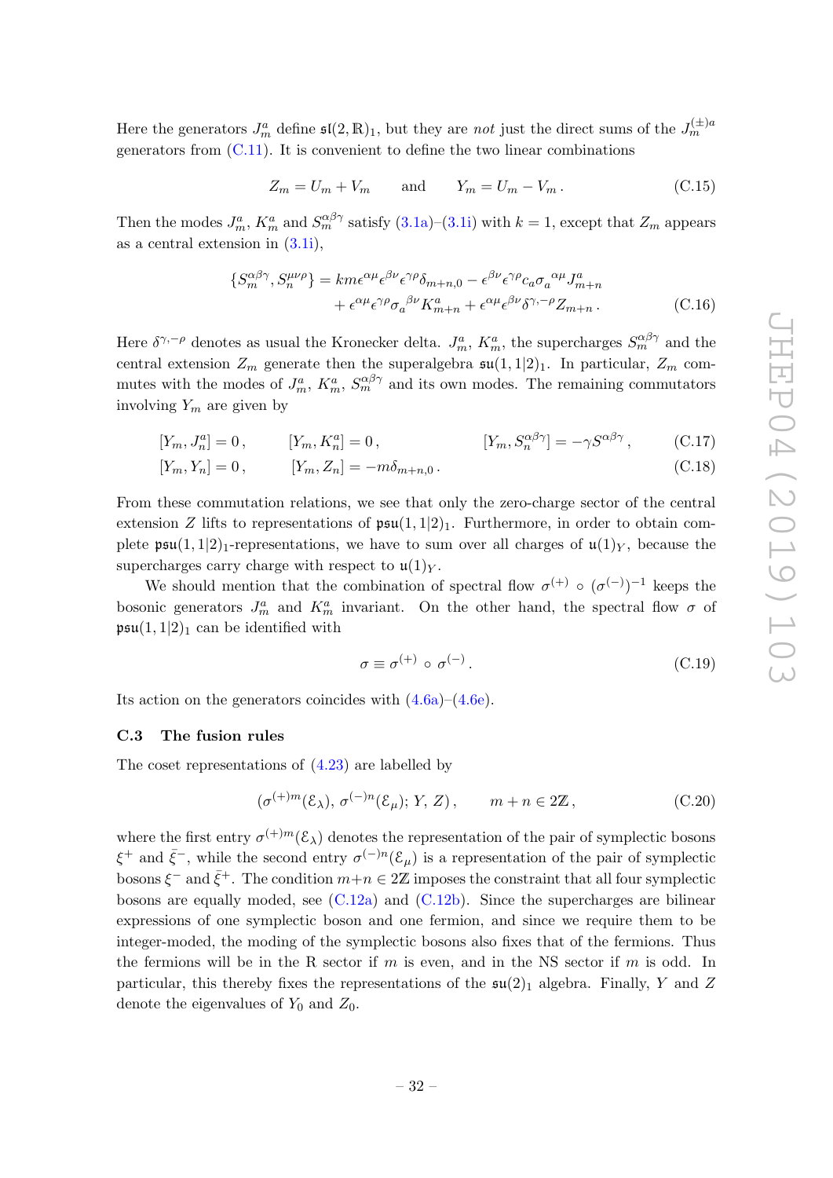Here the generators $J^a_m$ define $\mathfrak{sl}(2,\mathbb{R})_1$, but they are *not* just the direct sums of the $J^{(\pm)a}_m$ generators from (C.11). It is convenient to define the two linear combinations

$$Z_m = U_m + V_m \qquad \text{and} \qquad Y_m = U_m - V_m\,. \tag{C.15}$$

Then the modes $J^a_m$, $K^a_m$ and $S^{\alpha\beta\gamma}_m$ satisfy (3.1a)–(3.1i) with $k=1$, except that $Z_m$ appears as a central extension in (3.1i),

$$\begin{aligned}\{S^{\alpha\beta\gamma}_m, S^{\mu\nu\rho}_n\} &= km\epsilon^{\alpha\mu}\epsilon^{\beta\nu}\epsilon^{\gamma\rho}\delta_{m+n,0} - \epsilon^{\beta\nu}\epsilon^{\gamma\rho}c_a\sigma_a{}^{\alpha\mu}J^a_{m+n} \\ &\quad + \epsilon^{\alpha\mu}\epsilon^{\gamma\rho}\sigma_a{}^{\beta\nu}K^a_{m+n} + \epsilon^{\alpha\mu}\epsilon^{\beta\nu}\delta^{\gamma,-\rho}Z_{m+n}\,.\end{aligned} \tag{C.16}$$

Here $\delta^{\gamma,-\rho}$ denotes as usual the Kronecker delta. $J^a_m$, $K^a_m$, the supercharges $S^{\alpha\beta\gamma}_m$ and the central extension $Z_m$ generate then the superalgebra $\mathfrak{su}(1,1|2)_1$. In particular, $Z_m$ commutes with the modes of $J^a_m$, $K^a_m$, $S^{\alpha\beta\gamma}_m$ and its own modes. The remaining commutators involving $Y_m$ are given by

$$[Y_m, J^a_n] = 0\,, \qquad [Y_m, K^a_n] = 0\,, \qquad [Y_m, S^{\alpha\beta\gamma}_n] = -\gamma S^{\alpha\beta\gamma}\,, \tag{C.17}$$

$$[Y_m, Y_n] = 0\,, \qquad [Y_m, Z_n] = -m\delta_{m+n,0}\,. \tag{C.18}$$

From these commutation relations, we see that only the zero-charge sector of the central extension $Z$ lifts to representations of $\mathfrak{psu}(1,1|2)_1$. Furthermore, in order to obtain complete $\mathfrak{psu}(1,1|2)_1$-representations, we have to sum over all charges of $\mathfrak{u}(1)_Y$, because the supercharges carry charge with respect to $\mathfrak{u}(1)_Y$.

We should mention that the combination of spectral flow $\sigma^{(+)}\circ(\sigma^{(-)})^{-1}$ keeps the bosonic generators $J^a_m$ and $K^a_m$ invariant. On the other hand, the spectral flow $\sigma$ of $\mathfrak{psu}(1,1|2)_1$ can be identified with

$$\sigma \equiv \sigma^{(+)}\circ\sigma^{(-)}\,. \tag{C.19}$$

Its action on the generators coincides with (4.6a)–(4.6e).

### C.3 The fusion rules

The coset representations of (4.23) are labelled by

$$\left(\sigma^{(+)m}(\mathcal{E}_\lambda),\, \sigma^{(-)n}(\mathcal{E}_\mu);\, Y,\, Z\right), \qquad m+n\in 2\mathbb{Z}\,, \tag{C.20}$$

where the first entry $\sigma^{(+)m}(\mathcal{E}_\lambda)$ denotes the representation of the pair of symplectic bosons $\xi^+$ and $\bar{\xi}^-$, while the second entry $\sigma^{(-)n}(\mathcal{E}_\mu)$ is a representation of the pair of symplectic bosons $\xi^-$ and $\bar{\xi}^+$. The condition $m+n\in 2\mathbb{Z}$ imposes the constraint that all four symplectic bosons are equally moded, see (C.12a) and (C.12b). Since the supercharges are bilinear expressions of one symplectic boson and one fermion, and since we require them to be integer-moded, the moding of the symplectic bosons also fixes that of the fermions. Thus the fermions will be in the R sector if $m$ is even, and in the NS sector if $m$ is odd. In particular, this thereby fixes the representations of the $\mathfrak{su}(2)_1$ algebra. Finally, $Y$ and $Z$ denote the eigenvalues of $Y_0$ and $Z_0$.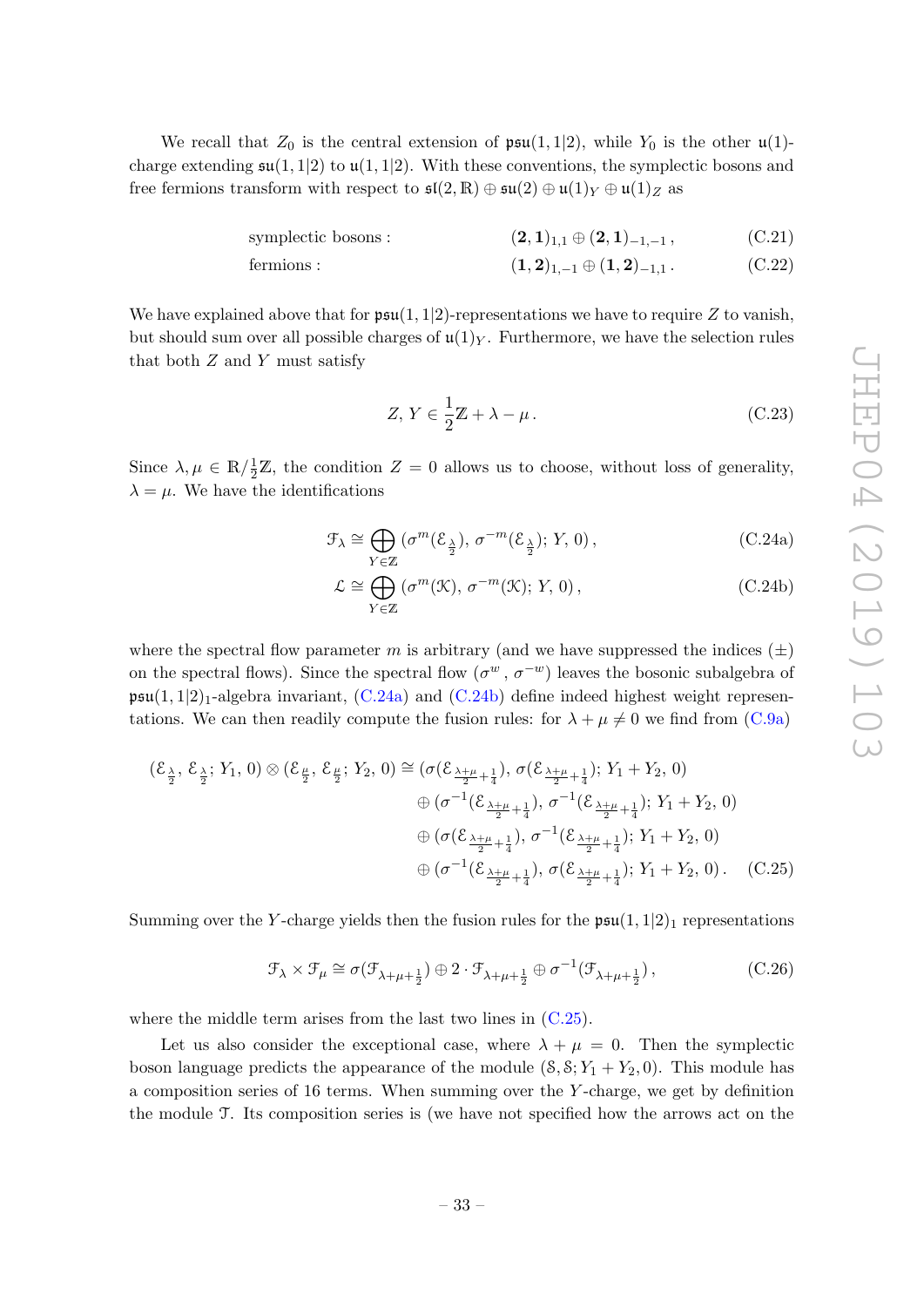We recall that $Z_0$ is the central extension of $\mathfrak{psu}(1,1|2)$, while $Y_0$ is the other $\mathfrak{u}(1)$-charge extending $\mathfrak{su}(1,1|2)$ to $\mathfrak{u}(1,1|2)$. With these conventions, the symplectic bosons and free fermions transform with respect to $\mathfrak{sl}(2,\mathbb{R}) \oplus \mathfrak{su}(2) \oplus \mathfrak{u}(1)_Y \oplus \mathfrak{u}(1)_Z$ as

$$\text{symplectic bosons}: \qquad (\mathbf{2},\mathbf{1})_{1,1} \oplus (\mathbf{2},\mathbf{1})_{-1,-1}\,, \tag{C.21}$$

$$\text{fermions}: \qquad (\mathbf{1},\mathbf{2})_{1,-1} \oplus (\mathbf{1},\mathbf{2})_{-1,1}\,. \tag{C.22}$$

We have explained above that for $\mathfrak{psu}(1,1|2)$-representations we have to require $Z$ to vanish, but should sum over all possible charges of $\mathfrak{u}(1)_Y$. Furthermore, we have the selection rules that both $Z$ and $Y$ must satisfy

$$Z,\, Y \in \frac{1}{2}\mathbb{Z} + \lambda - \mu\,. \tag{C.23}$$

Since $\lambda, \mu \in \mathbb{R}/\frac{1}{2}\mathbb{Z}$, the condition $Z = 0$ allows us to choose, without loss of generality, $\lambda = \mu$. We have the identifications

$$\mathcal{F}_\lambda \cong \bigoplus_{Y\in\mathbb{Z}} (\sigma^m(\mathcal{E}_{\frac{\lambda}{2}}),\, \sigma^{-m}(\mathcal{E}_{\frac{\lambda}{2}});\, Y,\, 0)\,, \tag{C.24a}$$

$$\mathcal{L} \cong \bigoplus_{Y\in\mathbb{Z}} (\sigma^m(\mathcal{K}),\, \sigma^{-m}(\mathcal{K});\, Y,\, 0)\,, \tag{C.24b}$$

where the spectral flow parameter $m$ is arbitrary (and we have suppressed the indices $(\pm)$ on the spectral flows). Since the spectral flow $(\sigma^w\,,\, \sigma^{-w})$ leaves the bosonic subalgebra of $\mathfrak{psu}(1,1|2)_1$-algebra invariant, (C.24a) and (C.24b) define indeed highest weight representations. We can then readily compute the fusion rules: for $\lambda + \mu \neq 0$ we find from (C.9a)

$$\begin{aligned}
(\mathcal{E}_{\frac{\lambda}{2}},\, \mathcal{E}_{\frac{\lambda}{2}};\, Y_1,\, 0) \otimes (\mathcal{E}_{\frac{\mu}{2}},\, \mathcal{E}_{\frac{\mu}{2}};\, Y_2,\, 0) \cong\; & (\sigma(\mathcal{E}_{\frac{\lambda+\mu}{2}+\frac{1}{4}}),\, \sigma(\mathcal{E}_{\frac{\lambda+\mu}{2}+\frac{1}{4}});\, Y_1+Y_2,\, 0) \\
& \oplus (\sigma^{-1}(\mathcal{E}_{\frac{\lambda+\mu}{2}+\frac{1}{4}}),\, \sigma^{-1}(\mathcal{E}_{\frac{\lambda+\mu}{2}+\frac{1}{4}});\, Y_1+Y_2,\, 0) \\
& \oplus (\sigma(\mathcal{E}_{\frac{\lambda+\mu}{2}+\frac{1}{4}}),\, \sigma^{-1}(\mathcal{E}_{\frac{\lambda+\mu}{2}+\frac{1}{4}});\, Y_1+Y_2,\, 0) \\
& \oplus (\sigma^{-1}(\mathcal{E}_{\frac{\lambda+\mu}{2}+\frac{1}{4}}),\, \sigma(\mathcal{E}_{\frac{\lambda+\mu}{2}+\frac{1}{4}});\, Y_1+Y_2,\, 0)\,.
\end{aligned} \tag{C.25}$$

Summing over the $Y$-charge yields then the fusion rules for the $\mathfrak{psu}(1,1|2)_1$ representations

$$\mathcal{F}_\lambda \times \mathcal{F}_\mu \cong \sigma(\mathcal{F}_{\lambda+\mu+\frac{1}{2}}) \oplus 2\cdot \mathcal{F}_{\lambda+\mu+\frac{1}{2}} \oplus \sigma^{-1}(\mathcal{F}_{\lambda+\mu+\frac{1}{2}})\,, \tag{C.26}$$

where the middle term arises from the last two lines in (C.25).

Let us also consider the exceptional case, where $\lambda + \mu = 0$. Then the symplectic boson language predicts the appearance of the module $(\mathcal{S}, \mathcal{S}; Y_1 + Y_2, 0)$. This module has a composition series of 16 terms. When summing over the $Y$-charge, we get by definition the module $\mathcal{T}$. Its composition series is (we have not specified how the arrows act on the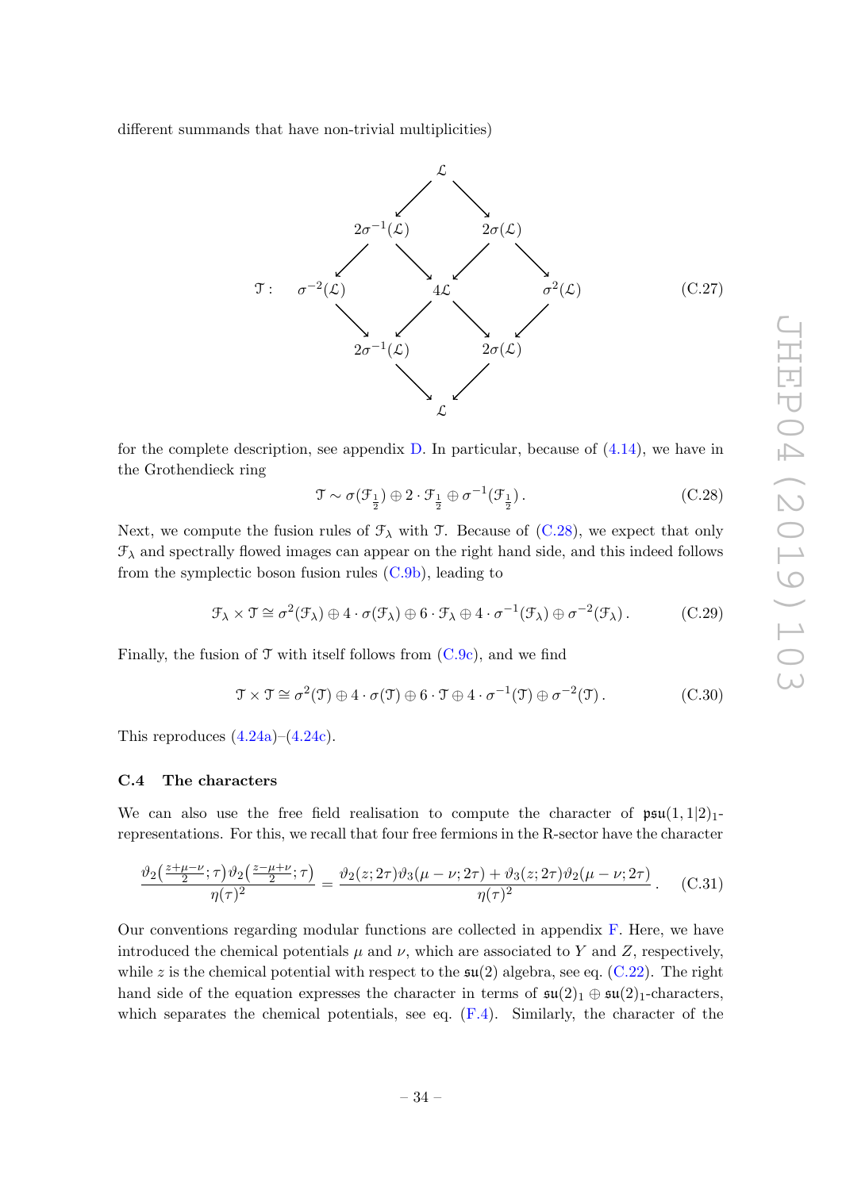different summands that have non-trivial multiplicities)

$$
\mathcal{T}: \quad
\begin{array}{ccccc}
 & & \mathcal{L} & & \\
 & \swarrow & & \searrow & \\
 & 2\sigma^{-1}(\mathcal{L}) & & 2\sigma(\mathcal{L}) & \\
 \swarrow & & \searrow \quad \swarrow & & \searrow \\
\sigma^{-2}(\mathcal{L}) & & 4\mathcal{L} & & \sigma^{2}(\mathcal{L}) \\
 \searrow & & \swarrow \quad \searrow & & \swarrow \\
 & 2\sigma^{-1}(\mathcal{L}) & & 2\sigma(\mathcal{L}) & \\
 & \searrow & & \swarrow & \\
 & & \mathcal{L} & &
\end{array}
\tag{C.27}
$$

for the complete description, see appendix D. In particular, because of (4.14), we have in the Grothendieck ring

$$
\mathcal{T} \sim \sigma(\mathcal{F}_{\frac{1}{2}}) \oplus 2 \cdot \mathcal{F}_{\frac{1}{2}} \oplus \sigma^{-1}(\mathcal{F}_{\frac{1}{2}})\,. \tag{C.28}
$$

Next, we compute the fusion rules of $\mathcal{F}_\lambda$ with $\mathcal{T}$. Because of (C.28), we expect that only $\mathcal{F}_\lambda$ and spectrally flowed images can appear on the right hand side, and this indeed follows from the symplectic boson fusion rules (C.9b), leading to

$$
\mathcal{F}_\lambda \times \mathcal{T} \cong \sigma^2(\mathcal{F}_\lambda) \oplus 4 \cdot \sigma(\mathcal{F}_\lambda) \oplus 6 \cdot \mathcal{F}_\lambda \oplus 4 \cdot \sigma^{-1}(\mathcal{F}_\lambda) \oplus \sigma^{-2}(\mathcal{F}_\lambda)\,. \tag{C.29}
$$

Finally, the fusion of $\mathcal{T}$ with itself follows from (C.9c), and we find

$$
\mathcal{T} \times \mathcal{T} \cong \sigma^2(\mathcal{T}) \oplus 4 \cdot \sigma(\mathcal{T}) \oplus 6 \cdot \mathcal{T} \oplus 4 \cdot \sigma^{-1}(\mathcal{T}) \oplus \sigma^{-2}(\mathcal{T})\,. \tag{C.30}
$$

This reproduces (4.24a)–(4.24c).

### C.4 The characters

We can also use the free field realisation to compute the character of $\mathfrak{psu}(1,1|2)_1$-representations. For this, we recall that four free fermions in the R-sector have the character

$$
\frac{\vartheta_2\big(\frac{z+\mu-\nu}{2};\tau\big)\vartheta_2\big(\frac{z-\mu+\nu}{2};\tau\big)}{\eta(\tau)^2} = \frac{\vartheta_2(z;2\tau)\vartheta_3(\mu-\nu;2\tau)+\vartheta_3(z;2\tau)\vartheta_2(\mu-\nu;2\tau)}{\eta(\tau)^2}\,. \tag{C.31}
$$

Our conventions regarding modular functions are collected in appendix F. Here, we have introduced the chemical potentials $\mu$ and $\nu$, which are associated to $Y$ and $Z$, respectively, while $z$ is the chemical potential with respect to the $\mathfrak{su}(2)$ algebra, see eq. (C.22). The right hand side of the equation expresses the character in terms of $\mathfrak{su}(2)_1 \oplus \mathfrak{su}(2)_1$-characters, which separates the chemical potentials, see eq. (F.4). Similarly, the character of the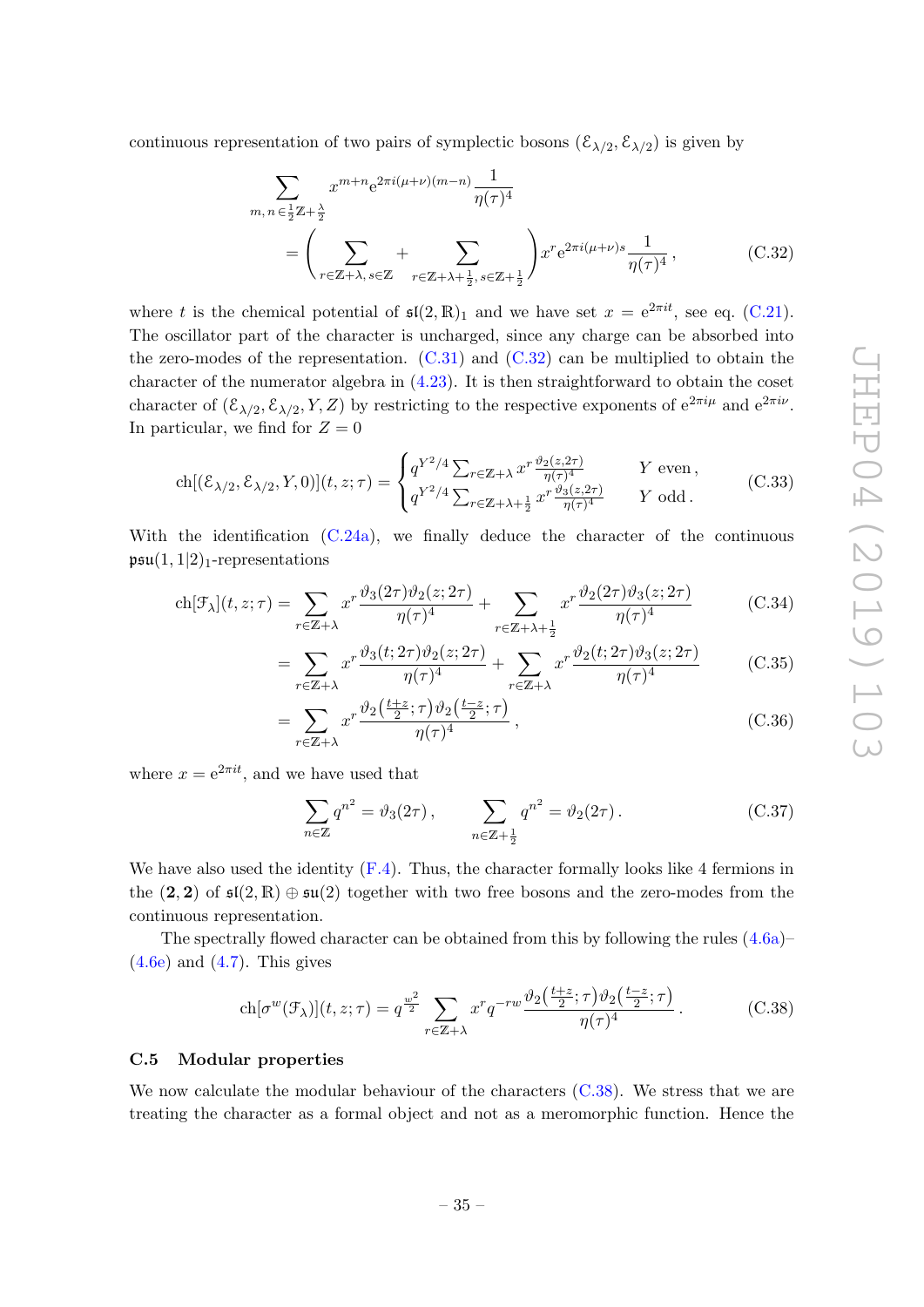continuous representation of two pairs of symplectic bosons $(\mathcal{E}_{\lambda/2}, \mathcal{E}_{\lambda/2})$ is given by

$$
\begin{aligned}
&\sum_{m,\, n \,\in \frac{1}{2}\mathbb{Z}+\frac{\lambda}{2}} x^{m+n} \mathrm{e}^{2\pi i(\mu+\nu)(m-n)} \frac{1}{\eta(\tau)^4} \\
&\qquad = \left( \sum_{r\in\mathbb{Z}+\lambda,\, s\in\mathbb{Z}} + \sum_{r\in\mathbb{Z}+\lambda+\frac{1}{2},\, s\in\mathbb{Z}+\frac{1}{2}} \right) x^r \mathrm{e}^{2\pi i(\mu+\nu)s} \frac{1}{\eta(\tau)^4}\,, \qquad \text{(C.32)}
\end{aligned}
$$

where $t$ is the chemical potential of $\mathfrak{sl}(2,\mathbb{R})_1$ and we have set $x = \mathrm{e}^{2\pi i t}$, see eq. (C.21). The oscillator part of the character is uncharged, since any charge can be absorbed into the zero-modes of the representation. (C.31) and (C.32) can be multiplied to obtain the character of the numerator algebra in (4.23). It is then straightforward to obtain the coset character of $(\mathcal{E}_{\lambda/2}, \mathcal{E}_{\lambda/2}, Y, Z)$ by restricting to the respective exponents of $\mathrm{e}^{2\pi i\mu}$ and $\mathrm{e}^{2\pi i\nu}$. In particular, we find for $Z=0$

$$
\mathrm{ch}[(\mathcal{E}_{\lambda/2}, \mathcal{E}_{\lambda/2}, Y, 0)](t,z;\tau) = \begin{cases} q^{Y^2/4} \sum_{r\in\mathbb{Z}+\lambda} x^r \frac{\vartheta_2(z,2\tau)}{\eta(\tau)^4} & Y \text{ even}\,, \\ q^{Y^2/4} \sum_{r\in\mathbb{Z}+\lambda+\frac{1}{2}} x^r \frac{\vartheta_3(z,2\tau)}{\eta(\tau)^4} & Y \text{ odd}\,. \end{cases} \qquad \text{(C.33)}
$$

With the identification (C.24a), we finally deduce the character of the continuous $\mathfrak{psu}(1,1|2)_1$-representations

$$
\begin{aligned}
\mathrm{ch}[\mathcal{F}_\lambda](t,z;\tau) &= \sum_{r\in\mathbb{Z}+\lambda} x^r \frac{\vartheta_3(2\tau)\vartheta_2(z;2\tau)}{\eta(\tau)^4} + \sum_{r\in\mathbb{Z}+\lambda+\frac{1}{2}} x^r \frac{\vartheta_2(2\tau)\vartheta_3(z;2\tau)}{\eta(\tau)^4} && \text{(C.34)} \\
&= \sum_{r\in\mathbb{Z}+\lambda} x^r \frac{\vartheta_3(t;2\tau)\vartheta_2(z;2\tau)}{\eta(\tau)^4} + \sum_{r\in\mathbb{Z}+\lambda} x^r \frac{\vartheta_2(t;2\tau)\vartheta_3(z;2\tau)}{\eta(\tau)^4} && \text{(C.35)} \\
&= \sum_{r\in\mathbb{Z}+\lambda} x^r \frac{\vartheta_2\big(\frac{t+z}{2};\tau\big)\vartheta_2\big(\frac{t-z}{2};\tau\big)}{\eta(\tau)^4}\,, && \text{(C.36)}
\end{aligned}
$$

where $x = \mathrm{e}^{2\pi i t}$, and we have used that

$$
\sum_{n\in\mathbb{Z}} q^{n^2} = \vartheta_3(2\tau)\,, \qquad \sum_{n\in\mathbb{Z}+\frac{1}{2}} q^{n^2} = \vartheta_2(2\tau)\,. \qquad \text{(C.37)}
$$

We have also used the identity (F.4). Thus, the character formally looks like 4 fermions in the $(\mathbf{2},\mathbf{2})$ of $\mathfrak{sl}(2,\mathbb{R}) \oplus \mathfrak{su}(2)$ together with two free bosons and the zero-modes from the continuous representation.

The spectrally flowed character can be obtained from this by following the rules (4.6a)–(4.6e) and (4.7). This gives

$$
\mathrm{ch}[\sigma^w(\mathcal{F}_\lambda)](t,z;\tau) = q^{\frac{w^2}{2}} \sum_{r\in\mathbb{Z}+\lambda} x^r q^{-rw} \frac{\vartheta_2\big(\frac{t+z}{2};\tau\big)\vartheta_2\big(\frac{t-z}{2};\tau\big)}{\eta(\tau)^4}\,. \qquad \text{(C.38)}
$$

## C.5 Modular properties

We now calculate the modular behaviour of the characters (C.38). We stress that we are treating the character as a formal object and not as a meromorphic function. Hence the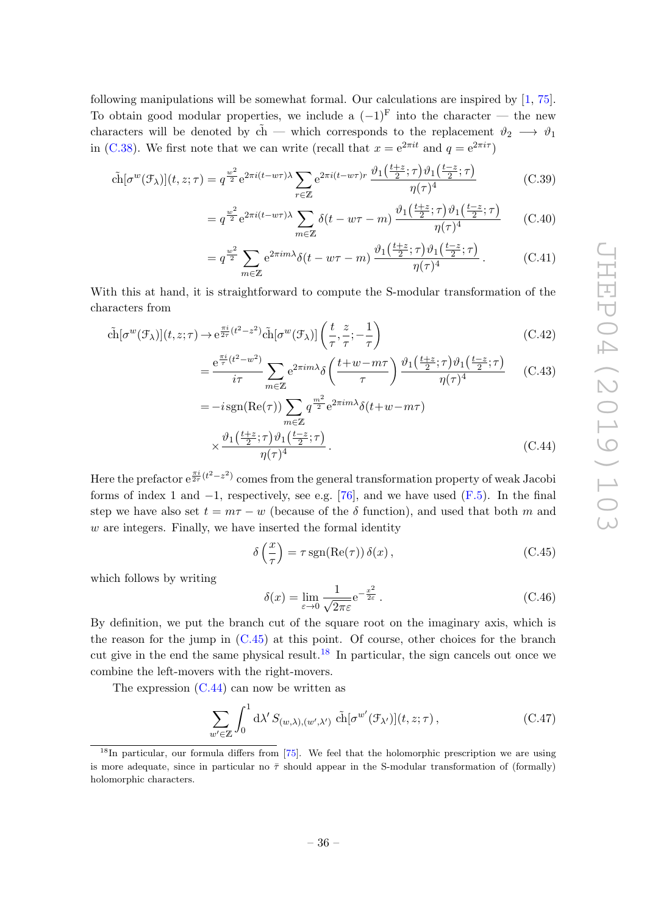following manipulations will be somewhat formal. Our calculations are inspired by [1, 75]. To obtain good modular properties, we include a $(-1)^{\mathrm{F}}$ into the character — the new characters will be denoted by $\tilde{\mathrm{ch}}$ — which corresponds to the replacement $\vartheta_2 \longrightarrow \vartheta_1$ in (C.38). We first note that we can write (recall that $x = \mathrm{e}^{2\pi i t}$ and $q = \mathrm{e}^{2\pi i \tau}$)

$$\tilde{\mathrm{ch}}[\sigma^w(\mathcal{F}_\lambda)](t,z;\tau) = q^{\frac{w^2}{2}} \mathrm{e}^{2\pi i (t-w\tau)\lambda} \sum_{r\in\mathbb{Z}} \mathrm{e}^{2\pi i (t-w\tau) r} \, \frac{\vartheta_1\left(\frac{t+z}{2};\tau\right)\vartheta_1\left(\frac{t-z}{2};\tau\right)}{\eta(\tau)^4} \tag{C.39}$$

$$= q^{\frac{w^2}{2}} \mathrm{e}^{2\pi i (t-w\tau)\lambda} \sum_{m\in\mathbb{Z}} \delta(t-w\tau-m) \, \frac{\vartheta_1\left(\frac{t+z}{2};\tau\right)\vartheta_1\left(\frac{t-z}{2};\tau\right)}{\eta(\tau)^4} \tag{C.40}$$

$$= q^{\frac{w^2}{2}} \sum_{m\in\mathbb{Z}} \mathrm{e}^{2\pi i m\lambda} \delta(t-w\tau-m) \, \frac{\vartheta_1\left(\frac{t+z}{2};\tau\right)\vartheta_1\left(\frac{t-z}{2};\tau\right)}{\eta(\tau)^4} \, . \tag{C.41}$$

With this at hand, it is straightforward to compute the S-modular transformation of the characters from

$$\tilde{\mathrm{ch}}[\sigma^w(\mathcal{F}_\lambda)](t,z;\tau) \to \mathrm{e}^{\frac{\pi i}{2\tau}(t^2-z^2)} \tilde{\mathrm{ch}}[\sigma^w(\mathcal{F}_\lambda)]\left(\frac{t}{\tau},\frac{z}{\tau};-\frac{1}{\tau}\right) \tag{C.42}$$

$$= \frac{\mathrm{e}^{\frac{\pi i}{\tau}(t^2-w^2)}}{i\tau} \sum_{m\in\mathbb{Z}} \mathrm{e}^{2\pi i m\lambda} \delta\left(\frac{t+w-m\tau}{\tau}\right) \frac{\vartheta_1\left(\frac{t+z}{2};\tau\right)\vartheta_1\left(\frac{t-z}{2};\tau\right)}{\eta(\tau)^4} \tag{C.43}$$

$$= -i\,\mathrm{sgn}(\mathrm{Re}(\tau)) \sum_{m\in\mathbb{Z}} q^{\frac{m^2}{2}} \mathrm{e}^{2\pi i m\lambda} \delta(t+w-m\tau) \times \frac{\vartheta_1\left(\frac{t+z}{2};\tau\right)\vartheta_1\left(\frac{t-z}{2};\tau\right)}{\eta(\tau)^4} \, . \tag{C.44}$$

Here the prefactor $\mathrm{e}^{\frac{\pi i}{2\tau}(t^2-z^2)}$ comes from the general transformation property of weak Jacobi forms of index 1 and $-1$, respectively, see e.g. [76], and we have used (F.5). In the final step we have also set $t = m\tau - w$ (because of the $\delta$ function), and used that both $m$ and $w$ are integers. Finally, we have inserted the formal identity

$$\delta\left(\frac{x}{\tau}\right) = \tau\,\mathrm{sgn}(\mathrm{Re}(\tau))\,\delta(x)\,, \tag{C.45}$$

which follows by writing

$$\delta(x) = \lim_{\varepsilon\to 0} \frac{1}{\sqrt{2\pi\varepsilon}} \mathrm{e}^{-\frac{x^2}{2\varepsilon}}\,. \tag{C.46}$$

By definition, we put the branch cut of the square root on the imaginary axis, which is the reason for the jump in (C.45) at this point. Of course, other choices for the branch cut give in the end the same physical result.[18] In particular, the sign cancels out once we combine the left-movers with the right-movers.

The expression (C.44) can now be written as

$$\sum_{w'\in\mathbb{Z}} \int_0^1 \mathrm{d}\lambda'\, S_{(w,\lambda),(w',\lambda')}\; \tilde{\mathrm{ch}}[\sigma^{w'}(\mathcal{F}_{\lambda'})](t,z;\tau)\,, \tag{C.47}$$

[18] In particular, our formula differs from [75]. We feel that the holomorphic prescription we are using is more adequate, since in particular no $\bar{\tau}$ should appear in the S-modular transformation of (formally) holomorphic characters.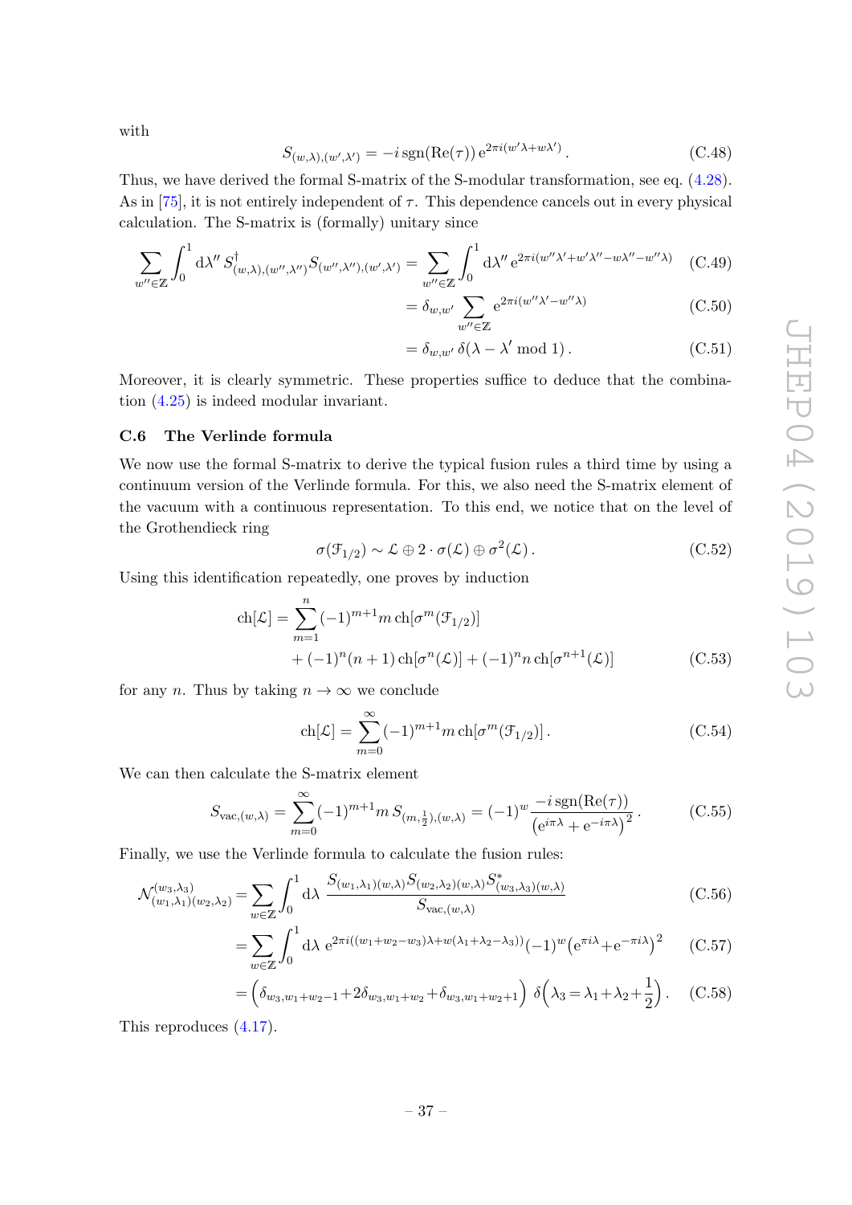with

$$S_{(w,\lambda),(w',\lambda')} = -i\,\mathrm{sgn}(\mathrm{Re}(\tau))\,\mathrm{e}^{2\pi i(w'\lambda + w\lambda')}\,. \tag{C.48}$$

Thus, we have derived the formal S-matrix of the S-modular transformation, see eq. (4.28). As in [75], it is not entirely independent of $\tau$. This dependence cancels out in every physical calculation. The S-matrix is (formally) unitary since

$$\sum_{w''\in\mathbb{Z}} \int_0^1 \mathrm{d}\lambda''\, S^\dagger_{(w,\lambda),(w'',\lambda'')} S_{(w'',\lambda''),(w',\lambda')} = \sum_{w''\in\mathbb{Z}} \int_0^1 \mathrm{d}\lambda''\, \mathrm{e}^{2\pi i(w''\lambda' + w'\lambda'' - w\lambda'' - w''\lambda)} \tag{C.49}$$

$$= \delta_{w,w'} \sum_{w''\in\mathbb{Z}} \mathrm{e}^{2\pi i(w''\lambda' - w''\lambda)} \tag{C.50}$$

$$= \delta_{w,w'}\, \delta(\lambda - \lambda' \bmod 1)\,. \tag{C.51}$$

Moreover, it is clearly symmetric. These properties suffice to deduce that the combination (4.25) is indeed modular invariant.

### C.6 The Verlinde formula

We now use the formal S-matrix to derive the typical fusion rules a third time by using a continuum version of the Verlinde formula. For this, we also need the S-matrix element of the vacuum with a continuous representation. To this end, we notice that on the level of the Grothendieck ring

$$\sigma(\mathcal{F}_{1/2}) \sim \mathcal{L} \oplus 2\cdot\sigma(\mathcal{L}) \oplus \sigma^2(\mathcal{L})\,. \tag{C.52}$$

Using this identification repeatedly, one proves by induction

$$\begin{aligned}\mathrm{ch}[\mathcal{L}] &= \sum_{m=1}^{n} (-1)^{m+1} m\, \mathrm{ch}[\sigma^m(\mathcal{F}_{1/2})] \\ &\quad + (-1)^n (n+1)\,\mathrm{ch}[\sigma^n(\mathcal{L})] + (-1)^n n\, \mathrm{ch}[\sigma^{n+1}(\mathcal{L})]\end{aligned} \tag{C.53}$$

for any $n$. Thus by taking $n\to\infty$ we conclude

$$\mathrm{ch}[\mathcal{L}] = \sum_{m=0}^{\infty} (-1)^{m+1} m\, \mathrm{ch}[\sigma^m(\mathcal{F}_{1/2})]\,. \tag{C.54}$$

We can then calculate the S-matrix element

$$S_{\mathrm{vac},(w,\lambda)} = \sum_{m=0}^{\infty} (-1)^{m+1} m\, S_{(m,\frac{1}{2}),(w,\lambda)} = (-1)^w \frac{-i\,\mathrm{sgn}(\mathrm{Re}(\tau))}{\left(\mathrm{e}^{i\pi\lambda} + \mathrm{e}^{-i\pi\lambda}\right)^2}\,. \tag{C.55}$$

Finally, we use the Verlinde formula to calculate the fusion rules:

$$\mathcal{N}_{(w_1,\lambda_1)(w_2,\lambda_2)}^{(w_3,\lambda_3)} = \sum_{w\in\mathbb{Z}} \int_0^1 \mathrm{d}\lambda\, \frac{S_{(w_1,\lambda_1)(w,\lambda)} S_{(w_2,\lambda_2)(w,\lambda)} S^*_{(w_3,\lambda_3)(w,\lambda)}}{S_{\mathrm{vac},(w,\lambda)}} \tag{C.56}$$

$$= \sum_{w\in\mathbb{Z}} \int_0^1 \mathrm{d}\lambda\, \mathrm{e}^{2\pi i((w_1+w_2-w_3)\lambda + w(\lambda_1+\lambda_2-\lambda_3))} (-1)^w \left(\mathrm{e}^{\pi i\lambda} + \mathrm{e}^{-\pi i\lambda}\right)^2 \tag{C.57}$$

$$= \left(\delta_{w_3,w_1+w_2-1} + 2\delta_{w_3,w_1+w_2} + \delta_{w_3,w_1+w_2+1}\right)\, \delta\!\left(\lambda_3 = \lambda_1 + \lambda_2 + \frac{1}{2}\right). \tag{C.58}$$

This reproduces (4.17).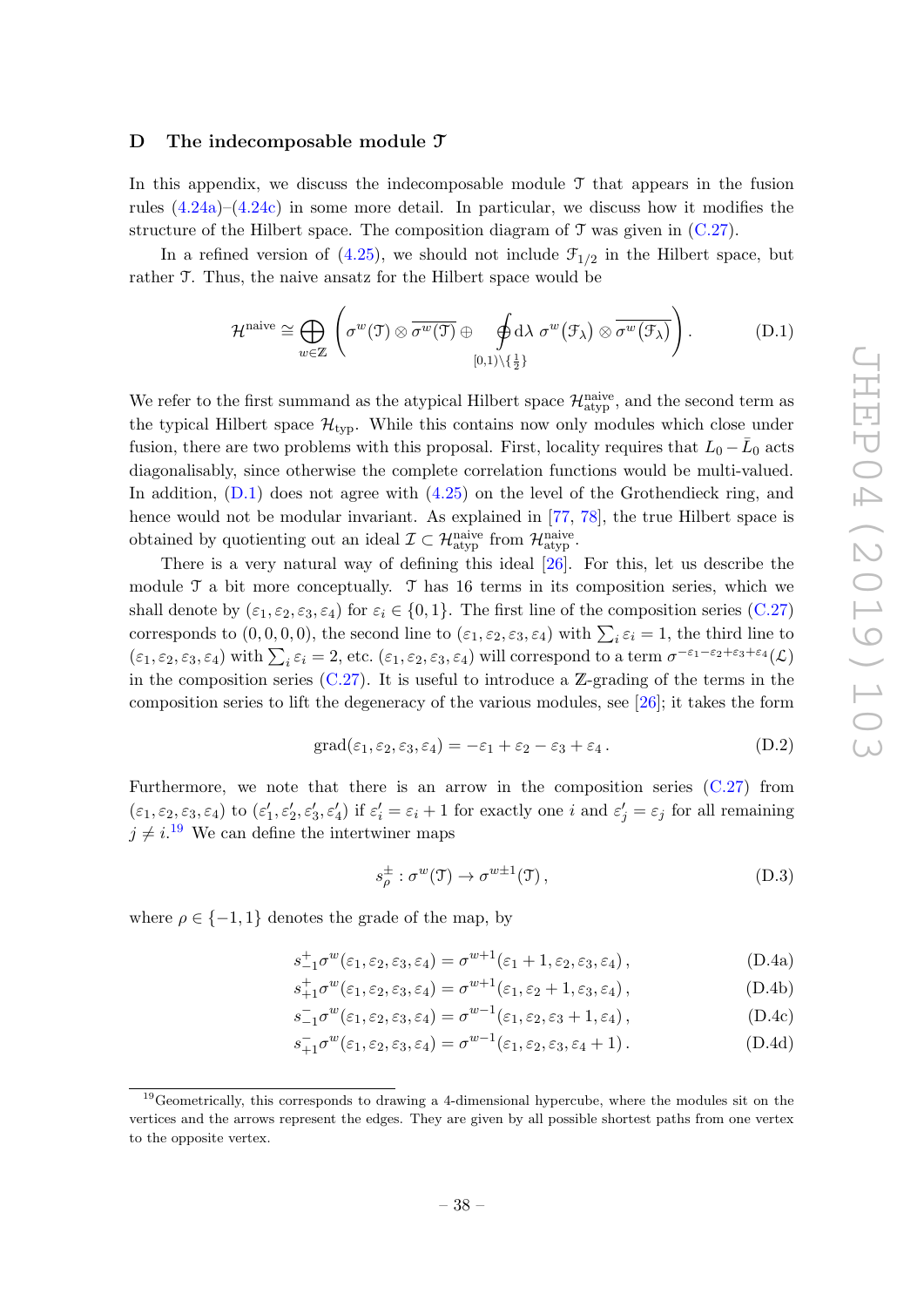# D The indecomposable module $\mathcal{T}$

In this appendix, we discuss the indecomposable module $\mathcal{T}$ that appears in the fusion rules (4.24a)–(4.24c) in some more detail. In particular, we discuss how it modifies the structure of the Hilbert space. The composition diagram of $\mathcal{T}$ was given in (C.27).

In a refined version of (4.25), we should not include $\mathcal{F}_{1/2}$ in the Hilbert space, but rather $\mathcal{T}$. Thus, the naive ansatz for the Hilbert space would be

$$\mathcal{H}^{\text{naive}} \cong \bigoplus_{w\in\mathbb{Z}} \left( \sigma^w(\mathcal{T}) \otimes \overline{\sigma^w(\mathcal{T})} \oplus \oint_{[0,1)\setminus\{\frac{1}{2}\}} \mathrm{d}\lambda\ \sigma^w(\mathcal{F}_\lambda) \otimes \overline{\sigma^w(\mathcal{F}_\lambda)} \right). \tag{D.1}$$

We refer to the first summand as the atypical Hilbert space $\mathcal{H}^{\text{naive}}_{\text{atyp}}$, and the second term as the typical Hilbert space $\mathcal{H}_{\text{typ}}$. While this contains now only modules which close under fusion, there are two problems with this proposal. First, locality requires that $L_0 - \bar{L}_0$ acts diagonalisably, since otherwise the complete correlation functions would be multi-valued. In addition, (D.1) does not agree with (4.25) on the level of the Grothendieck ring, and hence would not be modular invariant. As explained in [77, 78], the true Hilbert space is obtained by quotienting out an ideal $\mathcal{I} \subset \mathcal{H}^{\text{naive}}_{\text{atyp}}$ from $\mathcal{H}^{\text{naive}}_{\text{atyp}}$.

There is a very natural way of defining this ideal [26]. For this, let us describe the module $\mathcal{T}$ a bit more conceptually. $\mathcal{T}$ has 16 terms in its composition series, which we shall denote by $(\varepsilon_1, \varepsilon_2, \varepsilon_3, \varepsilon_4)$ for $\varepsilon_i \in \{0, 1\}$. The first line of the composition series (C.27) corresponds to $(0, 0, 0, 0)$, the second line to $(\varepsilon_1, \varepsilon_2, \varepsilon_3, \varepsilon_4)$ with $\sum_i \varepsilon_i = 1$, the third line to $(\varepsilon_1, \varepsilon_2, \varepsilon_3, \varepsilon_4)$ with $\sum_i \varepsilon_i = 2$, etc. $(\varepsilon_1, \varepsilon_2, \varepsilon_3, \varepsilon_4)$ will correspond to a term $\sigma^{-\varepsilon_1-\varepsilon_2+\varepsilon_3+\varepsilon_4}(\mathcal{L})$ in the composition series (C.27). It is useful to introduce a $\mathbb{Z}$-grading of the terms in the composition series to lift the degeneracy of the various modules, see [26]; it takes the form

$$\text{grad}(\varepsilon_1, \varepsilon_2, \varepsilon_3, \varepsilon_4) = -\varepsilon_1 + \varepsilon_2 - \varepsilon_3 + \varepsilon_4 . \tag{D.2}$$

Furthermore, we note that there is an arrow in the composition series (C.27) from $(\varepsilon_1, \varepsilon_2, \varepsilon_3, \varepsilon_4)$ to $(\varepsilon_1', \varepsilon_2', \varepsilon_3', \varepsilon_4')$ if $\varepsilon_i' = \varepsilon_i + 1$ for exactly one $i$ and $\varepsilon_j' = \varepsilon_j$ for all remaining $j \neq i$.[19] We can define the intertwiner maps

$$s^\pm_\rho : \sigma^w(\mathcal{T}) \to \sigma^{w\pm 1}(\mathcal{T}) , \tag{D.3}$$

where $\rho \in \{-1, 1\}$ denotes the grade of the map, by

$$s^+_{-1}\sigma^w(\varepsilon_1, \varepsilon_2, \varepsilon_3, \varepsilon_4) = \sigma^{w+1}(\varepsilon_1 + 1, \varepsilon_2, \varepsilon_3, \varepsilon_4) , \tag{D.4a}$$

$$s^+_{+1}\sigma^w(\varepsilon_1, \varepsilon_2, \varepsilon_3, \varepsilon_4) = \sigma^{w+1}(\varepsilon_1, \varepsilon_2 + 1, \varepsilon_3, \varepsilon_4) , \tag{D.4b}$$

$$s^-_{-1}\sigma^w(\varepsilon_1, \varepsilon_2, \varepsilon_3, \varepsilon_4) = \sigma^{w-1}(\varepsilon_1, \varepsilon_2, \varepsilon_3 + 1, \varepsilon_4) , \tag{D.4c}$$

$$s^-_{+1}\sigma^w(\varepsilon_1, \varepsilon_2, \varepsilon_3, \varepsilon_4) = \sigma^{w-1}(\varepsilon_1, \varepsilon_2, \varepsilon_3, \varepsilon_4 + 1) . \tag{D.4d}$$

---

[19] Geometrically, this corresponds to drawing a 4-dimensional hypercube, where the modules sit on the vertices and the arrows represent the edges. They are given by all possible shortest paths from one vertex to the opposite vertex.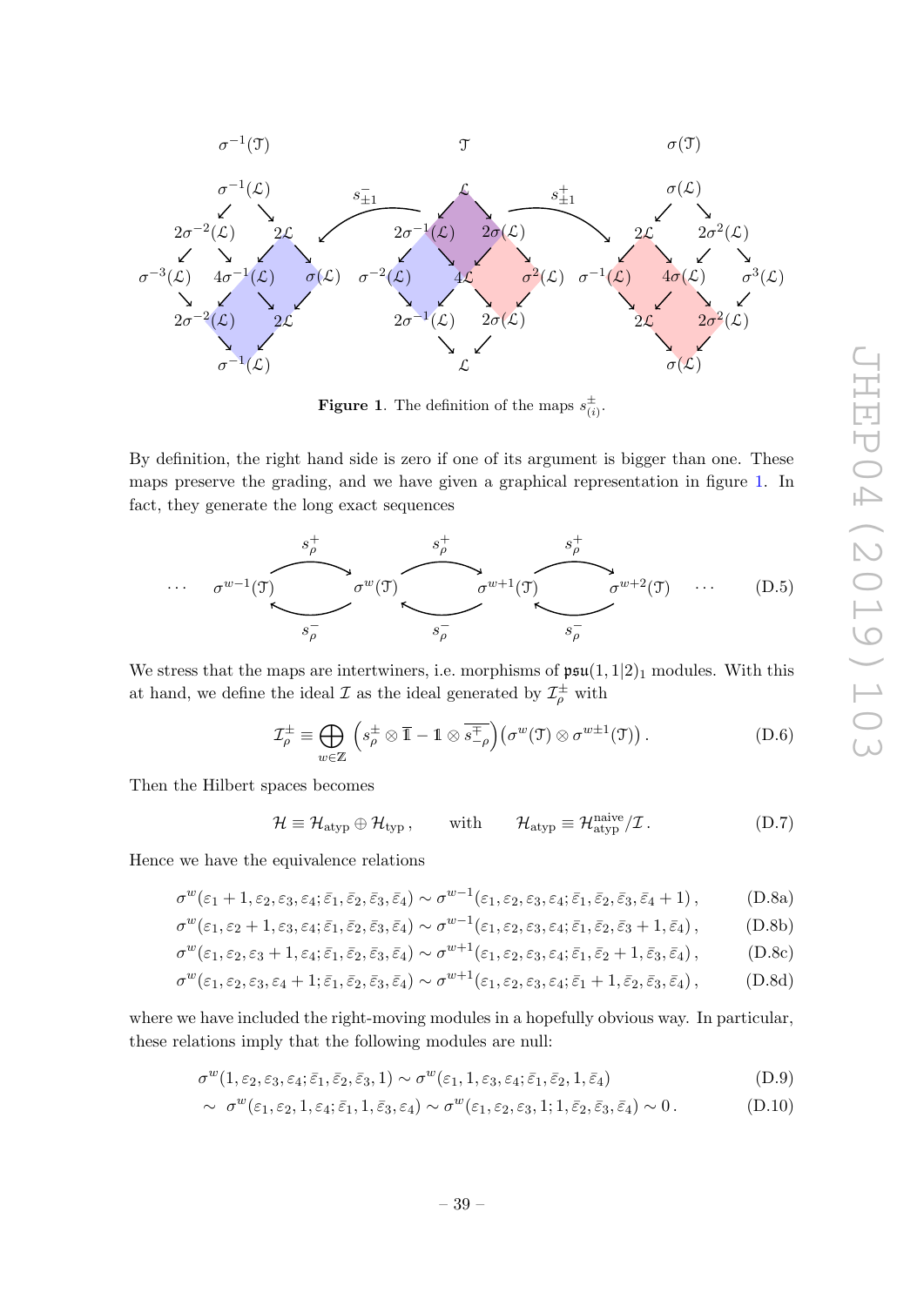**Figure 1**. The definition of the maps $s^{\pm}_{(i)}$.

By definition, the right hand side is zero if one of its argument is bigger than one. These maps preserve the grading, and we have given a graphical representation in figure 1. In fact, they generate the long exact sequences

$$\cdots \quad \sigma^{w-1}(\mathcal{T}) \underset{s_\rho^-}{\overset{s_\rho^+}{\rightleftarrows}} \sigma^{w}(\mathcal{T}) \underset{s_\rho^-}{\overset{s_\rho^+}{\rightleftarrows}} \sigma^{w+1}(\mathcal{T}) \underset{s_\rho^-}{\overset{s_\rho^+}{\rightleftarrows}} \sigma^{w+2}(\mathcal{T}) \quad \cdots \tag{D.5}$$

We stress that the maps are intertwiners, i.e. morphisms of $\mathfrak{psu}(1,1|2)_1$ modules. With this at hand, we define the ideal $\mathcal{I}$ as the ideal generated by $\mathcal{I}^{\pm}_\rho$ with

$$\mathcal{I}^{\pm}_\rho \equiv \bigoplus_{w\in\mathbb{Z}} \left( s^{\pm}_\rho \otimes \overline{\mathbb{1}} - \mathbb{1} \otimes \overline{s^{\mp}_{-\rho}} \right) \left( \sigma^w(\mathcal{T}) \otimes \sigma^{w\pm 1}(\mathcal{T}) \right). \tag{D.6}$$

Then the Hilbert spaces becomes

$$\mathcal{H} \equiv \mathcal{H}_{\text{atyp}} \oplus \mathcal{H}_{\text{typ}}\,, \qquad \text{with} \qquad \mathcal{H}_{\text{atyp}} \equiv \mathcal{H}^{\text{naive}}_{\text{atyp}}/\mathcal{I}\,. \tag{D.7}$$

Hence we have the equivalence relations

$$\sigma^w(\varepsilon_1+1,\varepsilon_2,\varepsilon_3,\varepsilon_4;\bar\varepsilon_1,\bar\varepsilon_2,\bar\varepsilon_3,\bar\varepsilon_4) \sim \sigma^{w-1}(\varepsilon_1,\varepsilon_2,\varepsilon_3,\varepsilon_4;\bar\varepsilon_1,\bar\varepsilon_2,\bar\varepsilon_3,\bar\varepsilon_4+1)\,, \tag{D.8a}$$

$$\sigma^w(\varepsilon_1,\varepsilon_2+1,\varepsilon_3,\varepsilon_4;\bar\varepsilon_1,\bar\varepsilon_2,\bar\varepsilon_3,\bar\varepsilon_4) \sim \sigma^{w-1}(\varepsilon_1,\varepsilon_2,\varepsilon_3,\varepsilon_4;\bar\varepsilon_1,\bar\varepsilon_2,\bar\varepsilon_3+1,\bar\varepsilon_4)\,, \tag{D.8b}$$

$$\sigma^w(\varepsilon_1,\varepsilon_2,\varepsilon_3+1,\varepsilon_4;\bar\varepsilon_1,\bar\varepsilon_2,\bar\varepsilon_3,\bar\varepsilon_4) \sim \sigma^{w+1}(\varepsilon_1,\varepsilon_2,\varepsilon_3,\varepsilon_4;\bar\varepsilon_1,\bar\varepsilon_2+1,\bar\varepsilon_3,\bar\varepsilon_4)\,, \tag{D.8c}$$

$$\sigma^w(\varepsilon_1,\varepsilon_2,\varepsilon_3,\varepsilon_4+1;\bar\varepsilon_1,\bar\varepsilon_2,\bar\varepsilon_3,\bar\varepsilon_4) \sim \sigma^{w+1}(\varepsilon_1,\varepsilon_2,\varepsilon_3,\varepsilon_4;\bar\varepsilon_1+1,\bar\varepsilon_2,\bar\varepsilon_3,\bar\varepsilon_4)\,, \tag{D.8d}$$

where we have included the right-moving modules in a hopefully obvious way. In particular, these relations imply that the following modules are null:

$$\sigma^w(1,\varepsilon_2,\varepsilon_3,\varepsilon_4;\bar\varepsilon_1,\bar\varepsilon_2,\bar\varepsilon_3,1) \sim \sigma^w(\varepsilon_1,1,\varepsilon_3,\varepsilon_4;\bar\varepsilon_1,\bar\varepsilon_2,1,\bar\varepsilon_4) \tag{D.9}$$

$$\sim\ \sigma^w(\varepsilon_1,\varepsilon_2,1,\varepsilon_4;\bar\varepsilon_1,1,\bar\varepsilon_3,\bar\varepsilon_4) \sim \sigma^w(\varepsilon_1,\varepsilon_2,\varepsilon_3,1;1,\bar\varepsilon_2,\bar\varepsilon_3,\bar\varepsilon_4) \sim 0\,. \tag{D.10}$$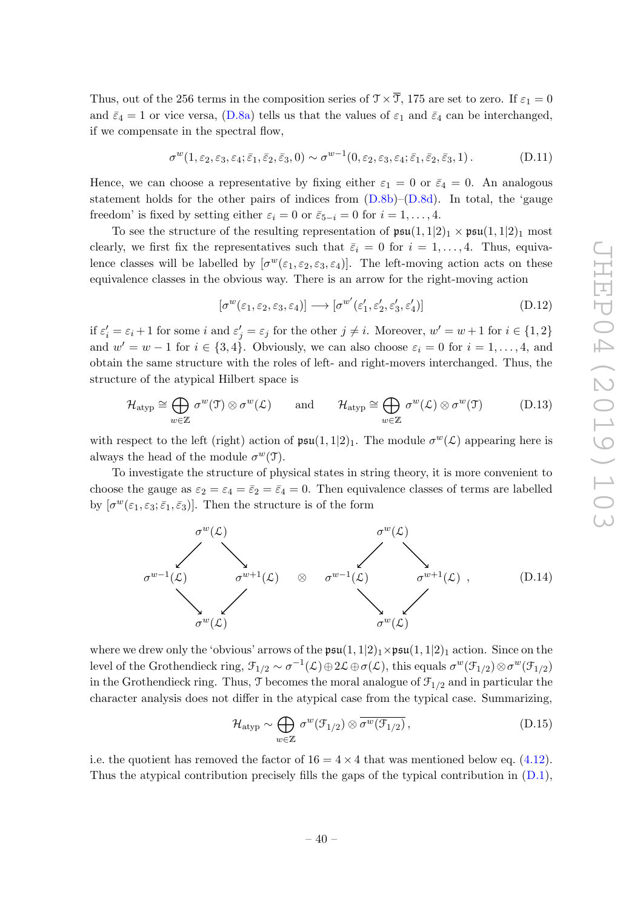Thus, out of the 256 terms in the composition series of $\mathcal{T} \times \overline{\mathcal{T}}$, 175 are set to zero. If $\varepsilon_1 = 0$ and $\bar{\varepsilon}_4 = 1$ or vice versa, (D.8a) tells us that the values of $\varepsilon_1$ and $\bar{\varepsilon}_4$ can be interchanged, if we compensate in the spectral flow,

$$\sigma^w(1, \varepsilon_2, \varepsilon_3, \varepsilon_4; \bar{\varepsilon}_1, \bar{\varepsilon}_2, \bar{\varepsilon}_3, 0) \sim \sigma^{w-1}(0, \varepsilon_2, \varepsilon_3, \varepsilon_4; \bar{\varepsilon}_1, \bar{\varepsilon}_2, \bar{\varepsilon}_3, 1) \,. \tag{D.11}$$

Hence, we can choose a representative by fixing either $\varepsilon_1 = 0$ or $\bar{\varepsilon}_4 = 0$. An analogous statement holds for the other pairs of indices from (D.8b)–(D.8d). In total, the 'gauge freedom' is fixed by setting either $\varepsilon_i = 0$ or $\bar{\varepsilon}_{5-i} = 0$ for $i = 1, \dots, 4$.

To see the structure of the resulting representation of $\mathfrak{psu}(1,1|2)_1 \times \mathfrak{psu}(1,1|2)_1$ most clearly, we first fix the representatives such that $\bar{\varepsilon}_i = 0$ for $i = 1, \dots, 4$. Thus, equivalence classes will be labelled by $[\sigma^w(\varepsilon_1, \varepsilon_2, \varepsilon_3, \varepsilon_4)]$. The left-moving action acts on these equivalence classes in the obvious way. There is an arrow for the right-moving action

$$[\sigma^w(\varepsilon_1, \varepsilon_2, \varepsilon_3, \varepsilon_4)] \longrightarrow [\sigma^{w'}(\varepsilon_1', \varepsilon_2', \varepsilon_3', \varepsilon_4')] \tag{D.12}$$

if $\varepsilon_i' = \varepsilon_i + 1$ for some $i$ and $\varepsilon_j' = \varepsilon_j$ for the other $j \neq i$. Moreover, $w' = w + 1$ for $i \in \{1, 2\}$ and $w' = w - 1$ for $i \in \{3, 4\}$. Obviously, we can also choose $\varepsilon_i = 0$ for $i = 1, \dots, 4$, and obtain the same structure with the roles of left- and right-movers interchanged. Thus, the structure of the atypical Hilbert space is

$$\mathcal{H}_{\text{atyp}} \cong \bigoplus_{w \in \mathbb{Z}} \sigma^w(\mathcal{T}) \otimes \sigma^w(\mathcal{L}) \qquad \text{and} \qquad \mathcal{H}_{\text{atyp}} \cong \bigoplus_{w \in \mathbb{Z}} \sigma^w(\mathcal{L}) \otimes \sigma^w(\mathcal{T}) \tag{D.13}$$

with respect to the left (right) action of $\mathfrak{psu}(1,1|2)_1$. The module $\sigma^w(\mathcal{L})$ appearing here is always the head of the module $\sigma^w(\mathcal{T})$.

To investigate the structure of physical states in string theory, it is more convenient to choose the gauge as $\varepsilon_2 = \varepsilon_4 = \bar{\varepsilon}_2 = \bar{\varepsilon}_4 = 0$. Then equivalence classes of terms are labelled by $[\sigma^w(\varepsilon_1, \varepsilon_3; \bar{\varepsilon}_1, \bar{\varepsilon}_3)]$. Then the structure is of the form

$$\begin{array}{ccc} & \sigma^w(\mathcal{L}) & \\ \swarrow & & \searrow \\ \sigma^{w-1}(\mathcal{L}) & & \sigma^{w+1}(\mathcal{L}) \\ \searrow & & \swarrow \\ & \sigma^w(\mathcal{L}) & \end{array} \quad \otimes \quad \begin{array}{ccc} & \sigma^w(\mathcal{L}) & \\ \swarrow & & \searrow \\ \sigma^{w-1}(\mathcal{L}) & & \sigma^{w+1}(\mathcal{L}) \\ \searrow & & \swarrow \\ & \sigma^w(\mathcal{L}) & \end{array} \,, \tag{D.14}$$

where we drew only the 'obvious' arrows of the $\mathfrak{psu}(1,1|2)_1 \times \mathfrak{psu}(1,1|2)_1$ action. Since on the level of the Grothendieck ring, $\mathcal{F}_{1/2} \sim \sigma^{-1}(\mathcal{L}) \oplus 2\mathcal{L} \oplus \sigma(\mathcal{L})$, this equals $\sigma^w(\mathcal{F}_{1/2}) \otimes \sigma^w(\mathcal{F}_{1/2})$ in the Grothendieck ring. Thus, $\mathcal{T}$ becomes the moral analogue of $\mathcal{F}_{1/2}$ and in particular the character analysis does not differ in the atypical case from the typical case. Summarizing,

$$\mathcal{H}_{\text{atyp}} \sim \bigoplus_{w \in \mathbb{Z}} \sigma^w(\mathcal{F}_{1/2}) \otimes \overline{\sigma^w(\mathcal{F}_{1/2})} \,, \tag{D.15}$$

i.e. the quotient has removed the factor of $16 = 4 \times 4$ that was mentioned below eq. (4.12). Thus the atypical contribution precisely fills the gaps of the typical contribution in (D.1),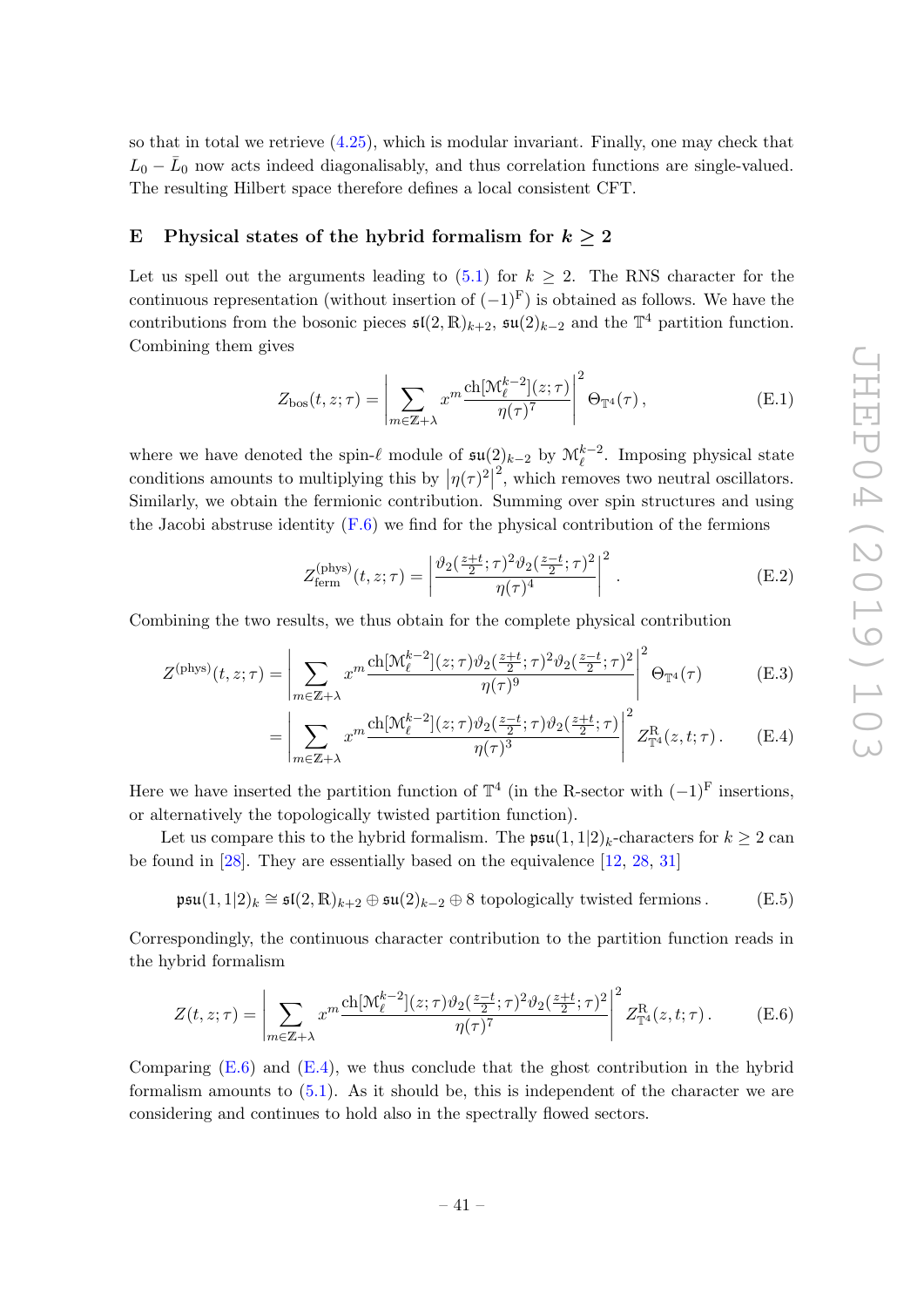so that in total we retrieve (4.25), which is modular invariant. Finally, one may check that $L_0 - \bar{L}_0$ now acts indeed diagonalisably, and thus correlation functions are single-valued. The resulting Hilbert space therefore defines a local consistent CFT.

## E Physical states of the hybrid formalism for $k \geq 2$

Let us spell out the arguments leading to (5.1) for $k \geq 2$. The RNS character for the continuous representation (without insertion of $(-1)^{\mathrm{F}}$) is obtained as follows. We have the contributions from the bosonic pieces $\mathfrak{sl}(2,\mathbb{R})_{k+2}$, $\mathfrak{su}(2)_{k-2}$ and the $\mathbb{T}^4$ partition function. Combining them gives

$$Z_{\mathrm{bos}}(t,z;\tau) = \left| \sum_{m \in \mathbb{Z}+\lambda} x^m \frac{\mathrm{ch}[\mathcal{M}_\ell^{k-2}](z;\tau)}{\eta(\tau)^7} \right|^2 \Theta_{\mathbb{T}^4}(\tau)\,, \tag{E.1}$$

where we have denoted the spin-$\ell$ module of $\mathfrak{su}(2)_{k-2}$ by $\mathcal{M}_\ell^{k-2}$. Imposing physical state conditions amounts to multiplying this by $\left|\eta(\tau)^2\right|^2$, which removes two neutral oscillators. Similarly, we obtain the fermionic contribution. Summing over spin structures and using the Jacobi abstruse identity (F.6) we find for the physical contribution of the fermions

$$Z_{\mathrm{ferm}}^{(\mathrm{phys})}(t,z;\tau) = \left| \frac{\vartheta_2(\frac{z+t}{2};\tau)^2 \vartheta_2(\frac{z-t}{2};\tau)^2}{\eta(\tau)^4} \right|^2 . \tag{E.2}$$

Combining the two results, we thus obtain for the complete physical contribution

$$Z^{(\mathrm{phys})}(t,z;\tau) = \left| \sum_{m \in \mathbb{Z}+\lambda} x^m \frac{\mathrm{ch}[\mathcal{M}_\ell^{k-2}](z;\tau)\vartheta_2(\frac{z+t}{2};\tau)^2 \vartheta_2(\frac{z-t}{2};\tau)^2}{\eta(\tau)^9} \right|^2 \Theta_{\mathbb{T}^4}(\tau) \tag{E.3}$$

$$= \left| \sum_{m \in \mathbb{Z}+\lambda} x^m \frac{\mathrm{ch}[\mathcal{M}_\ell^{k-2}](z;\tau)\vartheta_2(\frac{z-t}{2};\tau) \vartheta_2(\frac{z+t}{2};\tau)}{\eta(\tau)^3} \right|^2 Z_{\mathbb{T}^4}^{\mathrm{R}}(z,t;\tau)\,. \tag{E.4}$$

Here we have inserted the partition function of $\mathbb{T}^4$ (in the R-sector with $(-1)^{\mathrm{F}}$ insertions, or alternatively the topologically twisted partition function).

Let us compare this to the hybrid formalism. The $\mathfrak{psu}(1,1|2)_k$-characters for $k \geq 2$ can be found in [28]. They are essentially based on the equivalence [12, 28, 31]

$$\mathfrak{psu}(1,1|2)_k \cong \mathfrak{sl}(2,\mathbb{R})_{k+2} \oplus \mathfrak{su}(2)_{k-2} \oplus 8 \text{ topologically twisted fermions}\,. \tag{E.5}$$

Correspondingly, the continuous character contribution to the partition function reads in the hybrid formalism

$$Z(t,z;\tau) = \left| \sum_{m \in \mathbb{Z}+\lambda} x^m \frac{\mathrm{ch}[\mathcal{M}_\ell^{k-2}](z;\tau)\vartheta_2(\frac{z-t}{2};\tau)^2 \vartheta_2(\frac{z+t}{2};\tau)^2}{\eta(\tau)^7} \right|^2 Z_{\mathbb{T}^4}^{\mathrm{R}}(z,t;\tau)\,. \tag{E.6}$$

Comparing (E.6) and (E.4), we thus conclude that the ghost contribution in the hybrid formalism amounts to (5.1). As it should be, this is independent of the character we are considering and continues to hold also in the spectrally flowed sectors.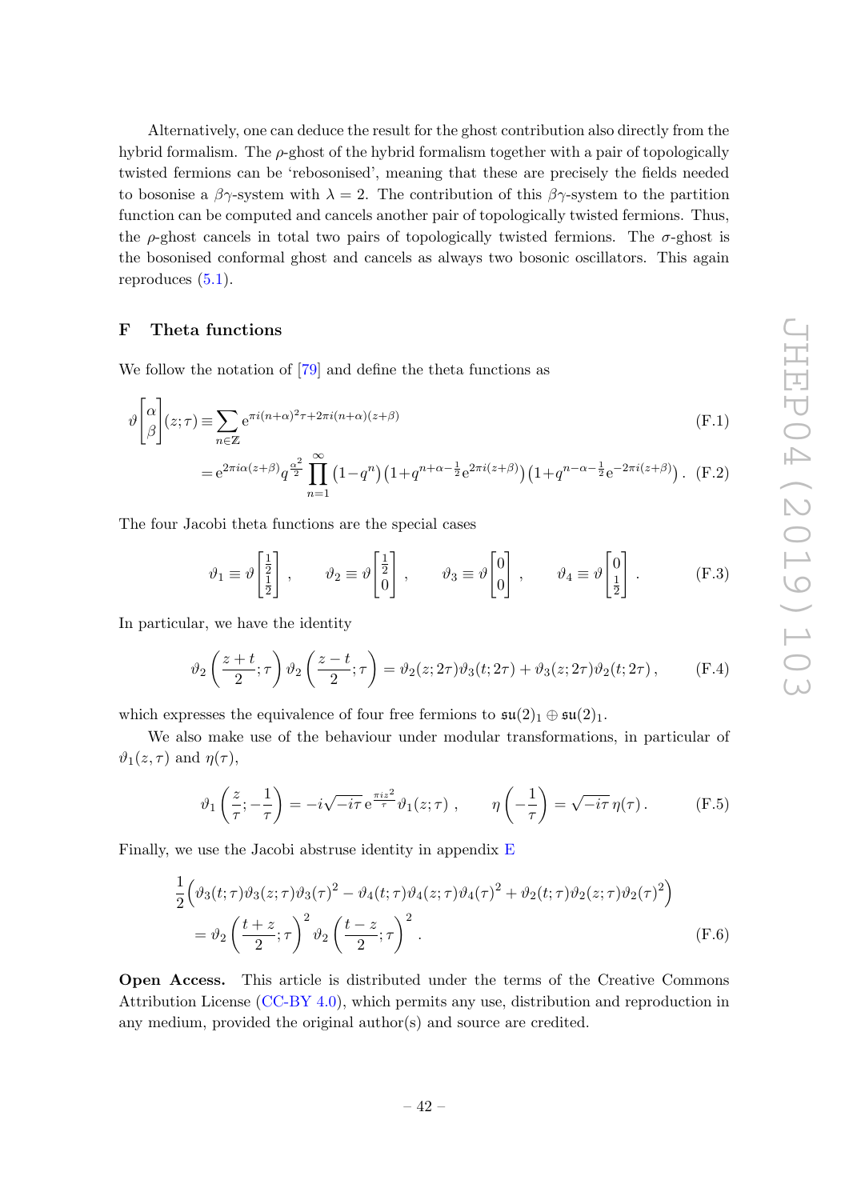Alternatively, one can deduce the result for the ghost contribution also directly from the hybrid formalism. The $\rho$-ghost of the hybrid formalism together with a pair of topologically twisted fermions can be 'rebosonised', meaning that these are precisely the fields needed to bosonise a $\beta\gamma$-system with $\lambda = 2$. The contribution of this $\beta\gamma$-system to the partition function can be computed and cancels another pair of topologically twisted fermions. Thus, the $\rho$-ghost cancels in total two pairs of topologically twisted fermions. The $\sigma$-ghost is the bosonised conformal ghost and cancels as always two bosonic oscillators. This again reproduces (5.1).

## F Theta functions

We follow the notation of [79] and define the theta functions as

$$\vartheta\begin{bmatrix}\alpha\\ \beta\end{bmatrix}(z;\tau) \equiv \sum_{n\in\mathbb{Z}} \mathrm{e}^{\pi i(n+\alpha)^2\tau + 2\pi i(n+\alpha)(z+\beta)} \tag{F.1}$$

$$= \mathrm{e}^{2\pi i\alpha(z+\beta)} q^{\frac{\alpha^2}{2}} \prod_{n=1}^{\infty} \left(1-q^n\right)\left(1+q^{n+\alpha-\frac{1}{2}}\mathrm{e}^{2\pi i(z+\beta)}\right)\left(1+q^{n-\alpha-\frac{1}{2}}\mathrm{e}^{-2\pi i(z+\beta)}\right). \tag{F.2}$$

The four Jacobi theta functions are the special cases

$$\vartheta_1 \equiv \vartheta\begin{bmatrix}\frac{1}{2}\\ \frac{1}{2}\end{bmatrix}, \qquad \vartheta_2 \equiv \vartheta\begin{bmatrix}\frac{1}{2}\\ 0\end{bmatrix}, \qquad \vartheta_3 \equiv \vartheta\begin{bmatrix}0\\ 0\end{bmatrix}, \qquad \vartheta_4 \equiv \vartheta\begin{bmatrix}0\\ \frac{1}{2}\end{bmatrix}. \tag{F.3}$$

In particular, we have the identity

$$\vartheta_2\left(\frac{z+t}{2};\tau\right)\vartheta_2\left(\frac{z-t}{2};\tau\right) = \vartheta_2(z;2\tau)\vartheta_3(t;2\tau) + \vartheta_3(z;2\tau)\vartheta_2(t;2\tau), \tag{F.4}$$

which expresses the equivalence of four free fermions to $\mathfrak{su}(2)_1 \oplus \mathfrak{su}(2)_1$.

We also make use of the behaviour under modular transformations, in particular of $\vartheta_1(z,\tau)$ and $\eta(\tau)$,

$$\vartheta_1\left(\frac{z}{\tau};-\frac{1}{\tau}\right) = -i\sqrt{-i\tau}\,\mathrm{e}^{\frac{\pi i z^2}{\tau}}\vartheta_1(z;\tau), \qquad \eta\left(-\frac{1}{\tau}\right) = \sqrt{-i\tau}\,\eta(\tau). \tag{F.5}$$

Finally, we use the Jacobi abstruse identity in appendix E

$$\begin{aligned}&\frac{1}{2}\Big(\vartheta_3(t;\tau)\vartheta_3(z;\tau)\vartheta_3(\tau)^2 - \vartheta_4(t;\tau)\vartheta_4(z;\tau)\vartheta_4(\tau)^2 + \vartheta_2(t;\tau)\vartheta_2(z;\tau)\vartheta_2(\tau)^2\Big)\\ &\quad = \vartheta_2\left(\frac{t+z}{2};\tau\right)^2\vartheta_2\left(\frac{t-z}{2};\tau\right)^2.\end{aligned} \tag{F.6}$$

**Open Access.** This article is distributed under the terms of the Creative Commons Attribution License (CC-BY 4.0), which permits any use, distribution and reproduction in any medium, provided the original author(s) and source are credited.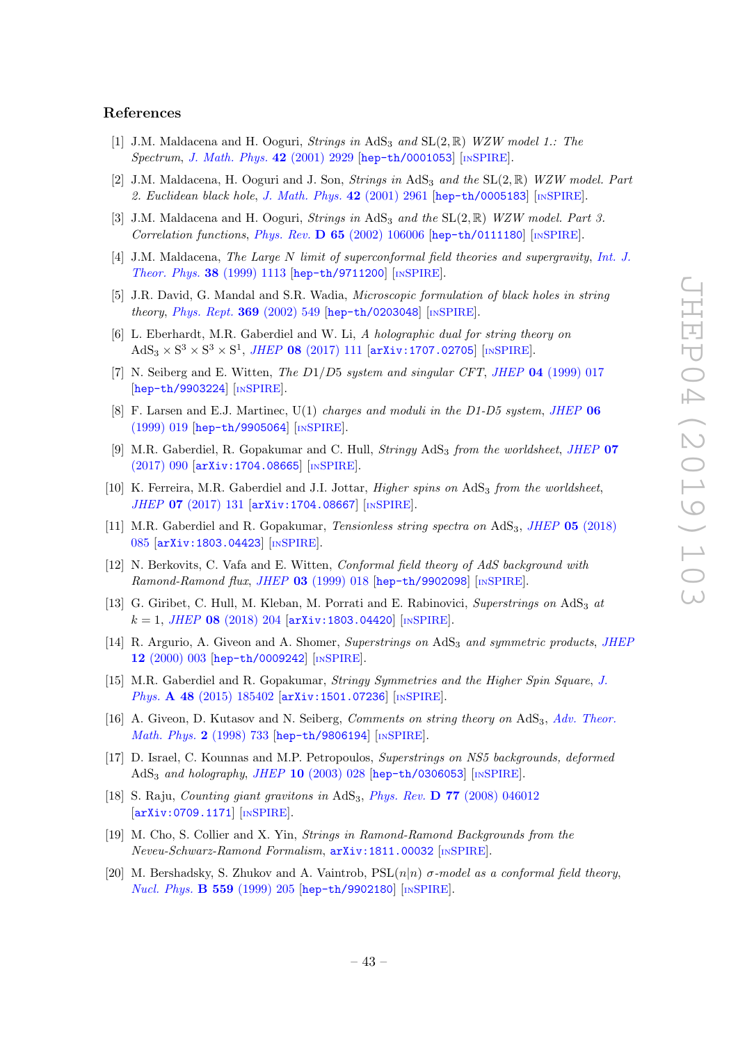## References

[1] J.M. Maldacena and H. Ooguri, *Strings in* $\mathrm{AdS}_3$ *and* $\mathrm{SL}(2,\mathbb{R})$ *WZW model 1.: The Spectrum*, J. Math. Phys. **42** (2001) 2929 [hep-th/0001053] [INSPIRE].

[2] J.M. Maldacena, H. Ooguri and J. Son, *Strings in* $\mathrm{AdS}_3$ *and the* $\mathrm{SL}(2,\mathbb{R})$ *WZW model. Part 2. Euclidean black hole*, J. Math. Phys. **42** (2001) 2961 [hep-th/0005183] [INSPIRE].

[3] J.M. Maldacena and H. Ooguri, *Strings in* $\mathrm{AdS}_3$ *and the* $\mathrm{SL}(2,\mathbb{R})$ *WZW model. Part 3. Correlation functions*, Phys. Rev. **D 65** (2002) 106006 [hep-th/0111180] [INSPIRE].

[4] J.M. Maldacena, *The Large N limit of superconformal field theories and supergravity*, Int. J. Theor. Phys. **38** (1999) 1113 [hep-th/9711200] [INSPIRE].

[5] J.R. David, G. Mandal and S.R. Wadia, *Microscopic formulation of black holes in string theory*, Phys. Rept. **369** (2002) 549 [hep-th/0203048] [INSPIRE].

[6] L. Eberhardt, M.R. Gaberdiel and W. Li, *A holographic dual for string theory on* $\mathrm{AdS}_3 \times \mathrm{S}^3 \times \mathrm{S}^3 \times \mathrm{S}^1$, JHEP **08** (2017) 111 [arXiv:1707.02705] [INSPIRE].

[7] N. Seiberg and E. Witten, *The D1/D5 system and singular CFT*, JHEP **04** (1999) 017 [hep-th/9903224] [INSPIRE].

[8] F. Larsen and E.J. Martinec, U(1) *charges and moduli in the D1-D5 system*, JHEP **06** (1999) 019 [hep-th/9905064] [INSPIRE].

[9] M.R. Gaberdiel, R. Gopakumar and C. Hull, *Stringy* $\mathrm{AdS}_3$ *from the worldsheet*, JHEP **07** (2017) 090 [arXiv:1704.08665] [INSPIRE].

[10] K. Ferreira, M.R. Gaberdiel and J.I. Jottar, *Higher spins on* $\mathrm{AdS}_3$ *from the worldsheet*, JHEP **07** (2017) 131 [arXiv:1704.08667] [INSPIRE].

[11] M.R. Gaberdiel and R. Gopakumar, *Tensionless string spectra on* $\mathrm{AdS}_3$, JHEP **05** (2018) 085 [arXiv:1803.04423] [INSPIRE].

[12] N. Berkovits, C. Vafa and E. Witten, *Conformal field theory of AdS background with Ramond-Ramond flux*, JHEP **03** (1999) 018 [hep-th/9902098] [INSPIRE].

[13] G. Giribet, C. Hull, M. Kleban, M. Porrati and E. Rabinovici, *Superstrings on* $\mathrm{AdS}_3$ *at* $k = 1$, JHEP **08** (2018) 204 [arXiv:1803.04420] [INSPIRE].

[14] R. Argurio, A. Giveon and A. Shomer, *Superstrings on* $\mathrm{AdS}_3$ *and symmetric products*, JHEP **12** (2000) 003 [hep-th/0009242] [INSPIRE].

[15] M.R. Gaberdiel and R. Gopakumar, *Stringy Symmetries and the Higher Spin Square*, J. Phys. **A 48** (2015) 185402 [arXiv:1501.07236] [INSPIRE].

[16] A. Giveon, D. Kutasov and N. Seiberg, *Comments on string theory on* $\mathrm{AdS}_3$, Adv. Theor. Math. Phys. **2** (1998) 733 [hep-th/9806194] [INSPIRE].

[17] D. Israel, C. Kounnas and M.P. Petropoulos, *Superstrings on NS5 backgrounds, deformed* $\mathrm{AdS}_3$ *and holography*, JHEP **10** (2003) 028 [hep-th/0306053] [INSPIRE].

[18] S. Raju, *Counting giant gravitons in* $\mathrm{AdS}_3$, Phys. Rev. **D 77** (2008) 046012 [arXiv:0709.1171] [INSPIRE].

[19] M. Cho, S. Collier and X. Yin, *Strings in Ramond-Ramond Backgrounds from the Neveu-Schwarz-Ramond Formalism*, arXiv:1811.00032 [INSPIRE].

[20] M. Bershadsky, S. Zhukov and A. Vaintrob, $\mathrm{PSL}(n|n)$ $\sigma$*-model as a conformal field theory*, Nucl. Phys. **B 559** (1999) 205 [hep-th/9902180] [INSPIRE].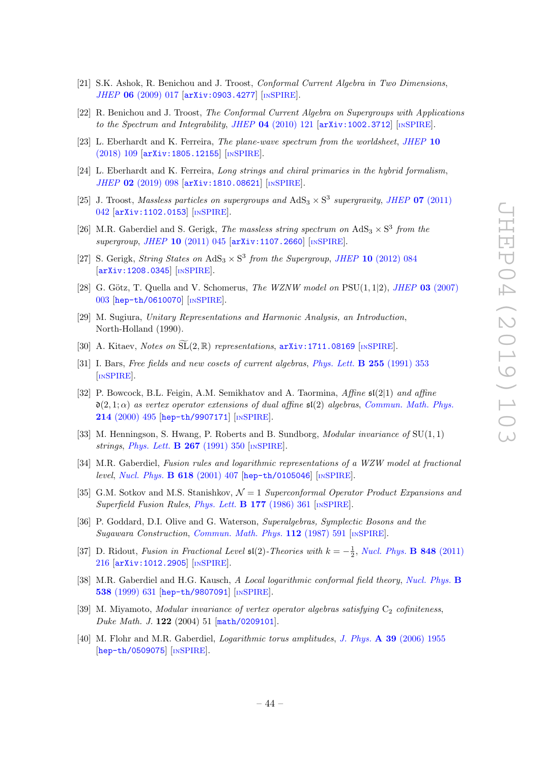[21] S.K. Ashok, R. Benichou and J. Troost, *Conformal Current Algebra in Two Dimensions*, JHEP **06** (2009) 017 [arXiv:0903.4277] [INSPIRE].

[22] R. Benichou and J. Troost, *The Conformal Current Algebra on Supergroups with Applications to the Spectrum and Integrability*, JHEP **04** (2010) 121 [arXiv:1002.3712] [INSPIRE].

[23] L. Eberhardt and K. Ferreira, *The plane-wave spectrum from the worldsheet*, JHEP **10** (2018) 109 [arXiv:1805.12155] [INSPIRE].

[24] L. Eberhardt and K. Ferreira, *Long strings and chiral primaries in the hybrid formalism*, JHEP **02** (2019) 098 [arXiv:1810.08621] [INSPIRE].

[25] J. Troost, *Massless particles on supergroups and* $\mathrm{AdS}_3 \times \mathrm{S}^3$ *supergravity*, JHEP **07** (2011) 042 [arXiv:1102.0153] [INSPIRE].

[26] M.R. Gaberdiel and S. Gerigk, *The massless string spectrum on* $\mathrm{AdS}_3 \times \mathrm{S}^3$ *from the supergroup*, JHEP **10** (2011) 045 [arXiv:1107.2660] [INSPIRE].

[27] S. Gerigk, *String States on* $\mathrm{AdS}_3 \times \mathrm{S}^3$ *from the Supergroup*, JHEP **10** (2012) 084 [arXiv:1208.0345] [INSPIRE].

[28] G. Götz, T. Quella and V. Schomerus, *The WZNW model on* $\mathrm{PSU}(1,1|2)$, JHEP **03** (2007) 003 [hep-th/0610070] [INSPIRE].

[29] M. Sugiura, *Unitary Representations and Harmonic Analysis, an Introduction*, North-Holland (1990).

[30] A. Kitaev, *Notes on* $\widetilde{\mathrm{SL}}(2,\mathbb{R})$ *representations*, arXiv:1711.08169 [INSPIRE].

[31] I. Bars, *Free fields and new cosets of current algebras*, Phys. Lett. **B 255** (1991) 353 [INSPIRE].

[32] P. Bowcock, B.L. Feigin, A.M. Semikhatov and A. Taormina, *Affine* $\mathfrak{sl}(2|1)$ *and affine* $\mathfrak{d}(2,1;\alpha)$ *as vertex operator extensions of dual affine* $\mathfrak{sl}(2)$ *algebras*, Commun. Math. Phys. **214** (2000) 495 [hep-th/9907171] [INSPIRE].

[33] M. Henningson, S. Hwang, P. Roberts and B. Sundborg, *Modular invariance of* $\mathrm{SU}(1,1)$ *strings*, Phys. Lett. **B 267** (1991) 350 [INSPIRE].

[34] M.R. Gaberdiel, *Fusion rules and logarithmic representations of a WZW model at fractional level*, Nucl. Phys. **B 618** (2001) 407 [hep-th/0105046] [INSPIRE].

[35] G.M. Sotkov and M.S. Stanishkov, $\mathcal{N}=1$ *Superconformal Operator Product Expansions and Superfield Fusion Rules*, Phys. Lett. **B 177** (1986) 361 [INSPIRE].

[36] P. Goddard, D.I. Olive and G. Waterson, *Superalgebras, Symplectic Bosons and the Sugawara Construction*, Commun. Math. Phys. **112** (1987) 591 [INSPIRE].

[37] D. Ridout, *Fusion in Fractional Level* $\mathfrak{sl}(2)$*-Theories with* $k=-\frac{1}{2}$, Nucl. Phys. **B 848** (2011) 216 [arXiv:1012.2905] [INSPIRE].

[38] M.R. Gaberdiel and H.G. Kausch, *A Local logarithmic conformal field theory*, Nucl. Phys. **B 538** (1999) 631 [hep-th/9807091] [INSPIRE].

[39] M. Miyamoto, *Modular invariance of vertex operator algebras satisfying* $\mathrm{C}_2$ *cofiniteness*, Duke Math. J. **122** (2004) 51 [math/0209101].

[40] M. Flohr and M.R. Gaberdiel, *Logarithmic torus amplitudes*, J. Phys. **A 39** (2006) 1955 [hep-th/0509075] [INSPIRE].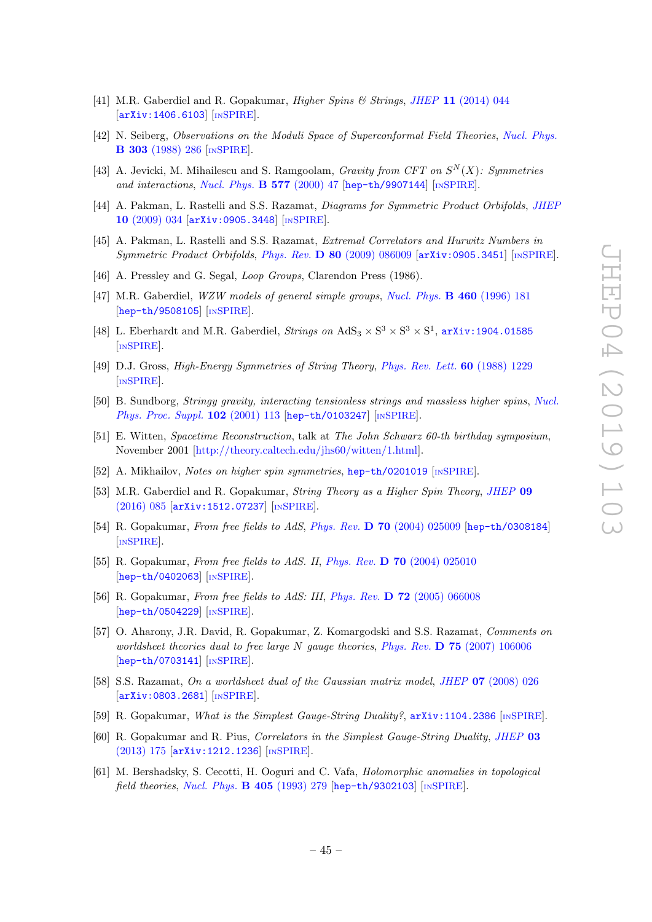[41] M.R. Gaberdiel and R. Gopakumar, *Higher Spins & Strings*, *JHEP* **11** (2014) 044 [arXiv:1406.6103] [INSPIRE].

[42] N. Seiberg, *Observations on the Moduli Space of Superconformal Field Theories*, *Nucl. Phys.* **B 303** (1988) 286 [INSPIRE].

[43] A. Jevicki, M. Mihailescu and S. Ramgoolam, *Gravity from CFT on $S^N(X)$: Symmetries and interactions*, *Nucl. Phys.* **B 577** (2000) 47 [hep-th/9907144] [INSPIRE].

[44] A. Pakman, L. Rastelli and S.S. Razamat, *Diagrams for Symmetric Product Orbifolds*, *JHEP* **10** (2009) 034 [arXiv:0905.3448] [INSPIRE].

[45] A. Pakman, L. Rastelli and S.S. Razamat, *Extremal Correlators and Hurwitz Numbers in Symmetric Product Orbifolds*, *Phys. Rev.* **D 80** (2009) 086009 [arXiv:0905.3451] [INSPIRE].

[46] A. Pressley and G. Segal, *Loop Groups*, Clarendon Press (1986).

[47] M.R. Gaberdiel, *WZW models of general simple groups*, *Nucl. Phys.* **B 460** (1996) 181 [hep-th/9508105] [INSPIRE].

[48] L. Eberhardt and M.R. Gaberdiel, *Strings on* $\mathrm{AdS}_3 \times \mathrm{S}^3 \times \mathrm{S}^3 \times \mathrm{S}^1$, arXiv:1904.01585 [INSPIRE].

[49] D.J. Gross, *High-Energy Symmetries of String Theory*, *Phys. Rev. Lett.* **60** (1988) 1229 [INSPIRE].

[50] B. Sundborg, *Stringy gravity, interacting tensionless strings and massless higher spins*, *Nucl. Phys. Proc. Suppl.* **102** (2001) 113 [hep-th/0103247] [INSPIRE].

[51] E. Witten, *Spacetime Reconstruction*, talk at *The John Schwarz 60-th birthday symposium*, November 2001 [http://theory.caltech.edu/jhs60/witten/1.html].

[52] A. Mikhailov, *Notes on higher spin symmetries*, hep-th/0201019 [INSPIRE].

[53] M.R. Gaberdiel and R. Gopakumar, *String Theory as a Higher Spin Theory*, *JHEP* **09** (2016) 085 [arXiv:1512.07237] [INSPIRE].

[54] R. Gopakumar, *From free fields to AdS*, *Phys. Rev.* **D 70** (2004) 025009 [hep-th/0308184] [INSPIRE].

[55] R. Gopakumar, *From free fields to AdS. II*, *Phys. Rev.* **D 70** (2004) 025010 [hep-th/0402063] [INSPIRE].

[56] R. Gopakumar, *From free fields to AdS: III*, *Phys. Rev.* **D 72** (2005) 066008 [hep-th/0504229] [INSPIRE].

[57] O. Aharony, J.R. David, R. Gopakumar, Z. Komargodski and S.S. Razamat, *Comments on worldsheet theories dual to free large N gauge theories*, *Phys. Rev.* **D 75** (2007) 106006 [hep-th/0703141] [INSPIRE].

[58] S.S. Razamat, *On a worldsheet dual of the Gaussian matrix model*, *JHEP* **07** (2008) 026 [arXiv:0803.2681] [INSPIRE].

[59] R. Gopakumar, *What is the Simplest Gauge-String Duality?*, arXiv:1104.2386 [INSPIRE].

[60] R. Gopakumar and R. Pius, *Correlators in the Simplest Gauge-String Duality*, *JHEP* **03** (2013) 175 [arXiv:1212.1236] [INSPIRE].

[61] M. Bershadsky, S. Cecotti, H. Ooguri and C. Vafa, *Holomorphic anomalies in topological field theories*, *Nucl. Phys.* **B 405** (1993) 279 [hep-th/9302103] [INSPIRE].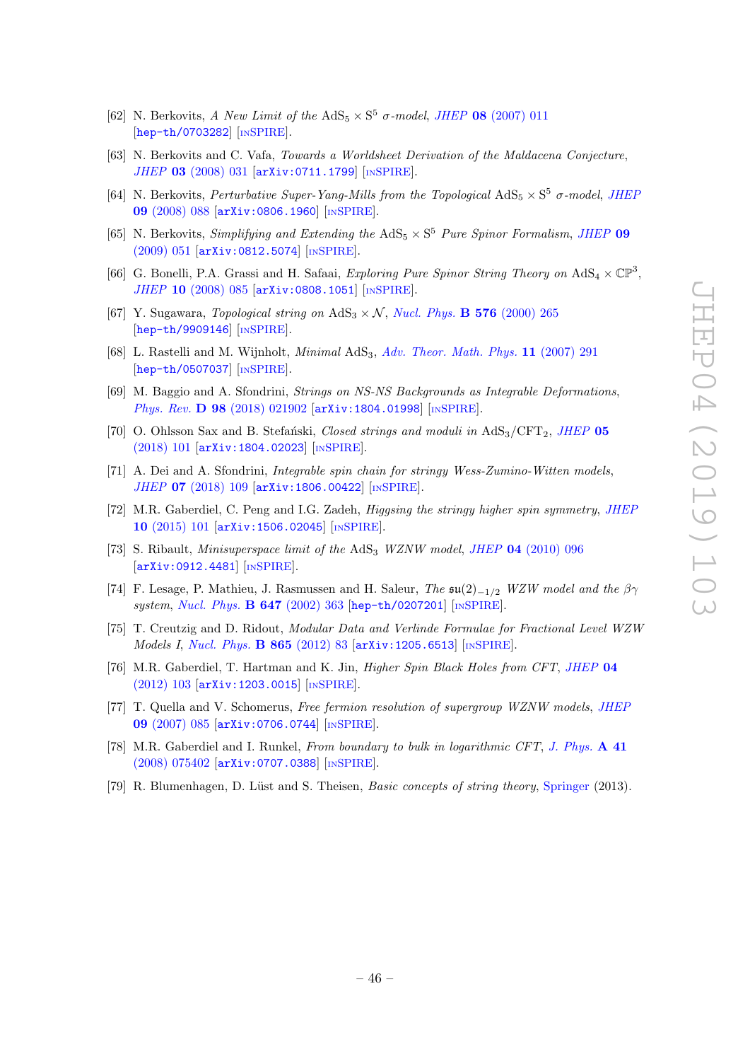[62] N. Berkovits, *A New Limit of the* $\mathrm{AdS}_5 \times \mathrm{S}^5$ *σ-model*, *JHEP* **08** (2007) 011 [hep-th/0703282] [INSPIRE].

[63] N. Berkovits and C. Vafa, *Towards a Worldsheet Derivation of the Maldacena Conjecture*, *JHEP* **03** (2008) 031 [arXiv:0711.1799] [INSPIRE].

[64] N. Berkovits, *Perturbative Super-Yang-Mills from the Topological* $\mathrm{AdS}_5 \times \mathrm{S}^5$ *σ-model*, *JHEP* **09** (2008) 088 [arXiv:0806.1960] [INSPIRE].

[65] N. Berkovits, *Simplifying and Extending the* $\mathrm{AdS}_5 \times \mathrm{S}^5$ *Pure Spinor Formalism*, *JHEP* **09** (2009) 051 [arXiv:0812.5074] [INSPIRE].

[66] G. Bonelli, P.A. Grassi and H. Safaai, *Exploring Pure Spinor String Theory on* $\mathrm{AdS}_4 \times \mathbb{CP}^3$, *JHEP* **10** (2008) 085 [arXiv:0808.1051] [INSPIRE].

[67] Y. Sugawara, *Topological string on* $\mathrm{AdS}_3 \times \mathcal{N}$, *Nucl. Phys.* **B 576** (2000) 265 [hep-th/9909146] [INSPIRE].

[68] L. Rastelli and M. Wijnholt, *Minimal* $\mathrm{AdS}_3$, *Adv. Theor. Math. Phys.* **11** (2007) 291 [hep-th/0507037] [INSPIRE].

[69] M. Baggio and A. Sfondrini, *Strings on NS-NS Backgrounds as Integrable Deformations*, *Phys. Rev.* **D 98** (2018) 021902 [arXiv:1804.01998] [INSPIRE].

[70] O. Ohlsson Sax and B. Stefański, *Closed strings and moduli in* $\mathrm{AdS}_3/\mathrm{CFT}_2$, *JHEP* **05** (2018) 101 [arXiv:1804.02023] [INSPIRE].

[71] A. Dei and A. Sfondrini, *Integrable spin chain for stringy Wess-Zumino-Witten models*, *JHEP* **07** (2018) 109 [arXiv:1806.00422] [INSPIRE].

[72] M.R. Gaberdiel, C. Peng and I.G. Zadeh, *Higgsing the stringy higher spin symmetry*, *JHEP* **10** (2015) 101 [arXiv:1506.02045] [INSPIRE].

[73] S. Ribault, *Minisuperspace limit of the* $\mathrm{AdS}_3$ *WZNW model*, *JHEP* **04** (2010) 096 [arXiv:0912.4481] [INSPIRE].

[74] F. Lesage, P. Mathieu, J. Rasmussen and H. Saleur, *The* $\mathfrak{su}(2)_{-1/2}$ *WZW model and the* $\beta\gamma$ *system*, *Nucl. Phys.* **B 647** (2002) 363 [hep-th/0207201] [INSPIRE].

[75] T. Creutzig and D. Ridout, *Modular Data and Verlinde Formulae for Fractional Level WZW Models I*, *Nucl. Phys.* **B 865** (2012) 83 [arXiv:1205.6513] [INSPIRE].

[76] M.R. Gaberdiel, T. Hartman and K. Jin, *Higher Spin Black Holes from CFT*, *JHEP* **04** (2012) 103 [arXiv:1203.0015] [INSPIRE].

[77] T. Quella and V. Schomerus, *Free fermion resolution of supergroup WZNW models*, *JHEP* **09** (2007) 085 [arXiv:0706.0744] [INSPIRE].

[78] M.R. Gaberdiel and I. Runkel, *From boundary to bulk in logarithmic CFT*, *J. Phys.* **A 41** (2008) 075402 [arXiv:0707.0388] [INSPIRE].

[79] R. Blumenhagen, D. Lüst and S. Theisen, *Basic concepts of string theory*, Springer (2013).